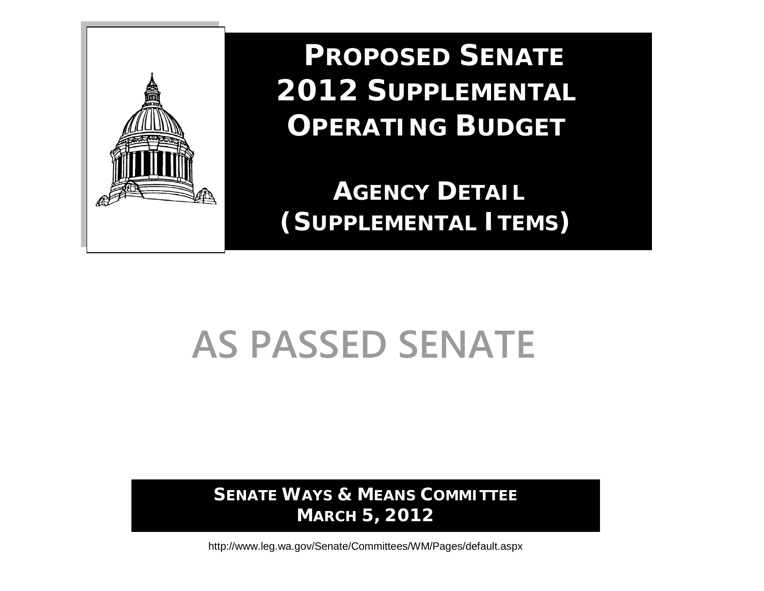# PROPOSED SENATE 2012 SUPPLEMENTAL OPERATING BUDGET

## AGENCY DETAIL (SUPPLEMENTAL ITEMS)

# AS PASSED SENATE

**SENATE WAYS & MEANS COMMITTEE**
**MARCH 5, 2012**

http://www.leg.wa.gov/Senate/Committees/WM/Pages/default.aspx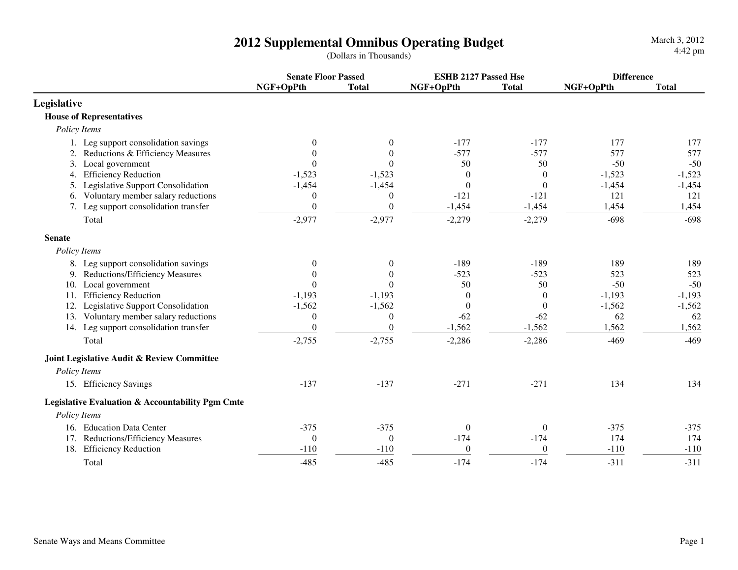# 2012 Supplemental Omnibus Operating Budget

(Dollars in Thousands)

March 3, 2012
4:42 pm

| | Senate Floor Passed | | ESHB 2127 Passed Hse | | Difference | |
|---|---|---|---|---|---|---|
| | NGF+OpPth | Total | NGF+OpPth | Total | NGF+OpPth | Total |
| **Legislative** | | | | | | |
| **House of Representatives** | | | | | | |
| *Policy Items* | | | | | | |
| 1. Leg support consolidation savings | 0 | 0 | -177 | -177 | 177 | 177 |
| 2. Reductions & Efficiency Measures | 0 | 0 | -577 | -577 | 577 | 577 |
| 3. Local government | 0 | 0 | 50 | 50 | -50 | -50 |
| 4. Efficiency Reduction | -1,523 | -1,523 | 0 | 0 | -1,523 | -1,523 |
| 5. Legislative Support Consolidation | -1,454 | -1,454 | 0 | 0 | -1,454 | -1,454 |
| 6. Voluntary member salary reductions | 0 | 0 | -121 | -121 | 121 | 121 |
| 7. Leg support consolidation transfer | 0 | 0 | -1,454 | -1,454 | 1,454 | 1,454 |
| Total | -2,977 | -2,977 | -2,279 | -2,279 | -698 | -698 |
| **Senate** | | | | | | |
| *Policy Items* | | | | | | |
| 8. Leg support consolidation savings | 0 | 0 | -189 | -189 | 189 | 189 |
| 9. Reductions/Efficiency Measures | 0 | 0 | -523 | -523 | 523 | 523 |
| 10. Local government | 0 | 0 | 50 | 50 | -50 | -50 |
| 11. Efficiency Reduction | -1,193 | -1,193 | 0 | 0 | -1,193 | -1,193 |
| 12. Legislative Support Consolidation | -1,562 | -1,562 | 0 | 0 | -1,562 | -1,562 |
| 13. Voluntary member salary reductions | 0 | 0 | -62 | -62 | 62 | 62 |
| 14. Leg support consolidation transfer | 0 | 0 | -1,562 | -1,562 | 1,562 | 1,562 |
| Total | -2,755 | -2,755 | -2,286 | -2,286 | -469 | -469 |
| **Joint Legislative Audit & Review Committee** | | | | | | |
| *Policy Items* | | | | | | |
| 15. Efficiency Savings | -137 | -137 | -271 | -271 | 134 | 134 |
| **Legislative Evaluation & Accountability Pgm Cmte** | | | | | | |
| *Policy Items* | | | | | | |
| 16. Education Data Center | -375 | -375 | 0 | 0 | -375 | -375 |
| 17. Reductions/Efficiency Measures | 0 | 0 | -174 | -174 | 174 | 174 |
| 18. Efficiency Reduction | -110 | -110 | 0 | 0 | -110 | -110 |
| Total | -485 | -485 | -174 | -174 | -311 | -311 |

Senate Ways and Means Committee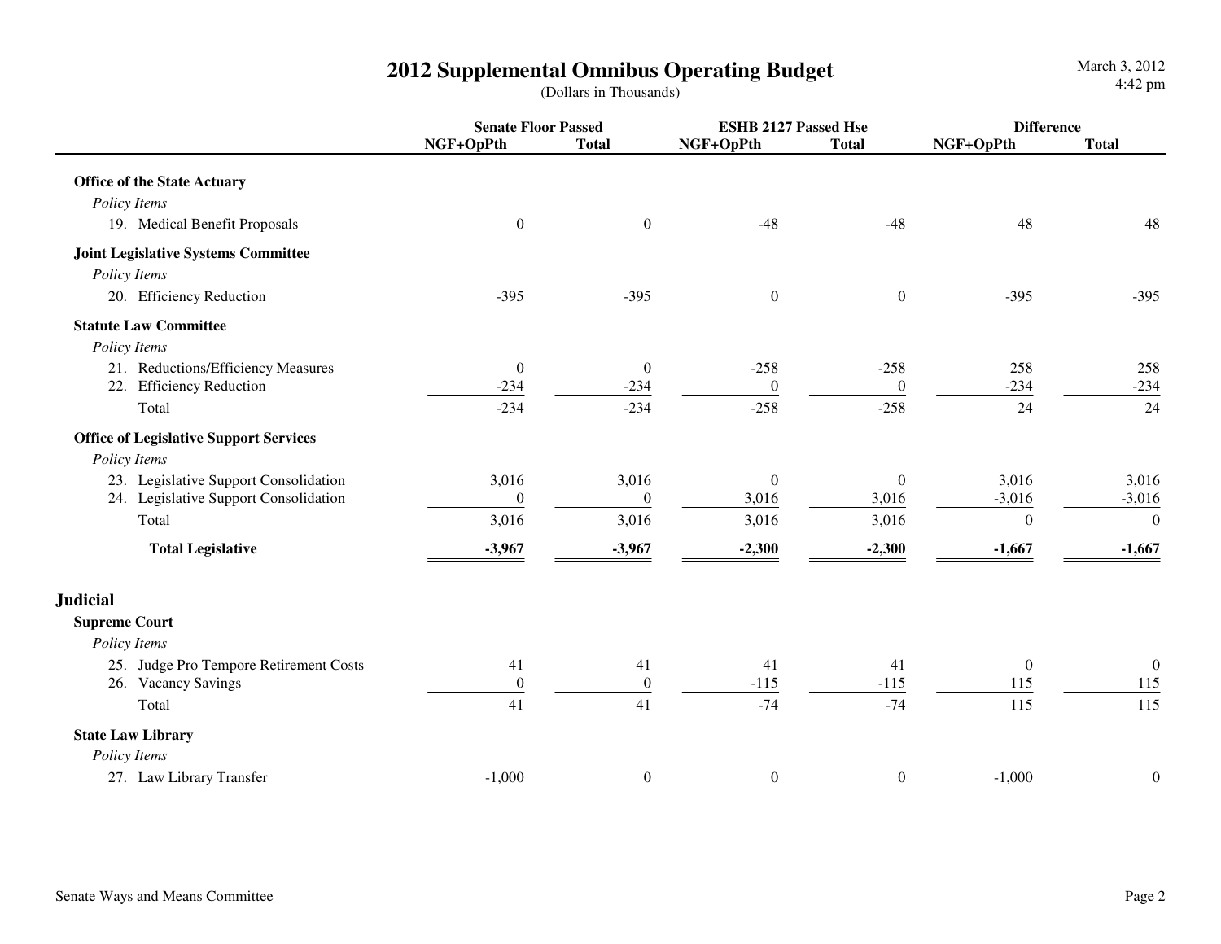# 2012 Supplemental Omnibus Operating Budget

(Dollars in Thousands)

March 3, 2012
4:42 pm

| | Senate Floor Passed | | ESHB 2127 Passed Hse | | Difference | |
|---|---|---|---|---|---|---|
| | NGF+OpPth | Total | NGF+OpPth | Total | NGF+OpPth | Total |
| **Office of the State Actuary** | | | | | | |
| *Policy Items* | | | | | | |
| 19. Medical Benefit Proposals | 0 | 0 | -48 | -48 | 48 | 48 |
| **Joint Legislative Systems Committee** | | | | | | |
| *Policy Items* | | | | | | |
| 20. Efficiency Reduction | -395 | -395 | 0 | 0 | -395 | -395 |
| **Statute Law Committee** | | | | | | |
| *Policy Items* | | | | | | |
| 21. Reductions/Efficiency Measures | 0 | 0 | -258 | -258 | 258 | 258 |
| 22. Efficiency Reduction | -234 | -234 | 0 | 0 | -234 | -234 |
| Total | -234 | -234 | -258 | -258 | 24 | 24 |
| **Office of Legislative Support Services** | | | | | | |
| *Policy Items* | | | | | | |
| 23. Legislative Support Consolidation | 3,016 | 3,016 | 0 | 0 | 3,016 | 3,016 |
| 24. Legislative Support Consolidation | 0 | 0 | 3,016 | 3,016 | -3,016 | -3,016 |
| Total | 3,016 | 3,016 | 3,016 | 3,016 | 0 | 0 |
| **Total Legislative** | **-3,967** | **-3,967** | **-2,300** | **-2,300** | **-1,667** | **-1,667** |
| | | | | | | |
| **Judicial** | | | | | | |
| **Supreme Court** | | | | | | |
| *Policy Items* | | | | | | |
| 25. Judge Pro Tempore Retirement Costs | 41 | 41 | 41 | 41 | 0 | 0 |
| 26. Vacancy Savings | 0 | 0 | -115 | -115 | 115 | 115 |
| Total | 41 | 41 | -74 | -74 | 115 | 115 |
| **State Law Library** | | | | | | |
| *Policy Items* | | | | | | |
| 27. Law Library Transfer | -1,000 | 0 | 0 | 0 | -1,000 | 0 |

Senate Ways and Means Committee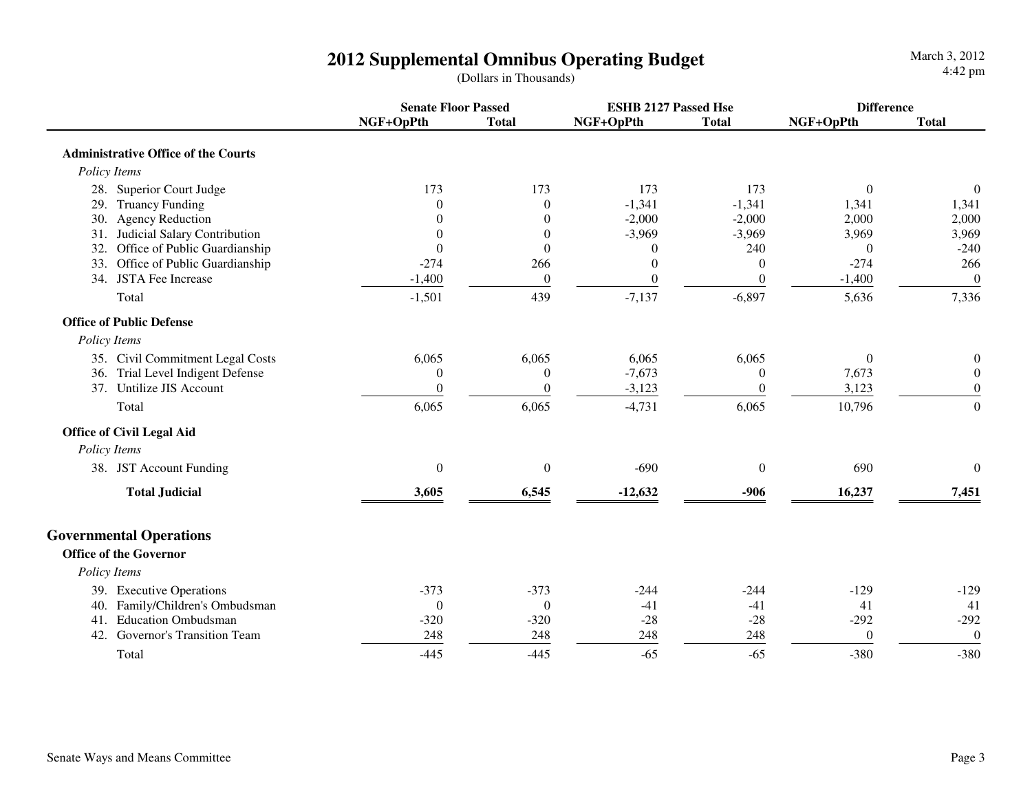# 2012 Supplemental Omnibus Operating Budget

(Dollars in Thousands)

March 3, 2012
4:42 pm

| | Senate Floor Passed | | ESHB 2127 Passed Hse | | Difference | |
|---|---|---|---|---|---|---|
| | NGF+OpPth | Total | NGF+OpPth | Total | NGF+OpPth | Total |
| **Administrative Office of the Courts** | | | | | | |
| *Policy Items* | | | | | | |
| 28. Superior Court Judge | 173 | 173 | 173 | 173 | 0 | 0 |
| 29. Truancy Funding | 0 | 0 | -1,341 | -1,341 | 1,341 | 1,341 |
| 30. Agency Reduction | 0 | 0 | -2,000 | -2,000 | 2,000 | 2,000 |
| 31. Judicial Salary Contribution | 0 | 0 | -3,969 | -3,969 | 3,969 | 3,969 |
| 32. Office of Public Guardianship | 0 | 0 | 0 | 240 | 0 | -240 |
| 33. Office of Public Guardianship | -274 | 266 | 0 | 0 | -274 | 266 |
| 34. JSTA Fee Increase | -1,400 | 0 | 0 | 0 | -1,400 | 0 |
| Total | -1,501 | 439 | -7,137 | -6,897 | 5,636 | 7,336 |
| **Office of Public Defense** | | | | | | |
| *Policy Items* | | | | | | |
| 35. Civil Commitment Legal Costs | 6,065 | 6,065 | 6,065 | 6,065 | 0 | 0 |
| 36. Trial Level Indigent Defense | 0 | 0 | -7,673 | 0 | 7,673 | 0 |
| 37. Untilize JIS Account | 0 | 0 | -3,123 | 0 | 3,123 | 0 |
| Total | 6,065 | 6,065 | -4,731 | 6,065 | 10,796 | 0 |
| **Office of Civil Legal Aid** | | | | | | |
| *Policy Items* | | | | | | |
| 38. JST Account Funding | 0 | 0 | -690 | 0 | 690 | 0 |
| **Total Judicial** | **3,605** | **6,545** | **-12,632** | **-906** | **16,237** | **7,451** |

## Governmental Operations

| | Senate Floor Passed | | ESHB 2127 Passed Hse | | Difference | |
|---|---|---|---|---|---|---|
| | NGF+OpPth | Total | NGF+OpPth | Total | NGF+OpPth | Total |
| **Office of the Governor** | | | | | | |
| *Policy Items* | | | | | | |
| 39. Executive Operations | -373 | -373 | -244 | -244 | -129 | -129 |
| 40. Family/Children's Ombudsman | 0 | 0 | -41 | -41 | 41 | 41 |
| 41. Education Ombudsman | -320 | -320 | -28 | -28 | -292 | -292 |
| 42. Governor's Transition Team | 248 | 248 | 248 | 248 | 0 | 0 |
| Total | -445 | -445 | -65 | -65 | -380 | -380 |

Senate Ways and Means Committee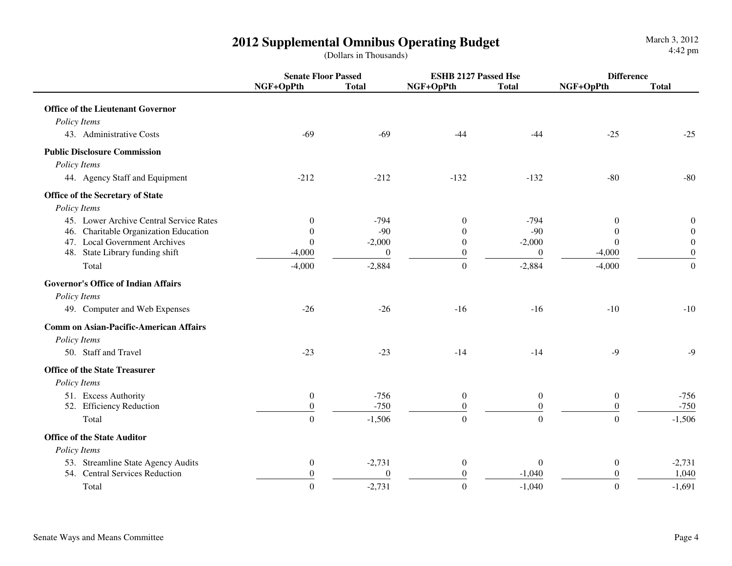# 2012 Supplemental Omnibus Operating Budget

(Dollars in Thousands)

| | Senate Floor Passed | | ESHB 2127 Passed Hse | | Difference | |
|---|---|---|---|---|---|---|
| | NGF+OpPth | Total | NGF+OpPth | Total | NGF+OpPth | Total |
| **Office of the Lieutenant Governor** | | | | | | |
| *Policy Items* | | | | | | |
| 43. Administrative Costs | -69 | -69 | -44 | -44 | -25 | -25 |
| **Public Disclosure Commission** | | | | | | |
| *Policy Items* | | | | | | |
| 44. Agency Staff and Equipment | -212 | -212 | -132 | -132 | -80 | -80 |
| **Office of the Secretary of State** | | | | | | |
| *Policy Items* | | | | | | |
| 45. Lower Archive Central Service Rates | 0 | -794 | 0 | -794 | 0 | 0 |
| 46. Charitable Organization Education | 0 | -90 | 0 | -90 | 0 | 0 |
| 47. Local Government Archives | 0 | -2,000 | 0 | -2,000 | 0 | 0 |
| 48. State Library funding shift | -4,000 | 0 | 0 | 0 | -4,000 | 0 |
| Total | -4,000 | -2,884 | 0 | -2,884 | -4,000 | 0 |
| **Governor's Office of Indian Affairs** | | | | | | |
| *Policy Items* | | | | | | |
| 49. Computer and Web Expenses | -26 | -26 | -16 | -16 | -10 | -10 |
| **Comm on Asian-Pacific-American Affairs** | | | | | | |
| *Policy Items* | | | | | | |
| 50. Staff and Travel | -23 | -23 | -14 | -14 | -9 | -9 |
| **Office of the State Treasurer** | | | | | | |
| *Policy Items* | | | | | | |
| 51. Excess Authority | 0 | -756 | 0 | 0 | 0 | -756 |
| 52. Efficiency Reduction | 0 | -750 | 0 | 0 | 0 | -750 |
| Total | 0 | -1,506 | 0 | 0 | 0 | -1,506 |
| **Office of the State Auditor** | | | | | | |
| *Policy Items* | | | | | | |
| 53. Streamline State Agency Audits | 0 | -2,731 | 0 | 0 | 0 | -2,731 |
| 54. Central Services Reduction | 0 | 0 | 0 | -1,040 | 0 | 1,040 |
| Total | 0 | -2,731 | 0 | -1,040 | 0 | -1,691 |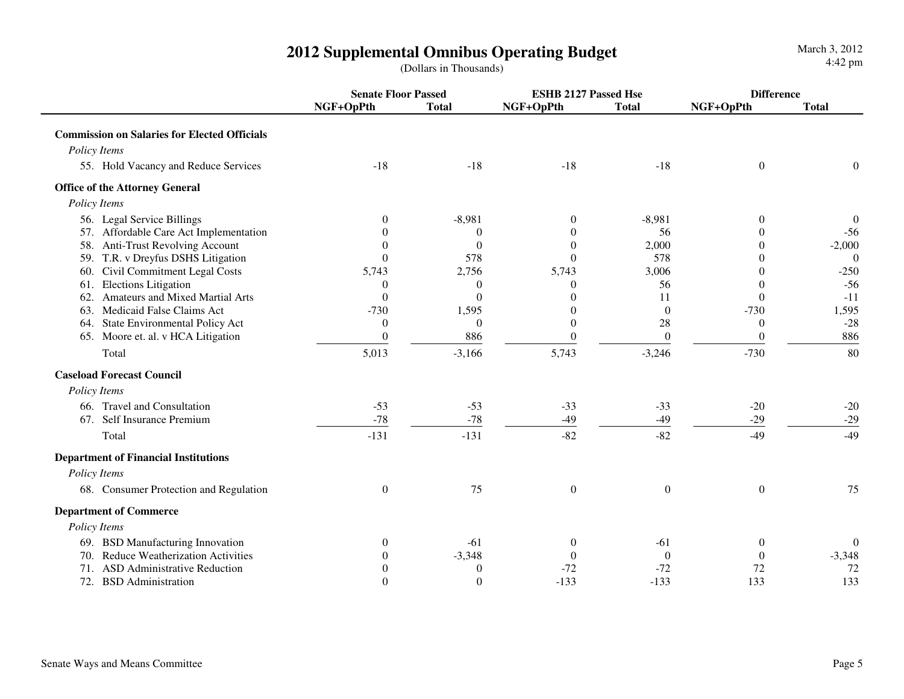# 2012 Supplemental Omnibus Operating Budget

(Dollars in Thousands)

March 3, 2012
4:42 pm

| | Senate Floor Passed | | ESHB 2127 Passed Hse | | Difference | |
|---|---|---|---|---|---|---|
| | NGF+OpPth | Total | NGF+OpPth | Total | NGF+OpPth | Total |
| **Commission on Salaries for Elected Officials** | | | | | | |
| *Policy Items* | | | | | | |
| 55. Hold Vacancy and Reduce Services | -18 | -18 | -18 | -18 | 0 | 0 |
| **Office of the Attorney General** | | | | | | |
| *Policy Items* | | | | | | |
| 56. Legal Service Billings | 0 | -8,981 | 0 | -8,981 | 0 | 0 |
| 57. Affordable Care Act Implementation | 0 | 0 | 0 | 56 | 0 | -56 |
| 58. Anti-Trust Revolving Account | 0 | 0 | 0 | 2,000 | 0 | -2,000 |
| 59. T.R. v Dreyfus DSHS Litigation | 0 | 578 | 0 | 578 | 0 | 0 |
| 60. Civil Commitment Legal Costs | 5,743 | 2,756 | 5,743 | 3,006 | 0 | -250 |
| 61. Elections Litigation | 0 | 0 | 0 | 56 | 0 | -56 |
| 62. Amateurs and Mixed Martial Arts | 0 | 0 | 0 | 11 | 0 | -11 |
| 63. Medicaid False Claims Act | -730 | 1,595 | 0 | 0 | -730 | 1,595 |
| 64. State Environmental Policy Act | 0 | 0 | 0 | 28 | 0 | -28 |
| 65. Moore et. al. v HCA Litigation | 0 | 886 | 0 | 0 | 0 | 886 |
| Total | 5,013 | -3,166 | 5,743 | -3,246 | -730 | 80 |
| **Caseload Forecast Council** | | | | | | |
| *Policy Items* | | | | | | |
| 66. Travel and Consultation | -53 | -53 | -33 | -33 | -20 | -20 |
| 67. Self Insurance Premium | -78 | -78 | -49 | -49 | -29 | -29 |
| Total | -131 | -131 | -82 | -82 | -49 | -49 |
| **Department of Financial Institutions** | | | | | | |
| *Policy Items* | | | | | | |
| 68. Consumer Protection and Regulation | 0 | 75 | 0 | 0 | 0 | 75 |
| **Department of Commerce** | | | | | | |
| *Policy Items* | | | | | | |
| 69. BSD Manufacturing Innovation | 0 | -61 | 0 | -61 | 0 | 0 |
| 70. Reduce Weatherization Activities | 0 | -3,348 | 0 | 0 | 0 | -3,348 |
| 71. ASD Administrative Reduction | 0 | 0 | -72 | -72 | 72 | 72 |
| 72. BSD Administration | 0 | 0 | -133 | -133 | 133 | 133 |

Senate Ways and Means Committee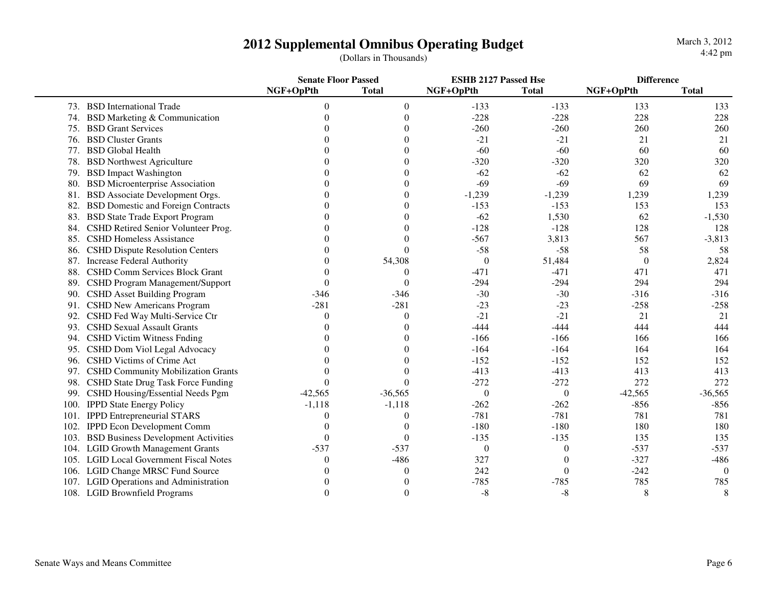# 2012 Supplemental Omnibus Operating Budget

(Dollars in Thousands)

March 3, 2012
4:42 pm

| | Senate Floor Passed | | ESHB 2127 Passed Hse | | Difference | |
|---|---|---|---|---|---|---|
| | NGF+OpPth | Total | NGF+OpPth | Total | NGF+OpPth | Total |
| 73. BSD International Trade | 0 | 0 | -133 | -133 | 133 | 133 |
| 74. BSD Marketing & Communication | 0 | 0 | -228 | -228 | 228 | 228 |
| 75. BSD Grant Services | 0 | 0 | -260 | -260 | 260 | 260 |
| 76. BSD Cluster Grants | 0 | 0 | -21 | -21 | 21 | 21 |
| 77. BSD Global Health | 0 | 0 | -60 | -60 | 60 | 60 |
| 78. BSD Northwest Agriculture | 0 | 0 | -320 | -320 | 320 | 320 |
| 79. BSD Impact Washington | 0 | 0 | -62 | -62 | 62 | 62 |
| 80. BSD Microenterprise Association | 0 | 0 | -69 | -69 | 69 | 69 |
| 81. BSD Associate Development Orgs. | 0 | 0 | -1,239 | -1,239 | 1,239 | 1,239 |
| 82. BSD Domestic and Foreign Contracts | 0 | 0 | -153 | -153 | 153 | 153 |
| 83. BSD State Trade Export Program | 0 | 0 | -62 | 1,530 | 62 | -1,530 |
| 84. CSHD Retired Senior Volunteer Prog. | 0 | 0 | -128 | -128 | 128 | 128 |
| 85. CSHD Homeless Assistance | 0 | 0 | -567 | 3,813 | 567 | -3,813 |
| 86. CSHD Dispute Resolution Centers | 0 | 0 | -58 | -58 | 58 | 58 |
| 87. Increase Federal Authority | 0 | 54,308 | 0 | 51,484 | 0 | 2,824 |
| 88. CSHD Comm Services Block Grant | 0 | 0 | -471 | -471 | 471 | 471 |
| 89. CSHD Program Management/Support | 0 | 0 | -294 | -294 | 294 | 294 |
| 90. CSHD Asset Building Program | -346 | -346 | -30 | -30 | -316 | -316 |
| 91. CSHD New Americans Program | -281 | -281 | -23 | -23 | -258 | -258 |
| 92. CSHD Fed Way Multi-Service Ctr | 0 | 0 | -21 | -21 | 21 | 21 |
| 93. CSHD Sexual Assault Grants | 0 | 0 | -444 | -444 | 444 | 444 |
| 94. CSHD Victim Witness Fnding | 0 | 0 | -166 | -166 | 166 | 166 |
| 95. CSHD Dom Viol Legal Advocacy | 0 | 0 | -164 | -164 | 164 | 164 |
| 96. CSHD Victims of Crime Act | 0 | 0 | -152 | -152 | 152 | 152 |
| 97. CSHD Community Mobilization Grants | 0 | 0 | -413 | -413 | 413 | 413 |
| 98. CSHD State Drug Task Force Funding | 0 | 0 | -272 | -272 | 272 | 272 |
| 99. CSHD Housing/Essential Needs Pgm | -42,565 | -36,565 | 0 | 0 | -42,565 | -36,565 |
| 100. IPPD State Energy Policy | -1,118 | -1,118 | -262 | -262 | -856 | -856 |
| 101. IPPD Entrepreneurial STARS | 0 | 0 | -781 | -781 | 781 | 781 |
| 102. IPPD Econ Development Comm | 0 | 0 | -180 | -180 | 180 | 180 |
| 103. BSD Business Development Activities | 0 | 0 | -135 | -135 | 135 | 135 |
| 104. LGID Growth Management Grants | -537 | -537 | 0 | 0 | -537 | -537 |
| 105. LGID Local Government Fiscal Notes | 0 | -486 | 327 | 0 | -327 | -486 |
| 106. LGID Change MRSC Fund Source | 0 | 0 | 242 | 0 | -242 | 0 |
| 107. LGID Operations and Administration | 0 | 0 | -785 | -785 | 785 | 785 |
| 108. LGID Brownfield Programs | 0 | 0 | -8 | -8 | 8 | 8 |

Senate Ways and Means Committee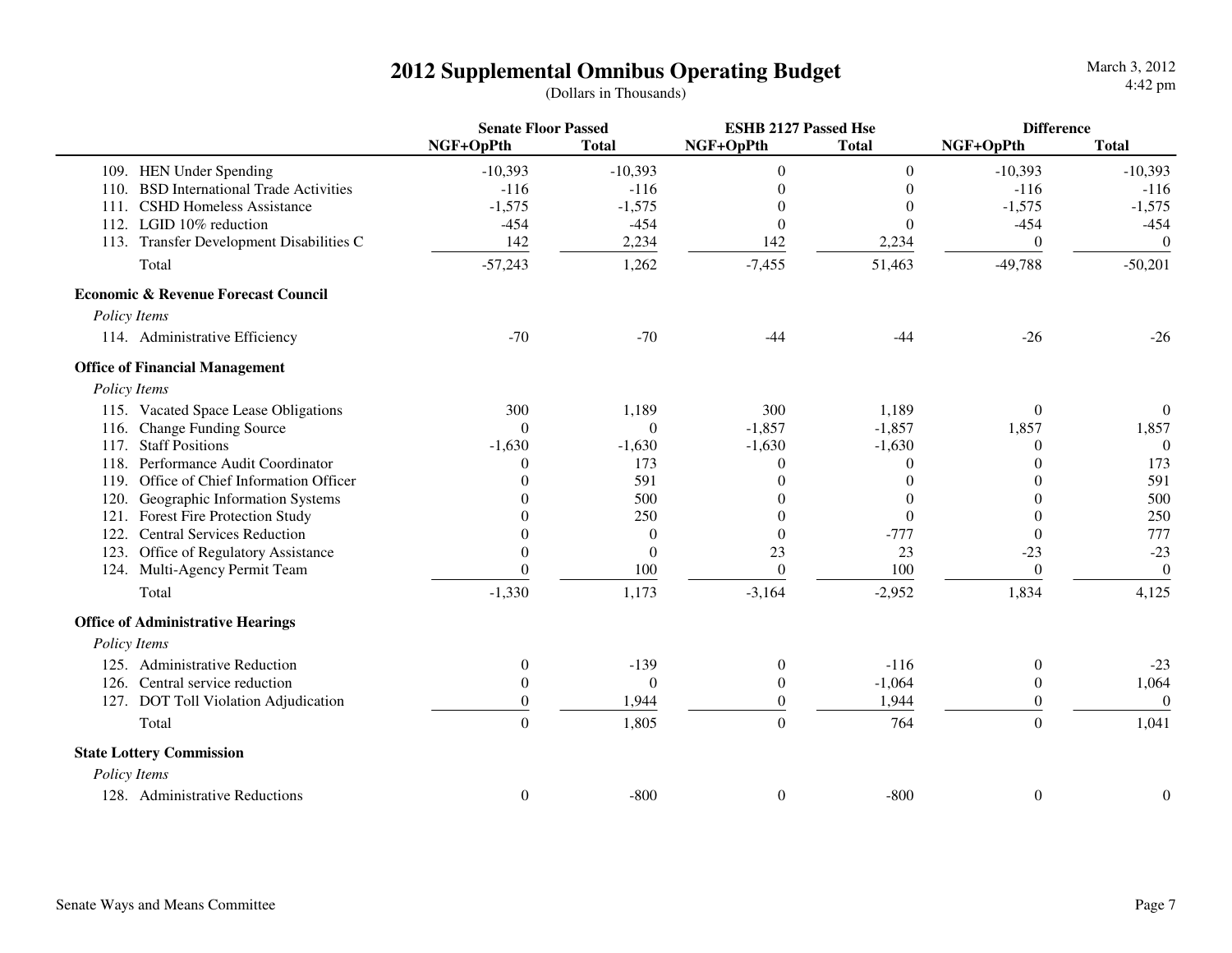# 2012 Supplemental Omnibus Operating Budget

(Dollars in Thousands)

| | Senate Floor Passed | | ESHB 2127 Passed Hse | | Difference | |
|---|---|---|---|---|---|---|
| | NGF+OpPth | Total | NGF+OpPth | Total | NGF+OpPth | Total |
| 109. HEN Under Spending | -10,393 | -10,393 | 0 | 0 | -10,393 | -10,393 |
| 110. BSD International Trade Activities | -116 | -116 | 0 | 0 | -116 | -116 |
| 111. CSHD Homeless Assistance | -1,575 | -1,575 | 0 | 0 | -1,575 | -1,575 |
| 112. LGID 10% reduction | -454 | -454 | 0 | 0 | -454 | -454 |
| 113. Transfer Development Disabilities C | 142 | 2,234 | 142 | 2,234 | 0 | 0 |
| Total | -57,243 | 1,262 | -7,455 | 51,463 | -49,788 | -50,201 |
| **Economic & Revenue Forecast Council** | | | | | | |
| *Policy Items* | | | | | | |
| 114. Administrative Efficiency | -70 | -70 | -44 | -44 | -26 | -26 |
| **Office of Financial Management** | | | | | | |
| *Policy Items* | | | | | | |
| 115. Vacated Space Lease Obligations | 300 | 1,189 | 300 | 1,189 | 0 | 0 |
| 116. Change Funding Source | 0 | 0 | -1,857 | -1,857 | 1,857 | 1,857 |
| 117. Staff Positions | -1,630 | -1,630 | -1,630 | -1,630 | 0 | 0 |
| 118. Performance Audit Coordinator | 0 | 173 | 0 | 0 | 0 | 173 |
| 119. Office of Chief Information Officer | 0 | 591 | 0 | 0 | 0 | 591 |
| 120. Geographic Information Systems | 0 | 500 | 0 | 0 | 0 | 500 |
| 121. Forest Fire Protection Study | 0 | 250 | 0 | 0 | 0 | 250 |
| 122. Central Services Reduction | 0 | 0 | 0 | -777 | 0 | 777 |
| 123. Office of Regulatory Assistance | 0 | 0 | 23 | 23 | -23 | -23 |
| 124. Multi-Agency Permit Team | 0 | 100 | 0 | 100 | 0 | 0 |
| Total | -1,330 | 1,173 | -3,164 | -2,952 | 1,834 | 4,125 |
| **Office of Administrative Hearings** | | | | | | |
| *Policy Items* | | | | | | |
| 125. Administrative Reduction | 0 | -139 | 0 | -116 | 0 | -23 |
| 126. Central service reduction | 0 | 0 | 0 | -1,064 | 0 | 1,064 |
| 127. DOT Toll Violation Adjudication | 0 | 1,944 | 0 | 1,944 | 0 | 0 |
| Total | 0 | 1,805 | 0 | 764 | 0 | 1,041 |
| **State Lottery Commission** | | | | | | |
| *Policy Items* | | | | | | |
| 128. Administrative Reductions | 0 | -800 | 0 | -800 | 0 | 0 |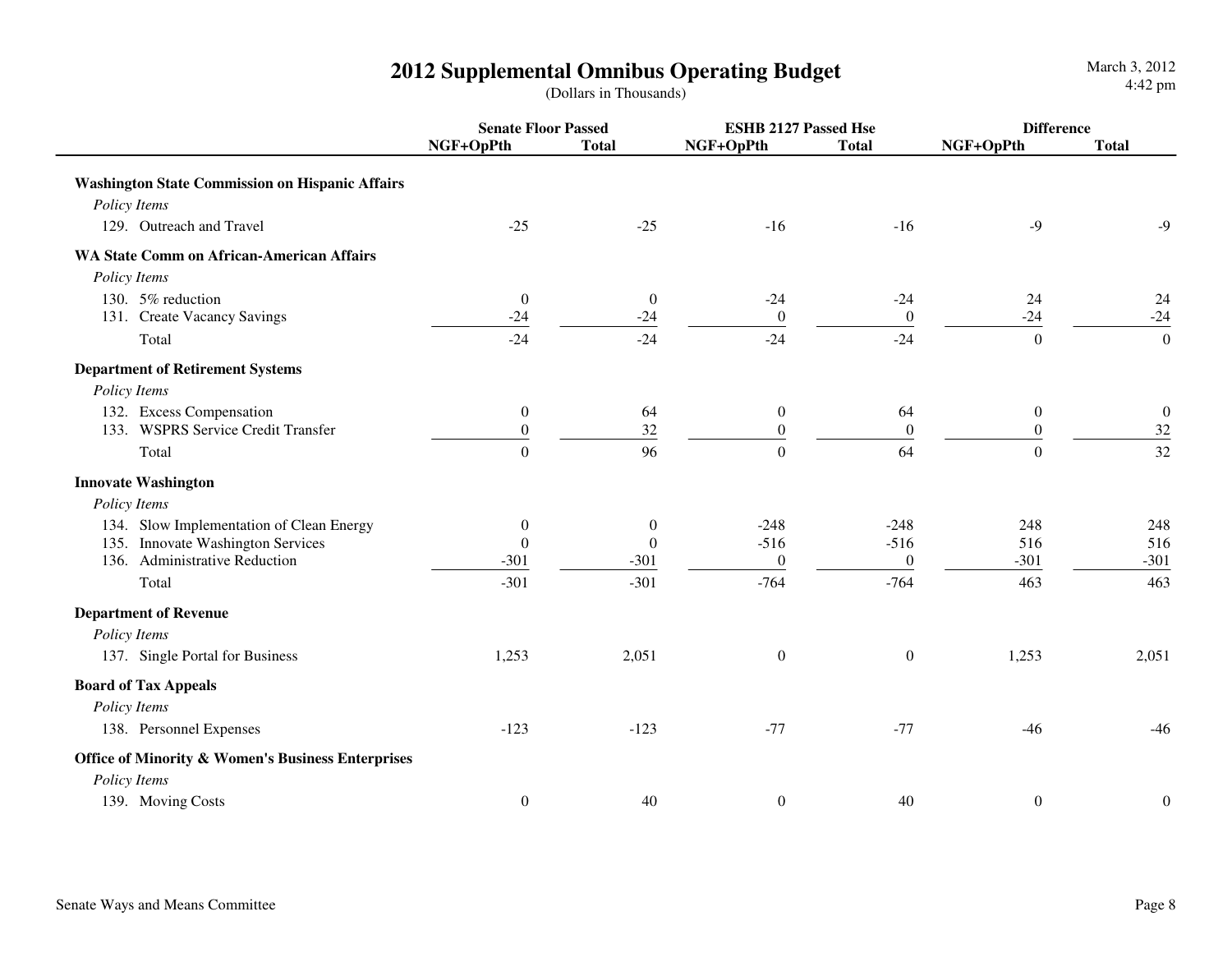# 2012 Supplemental Omnibus Operating Budget

(Dollars in Thousands)

| | Senate Floor Passed | | ESHB 2127 Passed Hse | | Difference | |
|---|---|---|---|---|---|---|
| | NGF+OpPth | Total | NGF+OpPth | Total | NGF+OpPth | Total |
| **Washington State Commission on Hispanic Affairs** | | | | | | |
| *Policy Items* | | | | | | |
| 129. Outreach and Travel | -25 | -25 | -16 | -16 | -9 | -9 |
| **WA State Comm on African-American Affairs** | | | | | | |
| *Policy Items* | | | | | | |
| 130. 5% reduction | 0 | 0 | -24 | -24 | 24 | 24 |
| 131. Create Vacancy Savings | -24 | -24 | 0 | 0 | -24 | -24 |
| Total | -24 | -24 | -24 | -24 | 0 | 0 |
| **Department of Retirement Systems** | | | | | | |
| *Policy Items* | | | | | | |
| 132. Excess Compensation | 0 | 64 | 0 | 64 | 0 | 0 |
| 133. WSPRS Service Credit Transfer | 0 | 32 | 0 | 0 | 0 | 32 |
| Total | 0 | 96 | 0 | 64 | 0 | 32 |
| **Innovate Washington** | | | | | | |
| *Policy Items* | | | | | | |
| 134. Slow Implementation of Clean Energy | 0 | 0 | -248 | -248 | 248 | 248 |
| 135. Innovate Washington Services | 0 | 0 | -516 | -516 | 516 | 516 |
| 136. Administrative Reduction | -301 | -301 | 0 | 0 | -301 | -301 |
| Total | -301 | -301 | -764 | -764 | 463 | 463 |
| **Department of Revenue** | | | | | | |
| *Policy Items* | | | | | | |
| 137. Single Portal for Business | 1,253 | 2,051 | 0 | 0 | 1,253 | 2,051 |
| **Board of Tax Appeals** | | | | | | |
| *Policy Items* | | | | | | |
| 138. Personnel Expenses | -123 | -123 | -77 | -77 | -46 | -46 |
| **Office of Minority & Women's Business Enterprises** | | | | | | |
| *Policy Items* | | | | | | |
| 139. Moving Costs | 0 | 40 | 0 | 40 | 0 | 0 |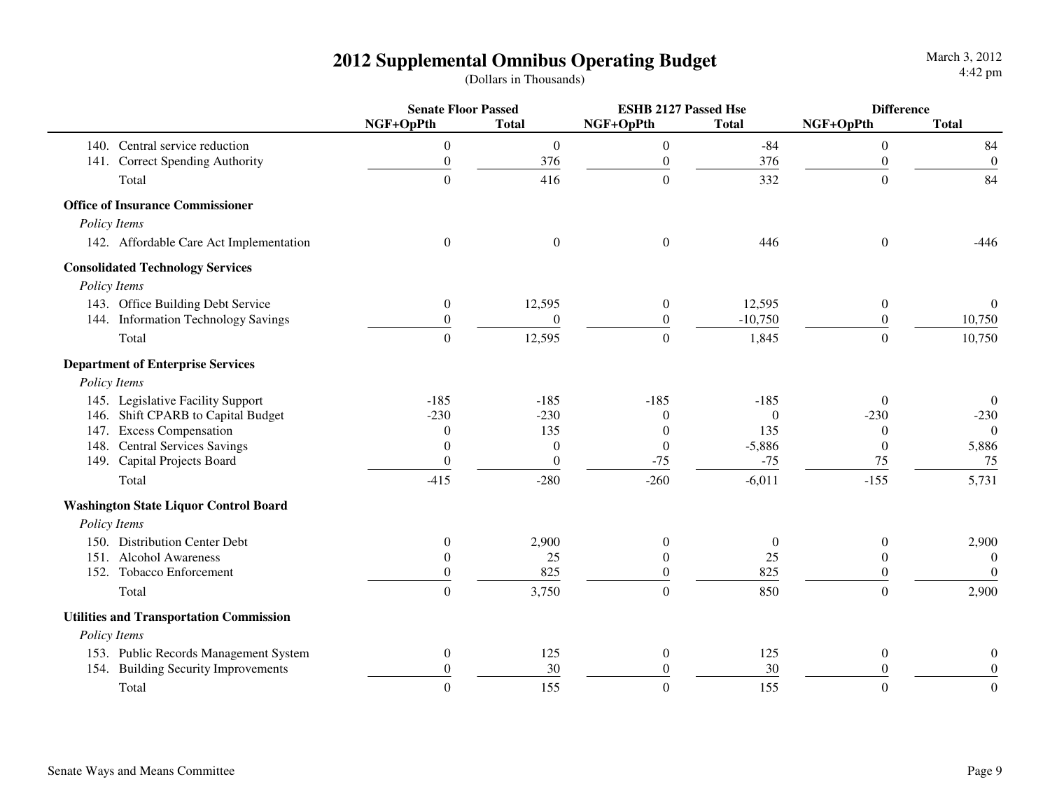# 2012 Supplemental Omnibus Operating Budget

(Dollars in Thousands)

| | Senate Floor Passed | | ESHB 2127 Passed Hse | | Difference | |
|---|---|---|---|---|---|---|
| | NGF+OpPth | Total | NGF+OpPth | Total | NGF+OpPth | Total |
| 140. Central service reduction | 0 | 0 | 0 | -84 | 0 | 84 |
| 141. Correct Spending Authority | 0 | 376 | 0 | 376 | 0 | 0 |
| Total | 0 | 416 | 0 | 332 | 0 | 84 |
| **Office of Insurance Commissioner** | | | | | | |
| *Policy Items* | | | | | | |
| 142. Affordable Care Act Implementation | 0 | 0 | 0 | 446 | 0 | -446 |
| **Consolidated Technology Services** | | | | | | |
| *Policy Items* | | | | | | |
| 143. Office Building Debt Service | 0 | 12,595 | 0 | 12,595 | 0 | 0 |
| 144. Information Technology Savings | 0 | 0 | 0 | -10,750 | 0 | 10,750 |
| Total | 0 | 12,595 | 0 | 1,845 | 0 | 10,750 |
| **Department of Enterprise Services** | | | | | | |
| *Policy Items* | | | | | | |
| 145. Legislative Facility Support | -185 | -185 | -185 | -185 | 0 | 0 |
| 146. Shift CPARB to Capital Budget | -230 | -230 | 0 | 0 | -230 | -230 |
| 147. Excess Compensation | 0 | 135 | 0 | 135 | 0 | 0 |
| 148. Central Services Savings | 0 | 0 | 0 | -5,886 | 0 | 5,886 |
| 149. Capital Projects Board | 0 | 0 | -75 | -75 | 75 | 75 |
| Total | -415 | -280 | -260 | -6,011 | -155 | 5,731 |
| **Washington State Liquor Control Board** | | | | | | |
| *Policy Items* | | | | | | |
| 150. Distribution Center Debt | 0 | 2,900 | 0 | 0 | 0 | 2,900 |
| 151. Alcohol Awareness | 0 | 25 | 0 | 25 | 0 | 0 |
| 152. Tobacco Enforcement | 0 | 825 | 0 | 825 | 0 | 0 |
| Total | 0 | 3,750 | 0 | 850 | 0 | 2,900 |
| **Utilities and Transportation Commission** | | | | | | |
| *Policy Items* | | | | | | |
| 153. Public Records Management System | 0 | 125 | 0 | 125 | 0 | 0 |
| 154. Building Security Improvements | 0 | 30 | 0 | 30 | 0 | 0 |
| Total | 0 | 155 | 0 | 155 | 0 | 0 |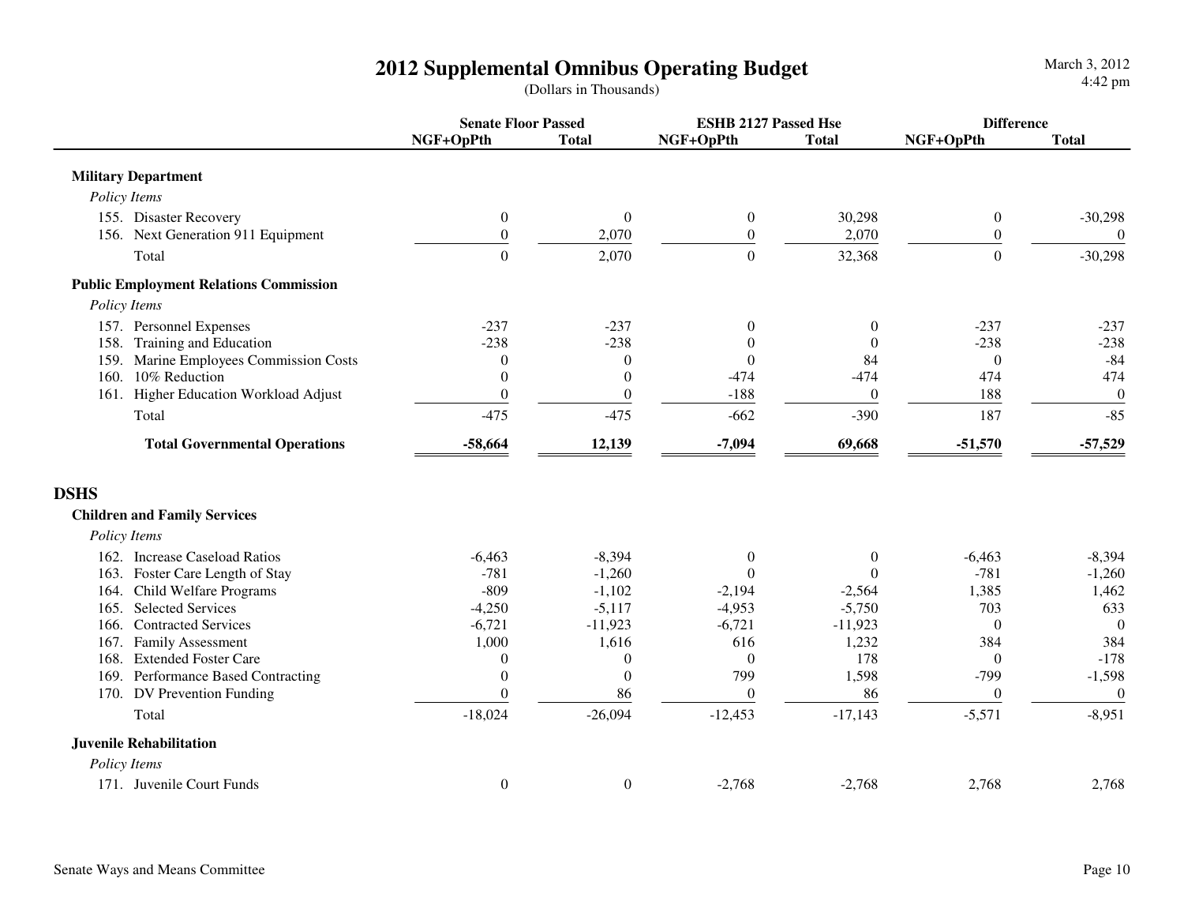# 2012 Supplemental Omnibus Operating Budget

(Dollars in Thousands)

| | Senate Floor Passed | | ESHB 2127 Passed Hse | | Difference | |
|---|---|---|---|---|---|---|
| | NGF+OpPth | Total | NGF+OpPth | Total | NGF+OpPth | Total |
| **Military Department** | | | | | | |
| *Policy Items* | | | | | | |
| 155. Disaster Recovery | 0 | 0 | 0 | 30,298 | 0 | -30,298 |
| 156. Next Generation 911 Equipment | 0 | 2,070 | 0 | 2,070 | 0 | 0 |
| Total | 0 | 2,070 | 0 | 32,368 | 0 | -30,298 |
| **Public Employment Relations Commission** | | | | | | |
| *Policy Items* | | | | | | |
| 157. Personnel Expenses | -237 | -237 | 0 | 0 | -237 | -237 |
| 158. Training and Education | -238 | -238 | 0 | 0 | -238 | -238 |
| 159. Marine Employees Commission Costs | 0 | 0 | 0 | 84 | 0 | -84 |
| 160. 10% Reduction | 0 | 0 | -474 | -474 | 474 | 474 |
| 161. Higher Education Workload Adjust | 0 | 0 | -188 | 0 | 188 | 0 |
| Total | -475 | -475 | -662 | -390 | 187 | -85 |
| **Total Governmental Operations** | **-58,664** | **12,139** | **-7,094** | **69,668** | **-51,570** | **-57,529** |

## DSHS

| | Senate Floor Passed | | ESHB 2127 Passed Hse | | Difference | |
|---|---|---|---|---|---|---|
| | NGF+OpPth | Total | NGF+OpPth | Total | NGF+OpPth | Total |
| **Children and Family Services** | | | | | | |
| *Policy Items* | | | | | | |
| 162. Increase Caseload Ratios | -6,463 | -8,394 | 0 | 0 | -6,463 | -8,394 |
| 163. Foster Care Length of Stay | -781 | -1,260 | 0 | 0 | -781 | -1,260 |
| 164. Child Welfare Programs | -809 | -1,102 | -2,194 | -2,564 | 1,385 | 1,462 |
| 165. Selected Services | -4,250 | -5,117 | -4,953 | -5,750 | 703 | 633 |
| 166. Contracted Services | -6,721 | -11,923 | -6,721 | -11,923 | 0 | 0 |
| 167. Family Assessment | 1,000 | 1,616 | 616 | 1,232 | 384 | 384 |
| 168. Extended Foster Care | 0 | 0 | 0 | 178 | 0 | -178 |
| 169. Performance Based Contracting | 0 | 0 | 799 | 1,598 | -799 | -1,598 |
| 170. DV Prevention Funding | 0 | 86 | 0 | 86 | 0 | 0 |
| Total | -18,024 | -26,094 | -12,453 | -17,143 | -5,571 | -8,951 |
| **Juvenile Rehabilitation** | | | | | | |
| *Policy Items* | | | | | | |
| 171. Juvenile Court Funds | 0 | 0 | -2,768 | -2,768 | 2,768 | 2,768 |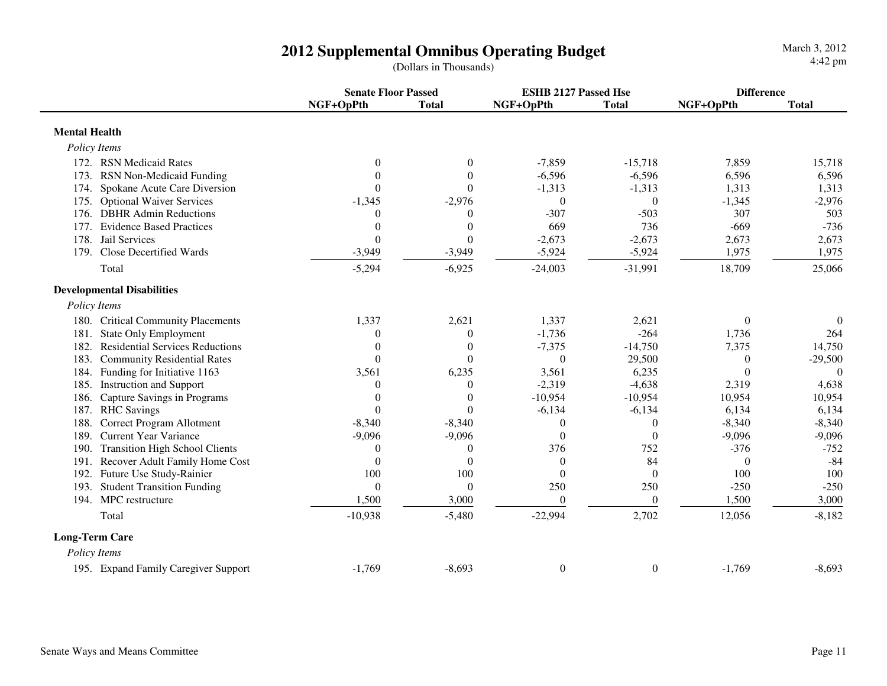# 2012 Supplemental Omnibus Operating Budget

(Dollars in Thousands)

March 3, 2012
4:42 pm

| | Senate Floor Passed | | ESHB 2127 Passed Hse | | Difference | |
|---|---|---|---|---|---|---|
| | NGF+OpPth | Total | NGF+OpPth | Total | NGF+OpPth | Total |
| **Mental Health** | | | | | | |
| *Policy Items* | | | | | | |
| 172. RSN Medicaid Rates | 0 | 0 | -7,859 | -15,718 | 7,859 | 15,718 |
| 173. RSN Non-Medicaid Funding | 0 | 0 | -6,596 | -6,596 | 6,596 | 6,596 |
| 174. Spokane Acute Care Diversion | 0 | 0 | -1,313 | -1,313 | 1,313 | 1,313 |
| 175. Optional Waiver Services | -1,345 | -2,976 | 0 | 0 | -1,345 | -2,976 |
| 176. DBHR Admin Reductions | 0 | 0 | -307 | -503 | 307 | 503 |
| 177. Evidence Based Practices | 0 | 0 | 669 | 736 | -669 | -736 |
| 178. Jail Services | 0 | 0 | -2,673 | -2,673 | 2,673 | 2,673 |
| 179. Close Decertified Wards | -3,949 | -3,949 | -5,924 | -5,924 | 1,975 | 1,975 |
| Total | -5,294 | -6,925 | -24,003 | -31,991 | 18,709 | 25,066 |
| **Developmental Disabilities** | | | | | | |
| *Policy Items* | | | | | | |
| 180. Critical Community Placements | 1,337 | 2,621 | 1,337 | 2,621 | 0 | 0 |
| 181. State Only Employment | 0 | 0 | -1,736 | -264 | 1,736 | 264 |
| 182. Residential Services Reductions | 0 | 0 | -7,375 | -14,750 | 7,375 | 14,750 |
| 183. Community Residential Rates | 0 | 0 | 0 | 29,500 | 0 | -29,500 |
| 184. Funding for Initiative 1163 | 3,561 | 6,235 | 3,561 | 6,235 | 0 | 0 |
| 185. Instruction and Support | 0 | 0 | -2,319 | -4,638 | 2,319 | 4,638 |
| 186. Capture Savings in Programs | 0 | 0 | -10,954 | -10,954 | 10,954 | 10,954 |
| 187. RHC Savings | 0 | 0 | -6,134 | -6,134 | 6,134 | 6,134 |
| 188. Correct Program Allotment | -8,340 | -8,340 | 0 | 0 | -8,340 | -8,340 |
| 189. Current Year Variance | -9,096 | -9,096 | 0 | 0 | -9,096 | -9,096 |
| 190. Transition High School Clients | 0 | 0 | 376 | 752 | -376 | -752 |
| 191. Recover Adult Family Home Cost | 0 | 0 | 0 | 84 | 0 | -84 |
| 192. Future Use Study-Rainier | 100 | 100 | 0 | 0 | 100 | 100 |
| 193. Student Transition Funding | 0 | 0 | 250 | 250 | -250 | -250 |
| 194. MPC restructure | 1,500 | 3,000 | 0 | 0 | 1,500 | 3,000 |
| Total | -10,938 | -5,480 | -22,994 | 2,702 | 12,056 | -8,182 |
| **Long-Term Care** | | | | | | |
| *Policy Items* | | | | | | |
| 195. Expand Family Caregiver Support | -1,769 | -8,693 | 0 | 0 | -1,769 | -8,693 |

Senate Ways and Means Committee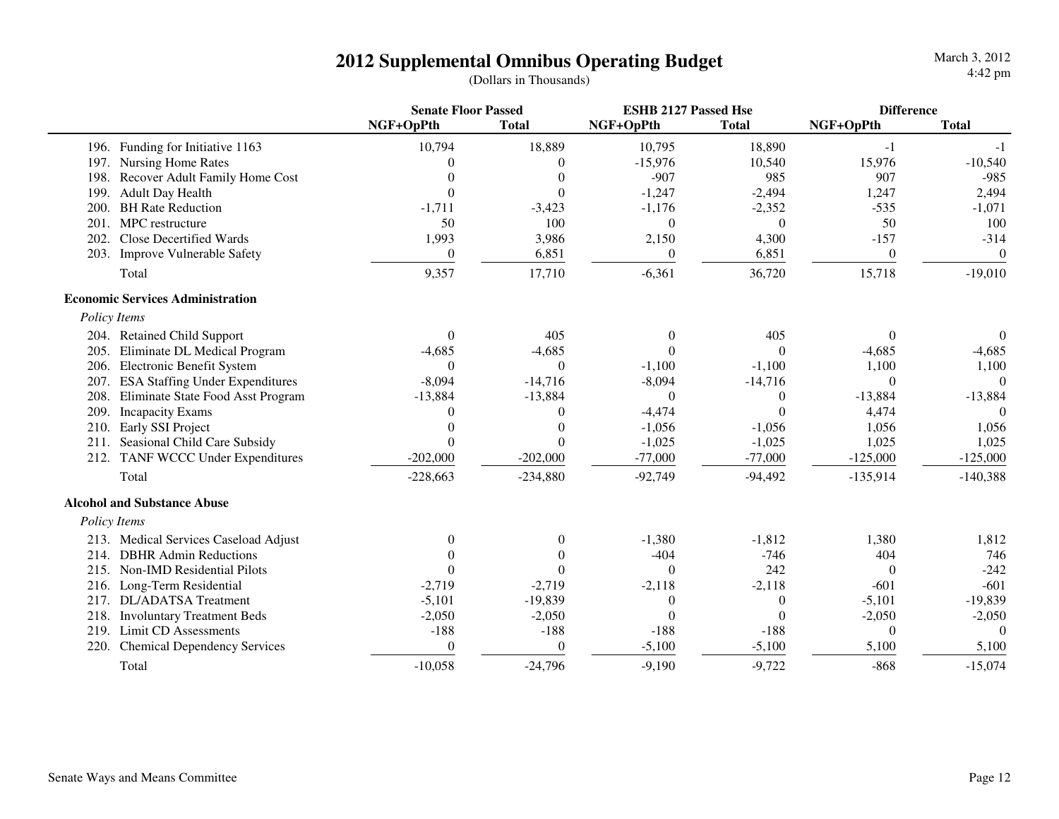# 2012 Supplemental Omnibus Operating Budget

(Dollars in Thousands)

| | Senate Floor Passed | | ESHB 2127 Passed Hse | | Difference | |
|---|---|---|---|---|---|---|
| | NGF+OpPth | Total | NGF+OpPth | Total | NGF+OpPth | Total |
| 196. Funding for Initiative 1163 | 10,794 | 18,889 | 10,795 | 18,890 | -1 | -1 |
| 197. Nursing Home Rates | 0 | 0 | -15,976 | 10,540 | 15,976 | -10,540 |
| 198. Recover Adult Family Home Cost | 0 | 0 | -907 | 985 | 907 | -985 |
| 199. Adult Day Health | 0 | 0 | -1,247 | -2,494 | 1,247 | 2,494 |
| 200. BH Rate Reduction | -1,711 | -3,423 | -1,176 | -2,352 | -535 | -1,071 |
| 201. MPC restructure | 50 | 100 | 0 | 0 | 50 | 100 |
| 202. Close Decertified Wards | 1,993 | 3,986 | 2,150 | 4,300 | -157 | -314 |
| 203. Improve Vulnerable Safety | 0 | 6,851 | 0 | 6,851 | 0 | 0 |
| Total | 9,357 | 17,710 | -6,361 | 36,720 | 15,718 | -19,010 |
| **Economic Services Administration** | | | | | | |
| *Policy Items* | | | | | | |
| 204. Retained Child Support | 0 | 405 | 0 | 405 | 0 | 0 |
| 205. Eliminate DL Medical Program | -4,685 | -4,685 | 0 | 0 | -4,685 | -4,685 |
| 206. Electronic Benefit System | 0 | 0 | -1,100 | -1,100 | 1,100 | 1,100 |
| 207. ESA Staffing Under Expenditures | -8,094 | -14,716 | -8,094 | -14,716 | 0 | 0 |
| 208. Eliminate State Food Asst Program | -13,884 | -13,884 | 0 | 0 | -13,884 | -13,884 |
| 209. Incapacity Exams | 0 | 0 | -4,474 | 0 | 4,474 | 0 |
| 210. Early SSI Project | 0 | 0 | -1,056 | -1,056 | 1,056 | 1,056 |
| 211. Seasional Child Care Subsidy | 0 | 0 | -1,025 | -1,025 | 1,025 | 1,025 |
| 212. TANF WCCC Under Expenditures | -202,000 | -202,000 | -77,000 | -77,000 | -125,000 | -125,000 |
| Total | -228,663 | -234,880 | -92,749 | -94,492 | -135,914 | -140,388 |
| **Alcohol and Substance Abuse** | | | | | | |
| *Policy Items* | | | | | | |
| 213. Medical Services Caseload Adjust | 0 | 0 | -1,380 | -1,812 | 1,380 | 1,812 |
| 214. DBHR Admin Reductions | 0 | 0 | -404 | -746 | 404 | 746 |
| 215. Non-IMD Residential Pilots | 0 | 0 | 0 | 242 | 0 | -242 |
| 216. Long-Term Residential | -2,719 | -2,719 | -2,118 | -2,118 | -601 | -601 |
| 217. DL/ADATSA Treatment | -5,101 | -19,839 | 0 | 0 | -5,101 | -19,839 |
| 218. Involuntary Treatment Beds | -2,050 | -2,050 | 0 | 0 | -2,050 | -2,050 |
| 219. Limit CD Assessments | -188 | -188 | -188 | -188 | 0 | 0 |
| 220. Chemical Dependency Services | 0 | 0 | -5,100 | -5,100 | 5,100 | 5,100 |
| Total | -10,058 | -24,796 | -9,190 | -9,722 | -868 | -15,074 |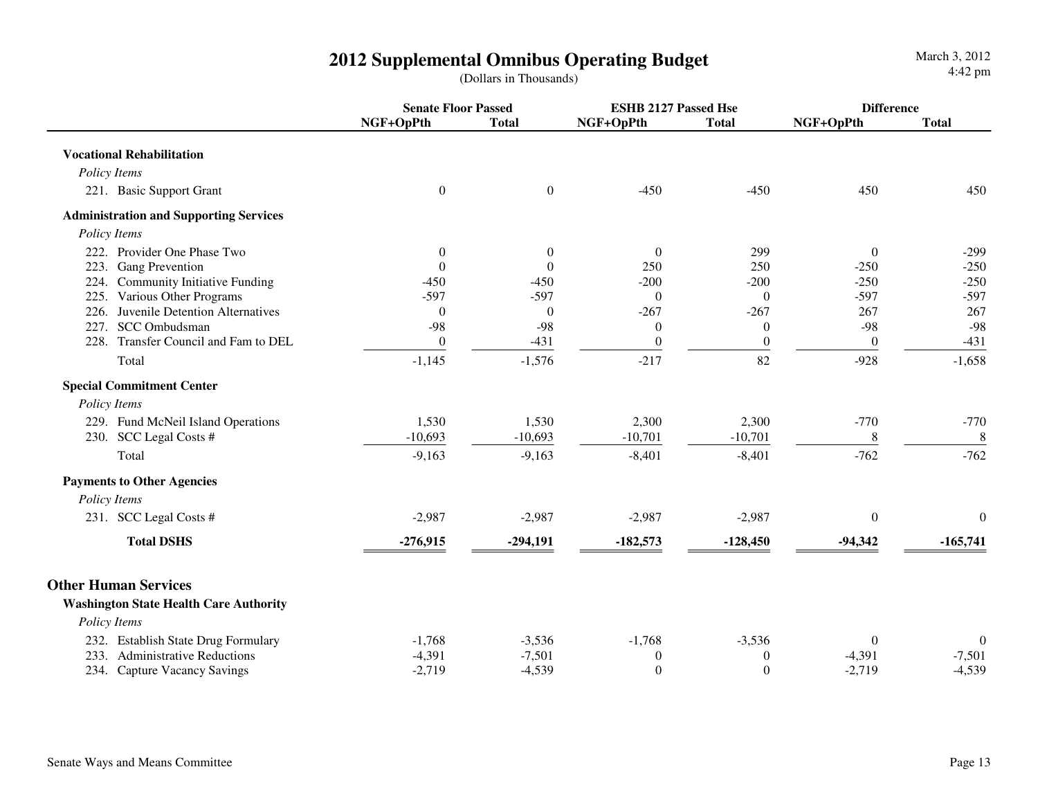# 2012 Supplemental Omnibus Operating Budget

(Dollars in Thousands)

| | Senate Floor Passed | | ESHB 2127 Passed Hse | | Difference | |
|---|---|---|---|---|---|---|
| | NGF+OpPth | Total | NGF+OpPth | Total | NGF+OpPth | Total |
| **Vocational Rehabilitation** | | | | | | |
| *Policy Items* | | | | | | |
| 221. Basic Support Grant | 0 | 0 | -450 | -450 | 450 | 450 |
| **Administration and Supporting Services** | | | | | | |
| *Policy Items* | | | | | | |
| 222. Provider One Phase Two | 0 | 0 | 0 | 299 | 0 | -299 |
| 223. Gang Prevention | 0 | 0 | 250 | 250 | -250 | -250 |
| 224. Community Initiative Funding | -450 | -450 | -200 | -200 | -250 | -250 |
| 225. Various Other Programs | -597 | -597 | 0 | 0 | -597 | -597 |
| 226. Juvenile Detention Alternatives | 0 | 0 | -267 | -267 | 267 | 267 |
| 227. SCC Ombudsman | -98 | -98 | 0 | 0 | -98 | -98 |
| 228. Transfer Council and Fam to DEL | 0 | -431 | 0 | 0 | 0 | -431 |
| Total | -1,145 | -1,576 | -217 | 82 | -928 | -1,658 |
| **Special Commitment Center** | | | | | | |
| *Policy Items* | | | | | | |
| 229. Fund McNeil Island Operations | 1,530 | 1,530 | 2,300 | 2,300 | -770 | -770 |
| 230. SCC Legal Costs # | -10,693 | -10,693 | -10,701 | -10,701 | 8 | 8 |
| Total | -9,163 | -9,163 | -8,401 | -8,401 | -762 | -762 |
| **Payments to Other Agencies** | | | | | | |
| *Policy Items* | | | | | | |
| 231. SCC Legal Costs # | -2,987 | -2,987 | -2,987 | -2,987 | 0 | 0 |
| **Total DSHS** | **-276,915** | **-294,191** | **-182,573** | **-128,450** | **-94,342** | **-165,741** |

## Other Human Services

| | Senate Floor Passed | | ESHB 2127 Passed Hse | | Difference | |
|---|---|---|---|---|---|---|
| | NGF+OpPth | Total | NGF+OpPth | Total | NGF+OpPth | Total |
| **Washington State Health Care Authority** | | | | | | |
| *Policy Items* | | | | | | |
| 232. Establish State Drug Formulary | -1,768 | -3,536 | -1,768 | -3,536 | 0 | 0 |
| 233. Administrative Reductions | -4,391 | -7,501 | 0 | 0 | -4,391 | -7,501 |
| 234. Capture Vacancy Savings | -2,719 | -4,539 | 0 | 0 | -2,719 | -4,539 |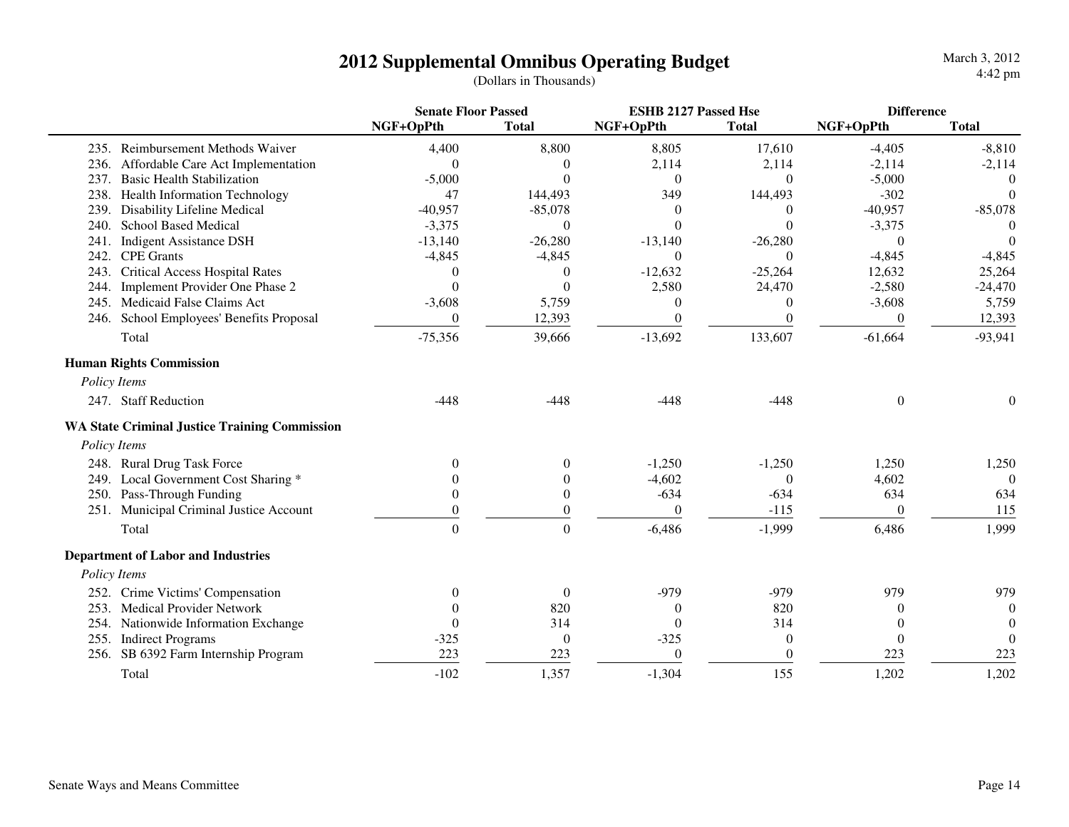# 2012 Supplemental Omnibus Operating Budget

(Dollars in Thousands)

| | Senate Floor Passed | | ESHB 2127 Passed Hse | | Difference | |
|---|---|---|---|---|---|---|
| | NGF+OpPth | Total | NGF+OpPth | Total | NGF+OpPth | Total |
| 235. Reimbursement Methods Waiver | 4,400 | 8,800 | 8,805 | 17,610 | -4,405 | -8,810 |
| 236. Affordable Care Act Implementation | 0 | 0 | 2,114 | 2,114 | -2,114 | -2,114 |
| 237. Basic Health Stabilization | -5,000 | 0 | 0 | 0 | -5,000 | 0 |
| 238. Health Information Technology | 47 | 144,493 | 349 | 144,493 | -302 | 0 |
| 239. Disability Lifeline Medical | -40,957 | -85,078 | 0 | 0 | -40,957 | -85,078 |
| 240. School Based Medical | -3,375 | 0 | 0 | 0 | -3,375 | 0 |
| 241. Indigent Assistance DSH | -13,140 | -26,280 | -13,140 | -26,280 | 0 | 0 |
| 242. CPE Grants | -4,845 | -4,845 | 0 | 0 | -4,845 | -4,845 |
| 243. Critical Access Hospital Rates | 0 | 0 | -12,632 | -25,264 | 12,632 | 25,264 |
| 244. Implement Provider One Phase 2 | 0 | 0 | 2,580 | 24,470 | -2,580 | -24,470 |
| 245. Medicaid False Claims Act | -3,608 | 5,759 | 0 | 0 | -3,608 | 5,759 |
| 246. School Employees' Benefits Proposal | 0 | 12,393 | 0 | 0 | 0 | 12,393 |
| Total | -75,356 | 39,666 | -13,692 | 133,607 | -61,664 | -93,941 |
| **Human Rights Commission** | | | | | | |
| *Policy Items* | | | | | | |
| 247. Staff Reduction | -448 | -448 | -448 | -448 | 0 | 0 |
| **WA State Criminal Justice Training Commission** | | | | | | |
| *Policy Items* | | | | | | |
| 248. Rural Drug Task Force | 0 | 0 | -1,250 | -1,250 | 1,250 | 1,250 |
| 249. Local Government Cost Sharing * | 0 | 0 | -4,602 | 0 | 4,602 | 0 |
| 250. Pass-Through Funding | 0 | 0 | -634 | -634 | 634 | 634 |
| 251. Municipal Criminal Justice Account | 0 | 0 | 0 | -115 | 0 | 115 |
| Total | 0 | 0 | -6,486 | -1,999 | 6,486 | 1,999 |
| **Department of Labor and Industries** | | | | | | |
| *Policy Items* | | | | | | |
| 252. Crime Victims' Compensation | 0 | 0 | -979 | -979 | 979 | 979 |
| 253. Medical Provider Network | 0 | 820 | 0 | 820 | 0 | 0 |
| 254. Nationwide Information Exchange | 0 | 314 | 0 | 314 | 0 | 0 |
| 255. Indirect Programs | -325 | 0 | -325 | 0 | 0 | 0 |
| 256. SB 6392 Farm Internship Program | 223 | 223 | 0 | 0 | 223 | 223 |
| Total | -102 | 1,357 | -1,304 | 155 | 1,202 | 1,202 |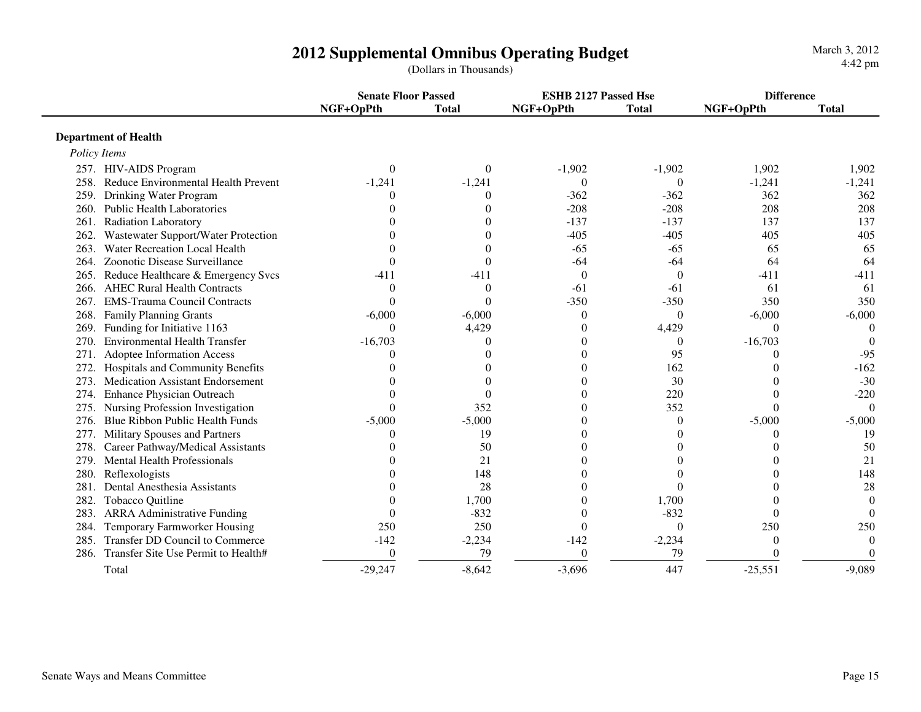# 2012 Supplemental Omnibus Operating Budget

(Dollars in Thousands)

| | Senate Floor Passed | | ESHB 2127 Passed Hse | | Difference | |
|---|---|---|---|---|---|---|
| | NGF+OpPth | Total | NGF+OpPth | Total | NGF+OpPth | Total |
| **Department of Health** | | | | | | |
| *Policy Items* | | | | | | |
| 257. HIV-AIDS Program | 0 | 0 | -1,902 | -1,902 | 1,902 | 1,902 |
| 258. Reduce Environmental Health Prevent | -1,241 | -1,241 | 0 | 0 | -1,241 | -1,241 |
| 259. Drinking Water Program | 0 | 0 | -362 | -362 | 362 | 362 |
| 260. Public Health Laboratories | 0 | 0 | -208 | -208 | 208 | 208 |
| 261. Radiation Laboratory | 0 | 0 | -137 | -137 | 137 | 137 |
| 262. Wastewater Support/Water Protection | 0 | 0 | -405 | -405 | 405 | 405 |
| 263. Water Recreation Local Health | 0 | 0 | -65 | -65 | 65 | 65 |
| 264. Zoonotic Disease Surveillance | 0 | 0 | -64 | -64 | 64 | 64 |
| 265. Reduce Healthcare & Emergency Svcs | -411 | -411 | 0 | 0 | -411 | -411 |
| 266. AHEC Rural Health Contracts | 0 | 0 | -61 | -61 | 61 | 61 |
| 267. EMS-Trauma Council Contracts | 0 | 0 | -350 | -350 | 350 | 350 |
| 268. Family Planning Grants | -6,000 | -6,000 | 0 | 0 | -6,000 | -6,000 |
| 269. Funding for Initiative 1163 | 0 | 4,429 | 0 | 4,429 | 0 | 0 |
| 270. Environmental Health Transfer | -16,703 | 0 | 0 | 0 | -16,703 | 0 |
| 271. Adoptee Information Access | 0 | 0 | 0 | 95 | 0 | -95 |
| 272. Hospitals and Community Benefits | 0 | 0 | 0 | 162 | 0 | -162 |
| 273. Medication Assistant Endorsement | 0 | 0 | 0 | 30 | 0 | -30 |
| 274. Enhance Physician Outreach | 0 | 0 | 0 | 220 | 0 | -220 |
| 275. Nursing Profession Investigation | 0 | 352 | 0 | 352 | 0 | 0 |
| 276. Blue Ribbon Public Health Funds | -5,000 | -5,000 | 0 | 0 | -5,000 | -5,000 |
| 277. Military Spouses and Partners | 0 | 19 | 0 | 0 | 0 | 19 |
| 278. Career Pathway/Medical Assistants | 0 | 50 | 0 | 0 | 0 | 50 |
| 279. Mental Health Professionals | 0 | 21 | 0 | 0 | 0 | 21 |
| 280. Reflexologists | 0 | 148 | 0 | 0 | 0 | 148 |
| 281. Dental Anesthesia Assistants | 0 | 28 | 0 | 0 | 0 | 28 |
| 282. Tobacco Quitline | 0 | 1,700 | 0 | 1,700 | 0 | 0 |
| 283. ARRA Administrative Funding | 0 | -832 | 0 | -832 | 0 | 0 |
| 284. Temporary Farmworker Housing | 250 | 250 | 0 | 0 | 250 | 250 |
| 285. Transfer DD Council to Commerce | -142 | -2,234 | -142 | -2,234 | 0 | 0 |
| 286. Transfer Site Use Permit to Health# | 0 | 79 | 0 | 79 | 0 | 0 |
| Total | -29,247 | -8,642 | -3,696 | 447 | -25,551 | -9,089 |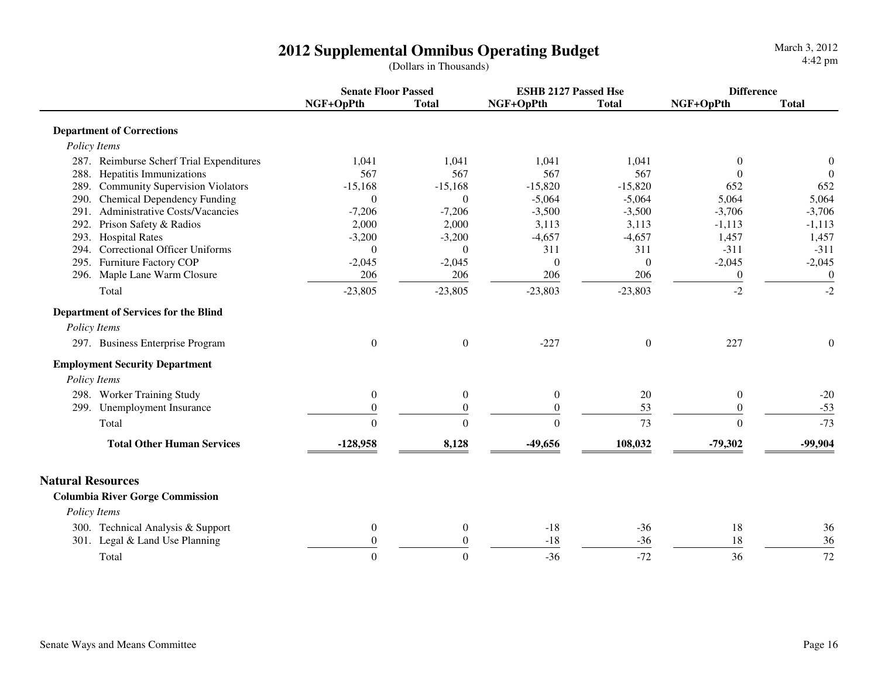# 2012 Supplemental Omnibus Operating Budget

(Dollars in Thousands)

| | Senate Floor Passed | | ESHB 2127 Passed Hse | | Difference | |
|---|---|---|---|---|---|---|
| | NGF+OpPth | Total | NGF+OpPth | Total | NGF+OpPth | Total |
| **Department of Corrections** | | | | | | |
| *Policy Items* | | | | | | |
| 287. Reimburse Scherf Trial Expenditures | 1,041 | 1,041 | 1,041 | 1,041 | 0 | 0 |
| 288. Hepatitis Immunizations | 567 | 567 | 567 | 567 | 0 | 0 |
| 289. Community Supervision Violators | -15,168 | -15,168 | -15,820 | -15,820 | 652 | 652 |
| 290. Chemical Dependency Funding | 0 | 0 | -5,064 | -5,064 | 5,064 | 5,064 |
| 291. Administrative Costs/Vacancies | -7,206 | -7,206 | -3,500 | -3,500 | -3,706 | -3,706 |
| 292. Prison Safety & Radios | 2,000 | 2,000 | 3,113 | 3,113 | -1,113 | -1,113 |
| 293. Hospital Rates | -3,200 | -3,200 | -4,657 | -4,657 | 1,457 | 1,457 |
| 294. Correctional Officer Uniforms | 0 | 0 | 311 | 311 | -311 | -311 |
| 295. Furniture Factory COP | -2,045 | -2,045 | 0 | 0 | -2,045 | -2,045 |
| 296. Maple Lane Warm Closure | 206 | 206 | 206 | 206 | 0 | 0 |
| Total | -23,805 | -23,805 | -23,803 | -23,803 | -2 | -2 |
| **Department of Services for the Blind** | | | | | | |
| *Policy Items* | | | | | | |
| 297. Business Enterprise Program | 0 | 0 | -227 | 0 | 227 | 0 |
| **Employment Security Department** | | | | | | |
| *Policy Items* | | | | | | |
| 298. Worker Training Study | 0 | 0 | 0 | 20 | 0 | -20 |
| 299. Unemployment Insurance | 0 | 0 | 0 | 53 | 0 | -53 |
| Total | 0 | 0 | 0 | 73 | 0 | -73 |
| **Total Other Human Services** | **-128,958** | **8,128** | **-49,656** | **108,032** | **-79,302** | **-99,904** |

## Natural Resources

| | Senate Floor Passed | | ESHB 2127 Passed Hse | | Difference | |
|---|---|---|---|---|---|---|
| | NGF+OpPth | Total | NGF+OpPth | Total | NGF+OpPth | Total |
| **Columbia River Gorge Commission** | | | | | | |
| *Policy Items* | | | | | | |
| 300. Technical Analysis & Support | 0 | 0 | -18 | -36 | 18 | 36 |
| 301. Legal & Land Use Planning | 0 | 0 | -18 | -36 | 18 | 36 |
| Total | 0 | 0 | -36 | -72 | 36 | 72 |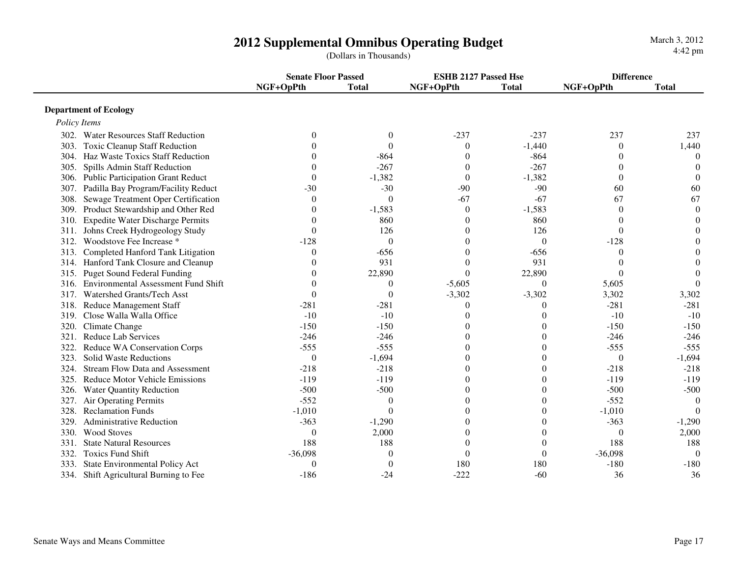# 2012 Supplemental Omnibus Operating Budget

(Dollars in Thousands)

March 3, 2012
4:42 pm

| | Senate Floor Passed | | ESHB 2127 Passed Hse | | Difference | |
|---|---|---|---|---|---|---|
| | NGF+OpPth | Total | NGF+OpPth | Total | NGF+OpPth | Total |
| **Department of Ecology** | | | | | | |
| *Policy Items* | | | | | | |
| 302. Water Resources Staff Reduction | 0 | 0 | -237 | -237 | 237 | 237 |
| 303. Toxic Cleanup Staff Reduction | 0 | 0 | 0 | -1,440 | 0 | 1,440 |
| 304. Haz Waste Toxics Staff Reduction | 0 | -864 | 0 | -864 | 0 | 0 |
| 305. Spills Admin Staff Reduction | 0 | -267 | 0 | -267 | 0 | 0 |
| 306. Public Participation Grant Reduct | 0 | -1,382 | 0 | -1,382 | 0 | 0 |
| 307. Padilla Bay Program/Facility Reduct | -30 | -30 | -90 | -90 | 60 | 60 |
| 308. Sewage Treatment Oper Certification | 0 | 0 | -67 | -67 | 67 | 67 |
| 309. Product Stewardship and Other Red | 0 | -1,583 | 0 | -1,583 | 0 | 0 |
| 310. Expedite Water Discharge Permits | 0 | 860 | 0 | 860 | 0 | 0 |
| 311. Johns Creek Hydrogeology Study | 0 | 126 | 0 | 126 | 0 | 0 |
| 312. Woodstove Fee Increase * | -128 | 0 | 0 | 0 | -128 | 0 |
| 313. Completed Hanford Tank Litigation | 0 | -656 | 0 | -656 | 0 | 0 |
| 314. Hanford Tank Closure and Cleanup | 0 | 931 | 0 | 931 | 0 | 0 |
| 315. Puget Sound Federal Funding | 0 | 22,890 | 0 | 22,890 | 0 | 0 |
| 316. Environmental Assessment Fund Shift | 0 | 0 | -5,605 | 0 | 5,605 | 0 |
| 317. Watershed Grants/Tech Asst | 0 | 0 | -3,302 | -3,302 | 3,302 | 3,302 |
| 318. Reduce Management Staff | -281 | -281 | 0 | 0 | -281 | -281 |
| 319. Close Walla Walla Office | -10 | -10 | 0 | 0 | -10 | -10 |
| 320. Climate Change | -150 | -150 | 0 | 0 | -150 | -150 |
| 321. Reduce Lab Services | -246 | -246 | 0 | 0 | -246 | -246 |
| 322. Reduce WA Conservation Corps | -555 | -555 | 0 | 0 | -555 | -555 |
| 323. Solid Waste Reductions | 0 | -1,694 | 0 | 0 | 0 | -1,694 |
| 324. Stream Flow Data and Assessment | -218 | -218 | 0 | 0 | -218 | -218 |
| 325. Reduce Motor Vehicle Emissions | -119 | -119 | 0 | 0 | -119 | -119 |
| 326. Water Quantity Reduction | -500 | -500 | 0 | 0 | -500 | -500 |
| 327. Air Operating Permits | -552 | 0 | 0 | 0 | -552 | 0 |
| 328. Reclamation Funds | -1,010 | 0 | 0 | 0 | -1,010 | 0 |
| 329. Administrative Reduction | -363 | -1,290 | 0 | 0 | -363 | -1,290 |
| 330. Wood Stoves | 0 | 2,000 | 0 | 0 | 0 | 2,000 |
| 331. State Natural Resources | 188 | 188 | 0 | 0 | 188 | 188 |
| 332. Toxics Fund Shift | -36,098 | 0 | 0 | 0 | -36,098 | 0 |
| 333. State Environmental Policy Act | 0 | 0 | 180 | 180 | -180 | -180 |
| 334. Shift Agricultural Burning to Fee | -186 | -24 | -222 | -60 | 36 | 36 |

Senate Ways and Means Committee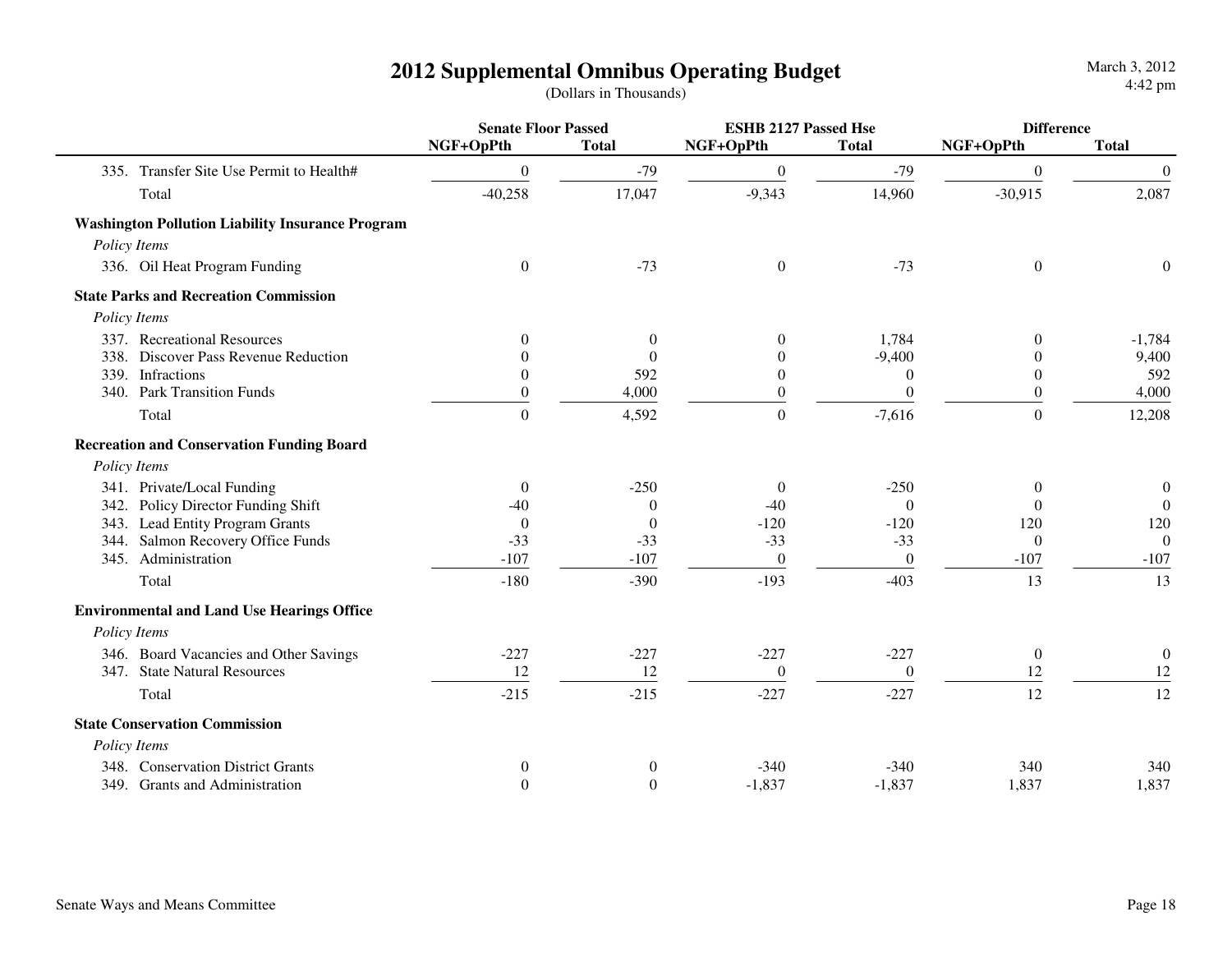# 2012 Supplemental Omnibus Operating Budget

(Dollars in Thousands)

| | Senate Floor Passed | | ESHB 2127 Passed Hse | | Difference | |
|---|---|---|---|---|---|---|
| | NGF+OpPth | Total | NGF+OpPth | Total | NGF+OpPth | Total |
| 335. Transfer Site Use Permit to Health# | 0 | -79 | 0 | -79 | 0 | 0 |
| Total | -40,258 | 17,047 | -9,343 | 14,960 | -30,915 | 2,087 |
| **Washington Pollution Liability Insurance Program** | | | | | | |
| *Policy Items* | | | | | | |
| 336. Oil Heat Program Funding | 0 | -73 | 0 | -73 | 0 | 0 |
| **State Parks and Recreation Commission** | | | | | | |
| *Policy Items* | | | | | | |
| 337. Recreational Resources | 0 | 0 | 0 | 1,784 | 0 | -1,784 |
| 338. Discover Pass Revenue Reduction | 0 | 0 | 0 | -9,400 | 0 | 9,400 |
| 339. Infractions | 0 | 592 | 0 | 0 | 0 | 592 |
| 340. Park Transition Funds | 0 | 4,000 | 0 | 0 | 0 | 4,000 |
| Total | 0 | 4,592 | 0 | -7,616 | 0 | 12,208 |
| **Recreation and Conservation Funding Board** | | | | | | |
| *Policy Items* | | | | | | |
| 341. Private/Local Funding | 0 | -250 | 0 | -250 | 0 | 0 |
| 342. Policy Director Funding Shift | -40 | 0 | -40 | 0 | 0 | 0 |
| 343. Lead Entity Program Grants | 0 | 0 | -120 | -120 | 120 | 120 |
| 344. Salmon Recovery Office Funds | -33 | -33 | -33 | -33 | 0 | 0 |
| 345. Administration | -107 | -107 | 0 | 0 | -107 | -107 |
| Total | -180 | -390 | -193 | -403 | 13 | 13 |
| **Environmental and Land Use Hearings Office** | | | | | | |
| *Policy Items* | | | | | | |
| 346. Board Vacancies and Other Savings | -227 | -227 | -227 | -227 | 0 | 0 |
| 347. State Natural Resources | 12 | 12 | 0 | 0 | 12 | 12 |
| Total | -215 | -215 | -227 | -227 | 12 | 12 |
| **State Conservation Commission** | | | | | | |
| *Policy Items* | | | | | | |
| 348. Conservation District Grants | 0 | 0 | -340 | -340 | 340 | 340 |
| 349. Grants and Administration | 0 | 0 | -1,837 | -1,837 | 1,837 | 1,837 |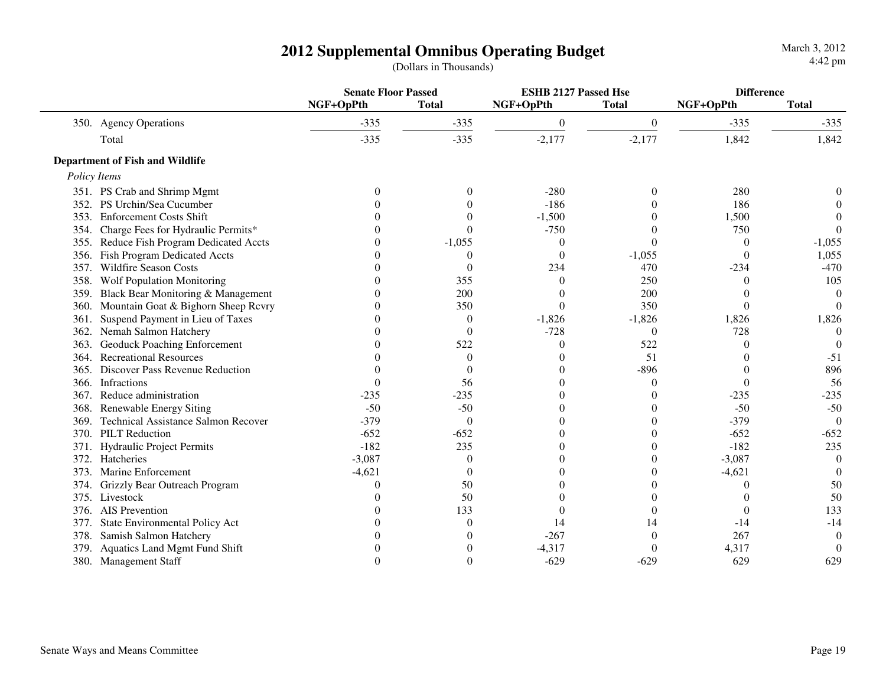# 2012 Supplemental Omnibus Operating Budget

(Dollars in Thousands)

| | Senate Floor Passed | | ESHB 2127 Passed Hse | | Difference | |
|---|---|---|---|---|---|---|
| | NGF+OpPth | Total | NGF+OpPth | Total | NGF+OpPth | Total |
| 350. Agency Operations | -335 | -335 | 0 | 0 | -335 | -335 |
| Total | -335 | -335 | -2,177 | -2,177 | 1,842 | 1,842 |
| **Department of Fish and Wildlife** | | | | | | |
| *Policy Items* | | | | | | |
| 351. PS Crab and Shrimp Mgmt | 0 | 0 | -280 | 0 | 280 | 0 |
| 352. PS Urchin/Sea Cucumber | 0 | 0 | -186 | 0 | 186 | 0 |
| 353. Enforcement Costs Shift | 0 | 0 | -1,500 | 0 | 1,500 | 0 |
| 354. Charge Fees for Hydraulic Permits* | 0 | 0 | -750 | 0 | 750 | 0 |
| 355. Reduce Fish Program Dedicated Accts | 0 | -1,055 | 0 | 0 | 0 | -1,055 |
| 356. Fish Program Dedicated Accts | 0 | 0 | 0 | -1,055 | 0 | 1,055 |
| 357. Wildfire Season Costs | 0 | 0 | 234 | 470 | -234 | -470 |
| 358. Wolf Population Monitoring | 0 | 355 | 0 | 250 | 0 | 105 |
| 359. Black Bear Monitoring & Management | 0 | 200 | 0 | 200 | 0 | 0 |
| 360. Mountain Goat & Bighorn Sheep Rcvry | 0 | 350 | 0 | 350 | 0 | 0 |
| 361. Suspend Payment in Lieu of Taxes | 0 | 0 | -1,826 | -1,826 | 1,826 | 1,826 |
| 362. Nemah Salmon Hatchery | 0 | 0 | -728 | 0 | 728 | 0 |
| 363. Geoduck Poaching Enforcement | 0 | 522 | 0 | 522 | 0 | 0 |
| 364. Recreational Resources | 0 | 0 | 0 | 51 | 0 | -51 |
| 365. Discover Pass Revenue Reduction | 0 | 0 | 0 | -896 | 0 | 896 |
| 366. Infractions | 0 | 56 | 0 | 0 | 0 | 56 |
| 367. Reduce administration | -235 | -235 | 0 | 0 | -235 | -235 |
| 368. Renewable Energy Siting | -50 | -50 | 0 | 0 | -50 | -50 |
| 369. Technical Assistance Salmon Recover | -379 | 0 | 0 | 0 | -379 | 0 |
| 370. PILT Reduction | -652 | -652 | 0 | 0 | -652 | -652 |
| 371. Hydraulic Project Permits | -182 | 235 | 0 | 0 | -182 | 235 |
| 372. Hatcheries | -3,087 | 0 | 0 | 0 | -3,087 | 0 |
| 373. Marine Enforcement | -4,621 | 0 | 0 | 0 | -4,621 | 0 |
| 374. Grizzly Bear Outreach Program | 0 | 50 | 0 | 0 | 0 | 50 |
| 375. Livestock | 0 | 50 | 0 | 0 | 0 | 50 |
| 376. AIS Prevention | 0 | 133 | 0 | 0 | 0 | 133 |
| 377. State Environmental Policy Act | 0 | 0 | 14 | 14 | -14 | -14 |
| 378. Samish Salmon Hatchery | 0 | 0 | -267 | 0 | 267 | 0 |
| 379. Aquatics Land Mgmt Fund Shift | 0 | 0 | -4,317 | 0 | 4,317 | 0 |
| 380. Management Staff | 0 | 0 | -629 | -629 | 629 | 629 |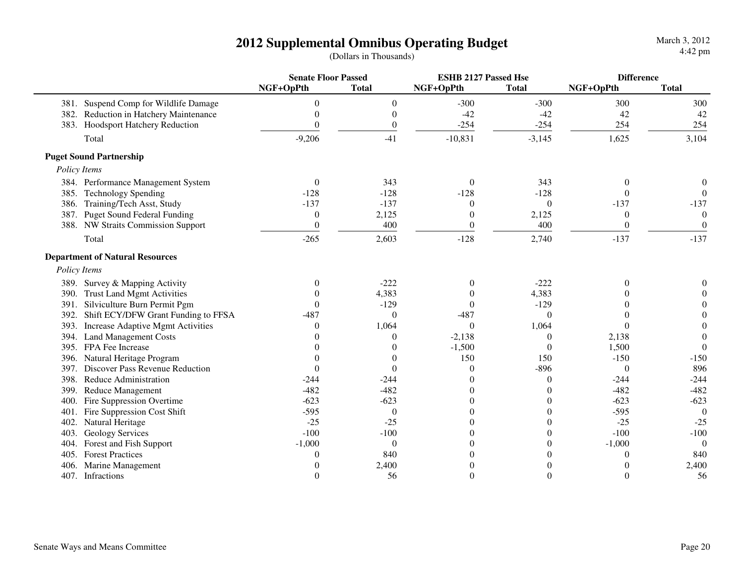# 2012 Supplemental Omnibus Operating Budget

(Dollars in Thousands)

| | Senate Floor Passed | | ESHB 2127 Passed Hse | | Difference | |
|---|---|---|---|---|---|---|
| | NGF+OpPth | Total | NGF+OpPth | Total | NGF+OpPth | Total |
| 381. Suspend Comp for Wildlife Damage | 0 | 0 | -300 | -300 | 300 | 300 |
| 382. Reduction in Hatchery Maintenance | 0 | 0 | -42 | -42 | 42 | 42 |
| 383. Hoodsport Hatchery Reduction | 0 | 0 | -254 | -254 | 254 | 254 |
| Total | -9,206 | -41 | -10,831 | -3,145 | 1,625 | 3,104 |
| **Puget Sound Partnership** | | | | | | |
| *Policy Items* | | | | | | |
| 384. Performance Management System | 0 | 343 | 0 | 343 | 0 | 0 |
| 385. Technology Spending | -128 | -128 | -128 | -128 | 0 | 0 |
| 386. Training/Tech Asst, Study | -137 | -137 | 0 | 0 | -137 | -137 |
| 387. Puget Sound Federal Funding | 0 | 2,125 | 0 | 2,125 | 0 | 0 |
| 388. NW Straits Commission Support | 0 | 400 | 0 | 400 | 0 | 0 |
| Total | -265 | 2,603 | -128 | 2,740 | -137 | -137 |
| **Department of Natural Resources** | | | | | | |
| *Policy Items* | | | | | | |
| 389. Survey & Mapping Activity | 0 | -222 | 0 | -222 | 0 | 0 |
| 390. Trust Land Mgmt Activities | 0 | 4,383 | 0 | 4,383 | 0 | 0 |
| 391. Silviculture Burn Permit Pgm | 0 | -129 | 0 | -129 | 0 | 0 |
| 392. Shift ECY/DFW Grant Funding to FFSA | -487 | 0 | -487 | 0 | 0 | 0 |
| 393. Increase Adaptive Mgmt Activities | 0 | 1,064 | 0 | 1,064 | 0 | 0 |
| 394. Land Management Costs | 0 | 0 | -2,138 | 0 | 2,138 | 0 |
| 395. FPA Fee Increase | 0 | 0 | -1,500 | 0 | 1,500 | 0 |
| 396. Natural Heritage Program | 0 | 0 | 150 | 150 | -150 | -150 |
| 397. Discover Pass Revenue Reduction | 0 | 0 | 0 | -896 | 0 | 896 |
| 398. Reduce Administration | -244 | -244 | 0 | 0 | -244 | -244 |
| 399. Reduce Management | -482 | -482 | 0 | 0 | -482 | -482 |
| 400. Fire Suppression Overtime | -623 | -623 | 0 | 0 | -623 | -623 |
| 401. Fire Suppression Cost Shift | -595 | 0 | 0 | 0 | -595 | 0 |
| 402. Natural Heritage | -25 | -25 | 0 | 0 | -25 | -25 |
| 403. Geology Services | -100 | -100 | 0 | 0 | -100 | -100 |
| 404. Forest and Fish Support | -1,000 | 0 | 0 | 0 | -1,000 | 0 |
| 405. Forest Practices | 0 | 840 | 0 | 0 | 0 | 840 |
| 406. Marine Management | 0 | 2,400 | 0 | 0 | 0 | 2,400 |
| 407. Infractions | 0 | 56 | 0 | 0 | 0 | 56 |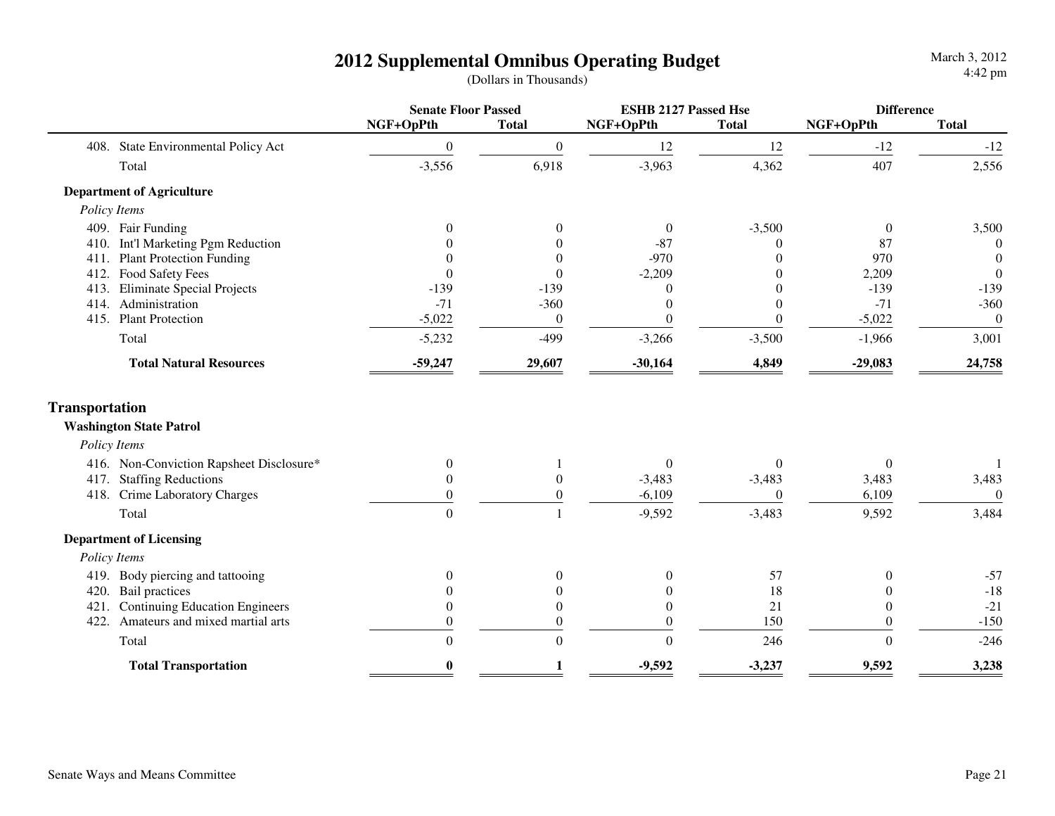# 2012 Supplemental Omnibus Operating Budget

(Dollars in Thousands)

| | Senate Floor Passed | | ESHB 2127 Passed Hse | | Difference | |
|---|---|---|---|---|---|---|
| | NGF+OpPth | Total | NGF+OpPth | Total | NGF+OpPth | Total |
| 408. State Environmental Policy Act | 0 | 0 | 12 | 12 | -12 | -12 |
| Total | -3,556 | 6,918 | -3,963 | 4,362 | 407 | 2,556 |
| **Department of Agriculture** | | | | | | |
| *Policy Items* | | | | | | |
| 409. Fair Funding | 0 | 0 | 0 | -3,500 | 0 | 3,500 |
| 410. Int'l Marketing Pgm Reduction | 0 | 0 | -87 | 0 | 87 | 0 |
| 411. Plant Protection Funding | 0 | 0 | -970 | 0 | 970 | 0 |
| 412. Food Safety Fees | 0 | 0 | -2,209 | 0 | 2,209 | 0 |
| 413. Eliminate Special Projects | -139 | -139 | 0 | 0 | -139 | -139 |
| 414. Administration | -71 | -360 | 0 | 0 | -71 | -360 |
| 415. Plant Protection | -5,022 | 0 | 0 | 0 | -5,022 | 0 |
| Total | -5,232 | -499 | -3,266 | -3,500 | -1,966 | 3,001 |
| **Total Natural Resources** | **-59,247** | **29,607** | **-30,164** | **4,849** | **-29,083** | **24,758** |
| **Transportation** | | | | | | |
| **Washington State Patrol** | | | | | | |
| *Policy Items* | | | | | | |
| 416. Non-Conviction Rapsheet Disclosure* | 0 | 1 | 0 | 0 | 0 | 1 |
| 417. Staffing Reductions | 0 | 0 | -3,483 | -3,483 | 3,483 | 3,483 |
| 418. Crime Laboratory Charges | 0 | 0 | -6,109 | 0 | 6,109 | 0 |
| Total | 0 | 1 | -9,592 | -3,483 | 9,592 | 3,484 |
| **Department of Licensing** | | | | | | |
| *Policy Items* | | | | | | |
| 419. Body piercing and tattooing | 0 | 0 | 0 | 57 | 0 | -57 |
| 420. Bail practices | 0 | 0 | 0 | 18 | 0 | -18 |
| 421. Continuing Education Engineers | 0 | 0 | 0 | 21 | 0 | -21 |
| 422. Amateurs and mixed martial arts | 0 | 0 | 0 | 150 | 0 | -150 |
| Total | 0 | 0 | 0 | 246 | 0 | -246 |
| **Total Transportation** | **0** | **1** | **-9,592** | **-3,237** | **9,592** | **3,238** |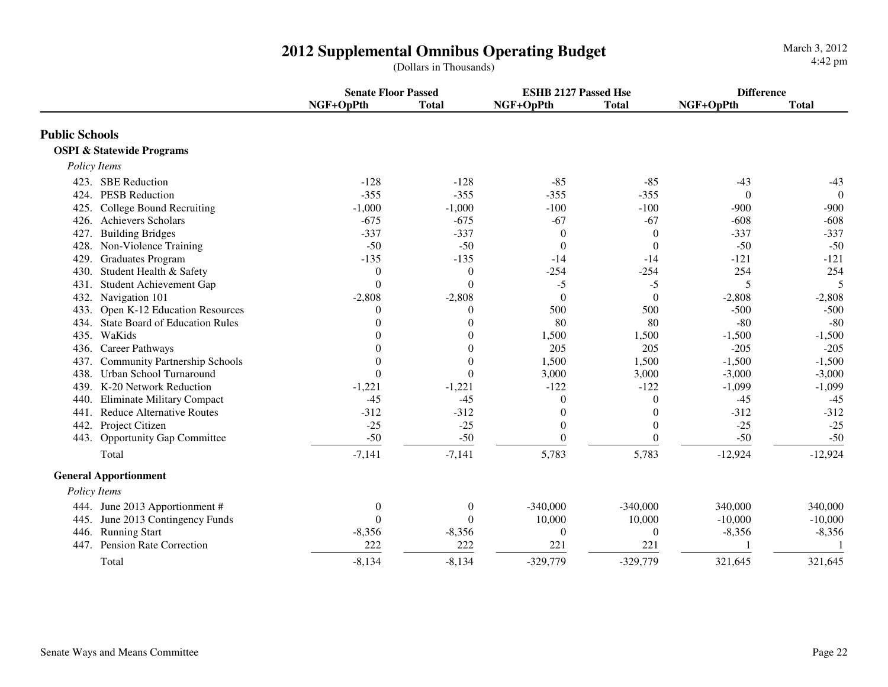# 2012 Supplemental Omnibus Operating Budget

(Dollars in Thousands)

| | Senate Floor Passed | | ESHB 2127 Passed Hse | | Difference | |
|---|---|---|---|---|---|---|
| | NGF+OpPth | Total | NGF+OpPth | Total | NGF+OpPth | Total |
| **Public Schools** | | | | | | |
| **OSPI & Statewide Programs** | | | | | | |
| *Policy Items* | | | | | | |
| 423. SBE Reduction | -128 | -128 | -85 | -85 | -43 | -43 |
| 424. PESB Reduction | -355 | -355 | -355 | -355 | 0 | 0 |
| 425. College Bound Recruiting | -1,000 | -1,000 | -100 | -100 | -900 | -900 |
| 426. Achievers Scholars | -675 | -675 | -67 | -67 | -608 | -608 |
| 427. Building Bridges | -337 | -337 | 0 | 0 | -337 | -337 |
| 428. Non-Violence Training | -50 | -50 | 0 | 0 | -50 | -50 |
| 429. Graduates Program | -135 | -135 | -14 | -14 | -121 | -121 |
| 430. Student Health & Safety | 0 | 0 | -254 | -254 | 254 | 254 |
| 431. Student Achievement Gap | 0 | 0 | -5 | -5 | 5 | 5 |
| 432. Navigation 101 | -2,808 | -2,808 | 0 | 0 | -2,808 | -2,808 |
| 433. Open K-12 Education Resources | 0 | 0 | 500 | 500 | -500 | -500 |
| 434. State Board of Education Rules | 0 | 0 | 80 | 80 | -80 | -80 |
| 435. WaKids | 0 | 0 | 1,500 | 1,500 | -1,500 | -1,500 |
| 436. Career Pathways | 0 | 0 | 205 | 205 | -205 | -205 |
| 437. Community Partnership Schools | 0 | 0 | 1,500 | 1,500 | -1,500 | -1,500 |
| 438. Urban School Turnaround | 0 | 0 | 3,000 | 3,000 | -3,000 | -3,000 |
| 439. K-20 Network Reduction | -1,221 | -1,221 | -122 | -122 | -1,099 | -1,099 |
| 440. Eliminate Military Compact | -45 | -45 | 0 | 0 | -45 | -45 |
| 441. Reduce Alternative Routes | -312 | -312 | 0 | 0 | -312 | -312 |
| 442. Project Citizen | -25 | -25 | 0 | 0 | -25 | -25 |
| 443. Opportunity Gap Committee | -50 | -50 | 0 | 0 | -50 | -50 |
| Total | -7,141 | -7,141 | 5,783 | 5,783 | -12,924 | -12,924 |
| **General Apportionment** | | | | | | |
| *Policy Items* | | | | | | |
| 444. June 2013 Apportionment # | 0 | 0 | -340,000 | -340,000 | 340,000 | 340,000 |
| 445. June 2013 Contingency Funds | 0 | 0 | 10,000 | 10,000 | -10,000 | -10,000 |
| 446. Running Start | -8,356 | -8,356 | 0 | 0 | -8,356 | -8,356 |
| 447. Pension Rate Correction | 222 | 222 | 221 | 221 | 1 | 1 |
| Total | -8,134 | -8,134 | -329,779 | -329,779 | 321,645 | 321,645 |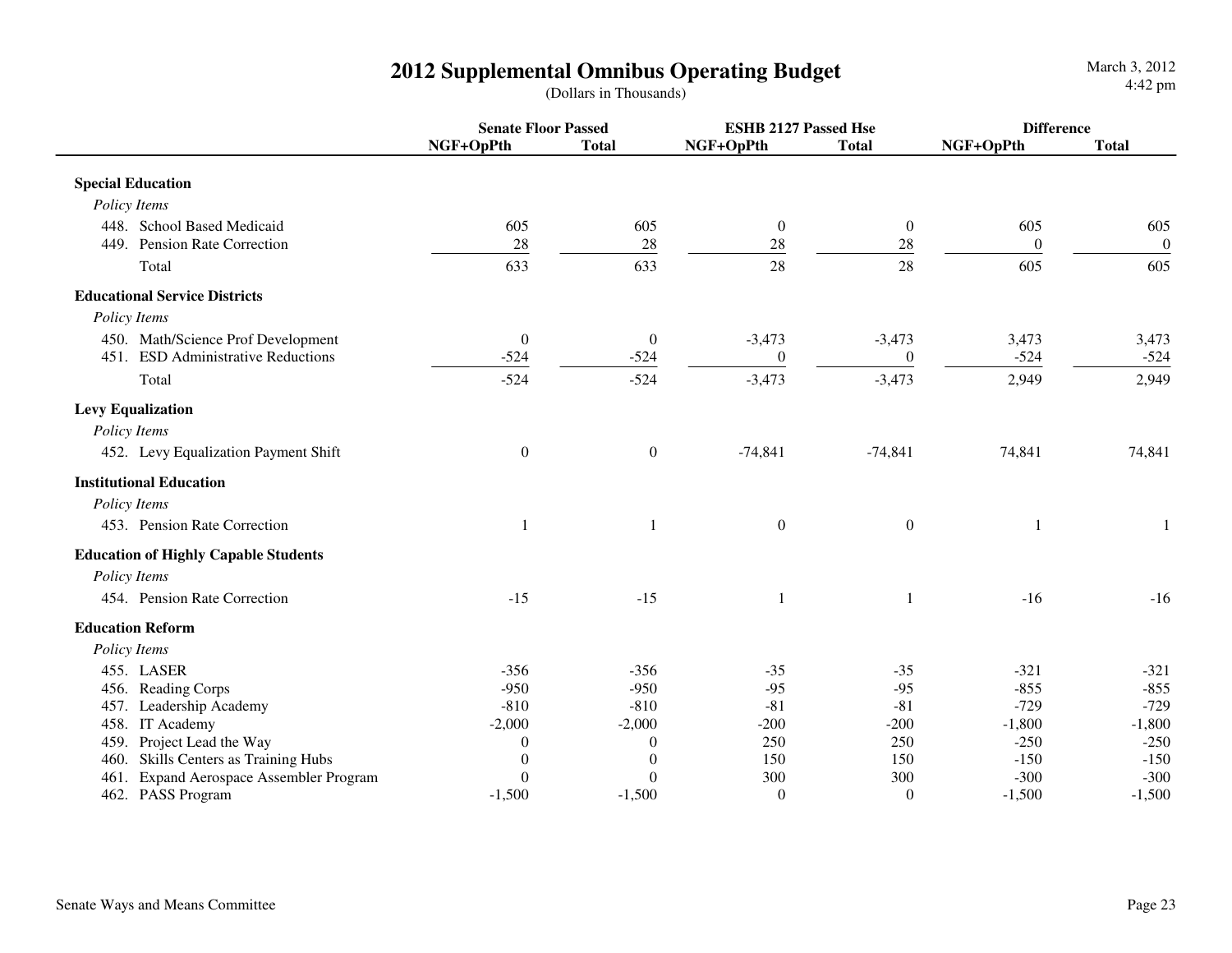# 2012 Supplemental Omnibus Operating Budget

(Dollars in Thousands)

| | Senate Floor Passed | | ESHB 2127 Passed Hse | | Difference | |
|---|---|---|---|---|---|---|
| | NGF+OpPth | Total | NGF+OpPth | Total | NGF+OpPth | Total |
| **Special Education** | | | | | | |
| *Policy Items* | | | | | | |
| 448. School Based Medicaid | 605 | 605 | 0 | 0 | 605 | 605 |
| 449. Pension Rate Correction | 28 | 28 | 28 | 28 | 0 | 0 |
| Total | 633 | 633 | 28 | 28 | 605 | 605 |
| **Educational Service Districts** | | | | | | |
| *Policy Items* | | | | | | |
| 450. Math/Science Prof Development | 0 | 0 | -3,473 | -3,473 | 3,473 | 3,473 |
| 451. ESD Administrative Reductions | -524 | -524 | 0 | 0 | -524 | -524 |
| Total | -524 | -524 | -3,473 | -3,473 | 2,949 | 2,949 |
| **Levy Equalization** | | | | | | |
| *Policy Items* | | | | | | |
| 452. Levy Equalization Payment Shift | 0 | 0 | -74,841 | -74,841 | 74,841 | 74,841 |
| **Institutional Education** | | | | | | |
| *Policy Items* | | | | | | |
| 453. Pension Rate Correction | 1 | 1 | 0 | 0 | 1 | 1 |
| **Education of Highly Capable Students** | | | | | | |
| *Policy Items* | | | | | | |
| 454. Pension Rate Correction | -15 | -15 | 1 | 1 | -16 | -16 |
| **Education Reform** | | | | | | |
| *Policy Items* | | | | | | |
| 455. LASER | -356 | -356 | -35 | -35 | -321 | -321 |
| 456. Reading Corps | -950 | -950 | -95 | -95 | -855 | -855 |
| 457. Leadership Academy | -810 | -810 | -81 | -81 | -729 | -729 |
| 458. IT Academy | -2,000 | -2,000 | -200 | -200 | -1,800 | -1,800 |
| 459. Project Lead the Way | 0 | 0 | 250 | 250 | -250 | -250 |
| 460. Skills Centers as Training Hubs | 0 | 0 | 150 | 150 | -150 | -150 |
| 461. Expand Aerospace Assembler Program | 0 | 0 | 300 | 300 | -300 | -300 |
| 462. PASS Program | -1,500 | -1,500 | 0 | 0 | -1,500 | -1,500 |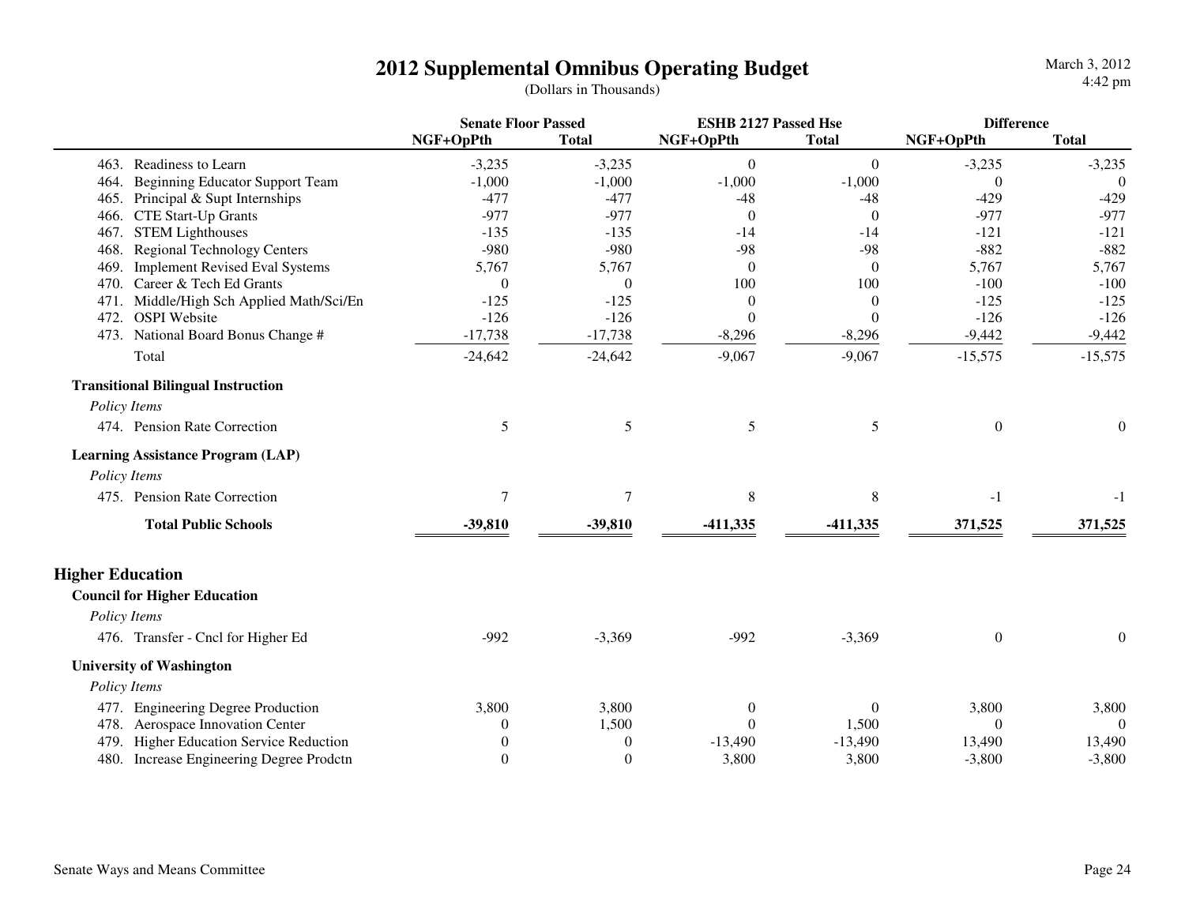# 2012 Supplemental Omnibus Operating Budget

(Dollars in Thousands)

| | Senate Floor Passed | | ESHB 2127 Passed Hse | | Difference | |
|---|---|---|---|---|---|---|
| | NGF+OpPth | Total | NGF+OpPth | Total | NGF+OpPth | Total |
| 463. Readiness to Learn | -3,235 | -3,235 | 0 | 0 | -3,235 | -3,235 |
| 464. Beginning Educator Support Team | -1,000 | -1,000 | -1,000 | -1,000 | 0 | 0 |
| 465. Principal & Supt Internships | -477 | -477 | -48 | -48 | -429 | -429 |
| 466. CTE Start-Up Grants | -977 | -977 | 0 | 0 | -977 | -977 |
| 467. STEM Lighthouses | -135 | -135 | -14 | -14 | -121 | -121 |
| 468. Regional Technology Centers | -980 | -980 | -98 | -98 | -882 | -882 |
| 469. Implement Revised Eval Systems | 5,767 | 5,767 | 0 | 0 | 5,767 | 5,767 |
| 470. Career & Tech Ed Grants | 0 | 0 | 100 | 100 | -100 | -100 |
| 471. Middle/High Sch Applied Math/Sci/En | -125 | -125 | 0 | 0 | -125 | -125 |
| 472. OSPI Website | -126 | -126 | 0 | 0 | -126 | -126 |
| 473. National Board Bonus Change # | -17,738 | -17,738 | -8,296 | -8,296 | -9,442 | -9,442 |
| Total | -24,642 | -24,642 | -9,067 | -9,067 | -15,575 | -15,575 |
| **Transitional Bilingual Instruction** | | | | | | |
| *Policy Items* | | | | | | |
| 474. Pension Rate Correction | 5 | 5 | 5 | 5 | 0 | 0 |
| **Learning Assistance Program (LAP)** | | | | | | |
| *Policy Items* | | | | | | |
| 475. Pension Rate Correction | 7 | 7 | 8 | 8 | -1 | -1 |
| **Total Public Schools** | **-39,810** | **-39,810** | **-411,335** | **-411,335** | **371,525** | **371,525** |

## Higher Education

| | Senate Floor Passed | | ESHB 2127 Passed Hse | | Difference | |
|---|---|---|---|---|---|---|
| | NGF+OpPth | Total | NGF+OpPth | Total | NGF+OpPth | Total |
| **Council for Higher Education** | | | | | | |
| *Policy Items* | | | | | | |
| 476. Transfer - Cncl for Higher Ed | -992 | -3,369 | -992 | -3,369 | 0 | 0 |
| **University of Washington** | | | | | | |
| *Policy Items* | | | | | | |
| 477. Engineering Degree Production | 3,800 | 3,800 | 0 | 0 | 3,800 | 3,800 |
| 478. Aerospace Innovation Center | 0 | 1,500 | 0 | 1,500 | 0 | 0 |
| 479. Higher Education Service Reduction | 0 | 0 | -13,490 | -13,490 | 13,490 | 13,490 |
| 480. Increase Engineering Degree Prodctn | 0 | 0 | 3,800 | 3,800 | -3,800 | -3,800 |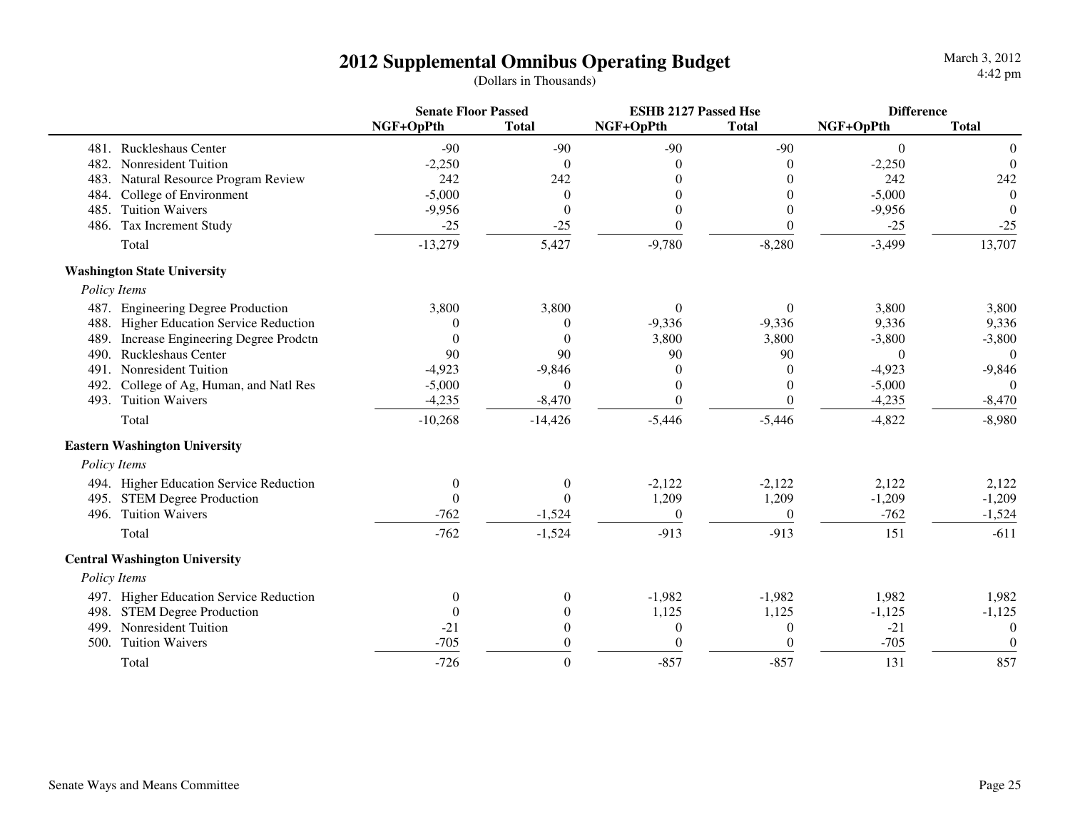# 2012 Supplemental Omnibus Operating Budget

(Dollars in Thousands)

| | Senate Floor Passed | | ESHB 2127 Passed Hse | | Difference | |
|---|---|---|---|---|---|---|
| | NGF+OpPth | Total | NGF+OpPth | Total | NGF+OpPth | Total |
| 481. Ruckleshaus Center | -90 | -90 | -90 | -90 | 0 | 0 |
| 482. Nonresident Tuition | -2,250 | 0 | 0 | 0 | -2,250 | 0 |
| 483. Natural Resource Program Review | 242 | 242 | 0 | 0 | 242 | 242 |
| 484. College of Environment | -5,000 | 0 | 0 | 0 | -5,000 | 0 |
| 485. Tuition Waivers | -9,956 | 0 | 0 | 0 | -9,956 | 0 |
| 486. Tax Increment Study | -25 | -25 | 0 | 0 | -25 | -25 |
| Total | -13,279 | 5,427 | -9,780 | -8,280 | -3,499 | 13,707 |
| **Washington State University** | | | | | | |
| *Policy Items* | | | | | | |
| 487. Engineering Degree Production | 3,800 | 3,800 | 0 | 0 | 3,800 | 3,800 |
| 488. Higher Education Service Reduction | 0 | 0 | -9,336 | -9,336 | 9,336 | 9,336 |
| 489. Increase Engineering Degree Prodctn | 0 | 0 | 3,800 | 3,800 | -3,800 | -3,800 |
| 490. Ruckleshaus Center | 90 | 90 | 90 | 90 | 0 | 0 |
| 491. Nonresident Tuition | -4,923 | -9,846 | 0 | 0 | -4,923 | -9,846 |
| 492. College of Ag, Human, and Natl Res | -5,000 | 0 | 0 | 0 | -5,000 | 0 |
| 493. Tuition Waivers | -4,235 | -8,470 | 0 | 0 | -4,235 | -8,470 |
| Total | -10,268 | -14,426 | -5,446 | -5,446 | -4,822 | -8,980 |
| **Eastern Washington University** | | | | | | |
| *Policy Items* | | | | | | |
| 494. Higher Education Service Reduction | 0 | 0 | -2,122 | -2,122 | 2,122 | 2,122 |
| 495. STEM Degree Production | 0 | 0 | 1,209 | 1,209 | -1,209 | -1,209 |
| 496. Tuition Waivers | -762 | -1,524 | 0 | 0 | -762 | -1,524 |
| Total | -762 | -1,524 | -913 | -913 | 151 | -611 |
| **Central Washington University** | | | | | | |
| *Policy Items* | | | | | | |
| 497. Higher Education Service Reduction | 0 | 0 | -1,982 | -1,982 | 1,982 | 1,982 |
| 498. STEM Degree Production | 0 | 0 | 1,125 | 1,125 | -1,125 | -1,125 |
| 499. Nonresident Tuition | -21 | 0 | 0 | 0 | -21 | 0 |
| 500. Tuition Waivers | -705 | 0 | 0 | 0 | -705 | 0 |
| Total | -726 | 0 | -857 | -857 | 131 | 857 |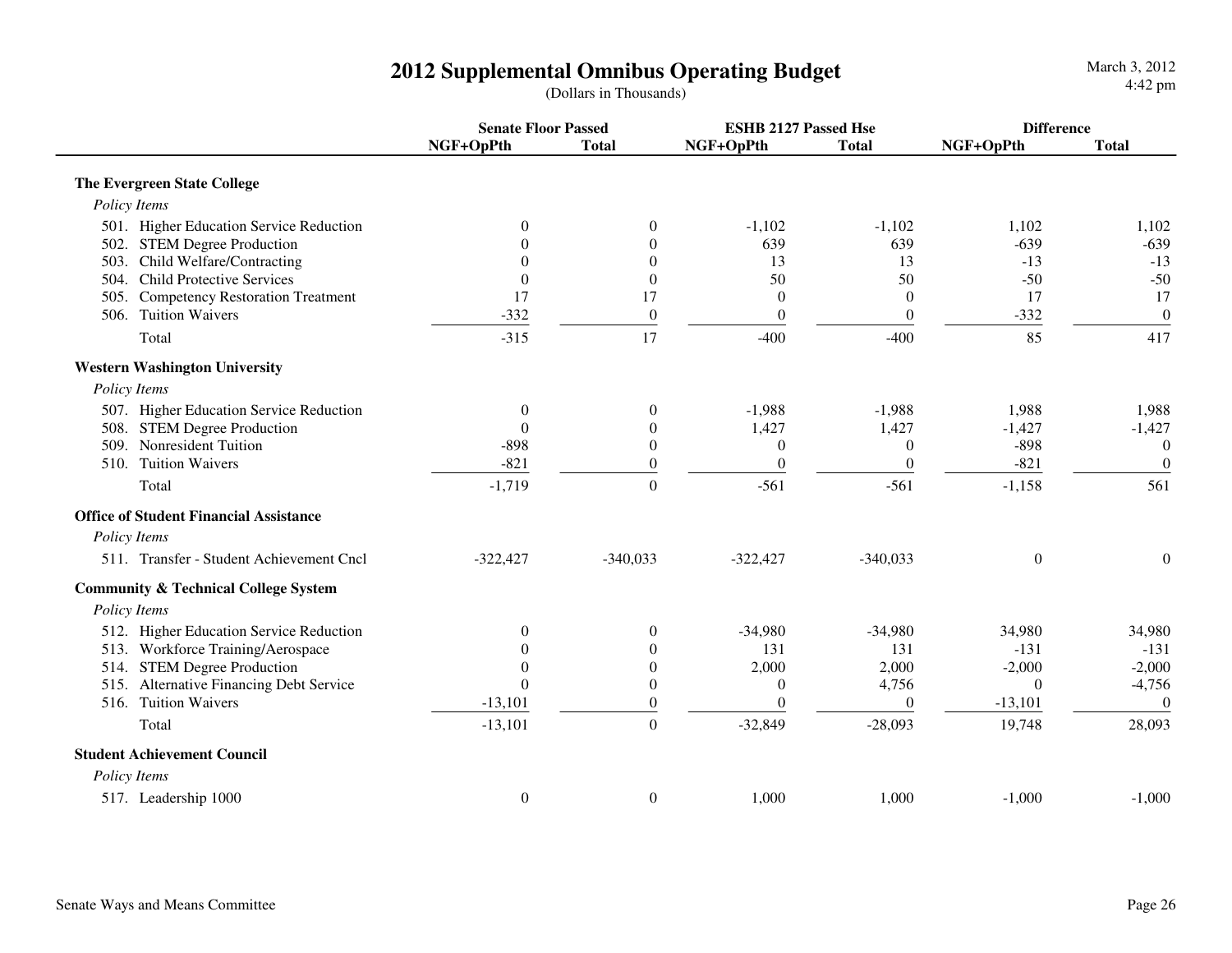# 2012 Supplemental Omnibus Operating Budget

(Dollars in Thousands)

| | Senate Floor Passed | | ESHB 2127 Passed Hse | | Difference | |
|---|---|---|---|---|---|---|
| | NGF+OpPth | Total | NGF+OpPth | Total | NGF+OpPth | Total |
| **The Evergreen State College** | | | | | | |
| *Policy Items* | | | | | | |
| 501. Higher Education Service Reduction | 0 | 0 | -1,102 | -1,102 | 1,102 | 1,102 |
| 502. STEM Degree Production | 0 | 0 | 639 | 639 | -639 | -639 |
| 503. Child Welfare/Contracting | 0 | 0 | 13 | 13 | -13 | -13 |
| 504. Child Protective Services | 0 | 0 | 50 | 50 | -50 | -50 |
| 505. Competency Restoration Treatment | 17 | 17 | 0 | 0 | 17 | 17 |
| 506. Tuition Waivers | -332 | 0 | 0 | 0 | -332 | 0 |
| Total | -315 | 17 | -400 | -400 | 85 | 417 |
| **Western Washington University** | | | | | | |
| *Policy Items* | | | | | | |
| 507. Higher Education Service Reduction | 0 | 0 | -1,988 | -1,988 | 1,988 | 1,988 |
| 508. STEM Degree Production | 0 | 0 | 1,427 | 1,427 | -1,427 | -1,427 |
| 509. Nonresident Tuition | -898 | 0 | 0 | 0 | -898 | 0 |
| 510. Tuition Waivers | -821 | 0 | 0 | 0 | -821 | 0 |
| Total | -1,719 | 0 | -561 | -561 | -1,158 | 561 |
| **Office of Student Financial Assistance** | | | | | | |
| *Policy Items* | | | | | | |
| 511. Transfer - Student Achievement Cncl | -322,427 | -340,033 | -322,427 | -340,033 | 0 | 0 |
| **Community & Technical College System** | | | | | | |
| *Policy Items* | | | | | | |
| 512. Higher Education Service Reduction | 0 | 0 | -34,980 | -34,980 | 34,980 | 34,980 |
| 513. Workforce Training/Aerospace | 0 | 0 | 131 | 131 | -131 | -131 |
| 514. STEM Degree Production | 0 | 0 | 2,000 | 2,000 | -2,000 | -2,000 |
| 515. Alternative Financing Debt Service | 0 | 0 | 0 | 4,756 | 0 | -4,756 |
| 516. Tuition Waivers | -13,101 | 0 | 0 | 0 | -13,101 | 0 |
| Total | -13,101 | 0 | -32,849 | -28,093 | 19,748 | 28,093 |
| **Student Achievement Council** | | | | | | |
| *Policy Items* | | | | | | |
| 517. Leadership 1000 | 0 | 0 | 1,000 | 1,000 | -1,000 | -1,000 |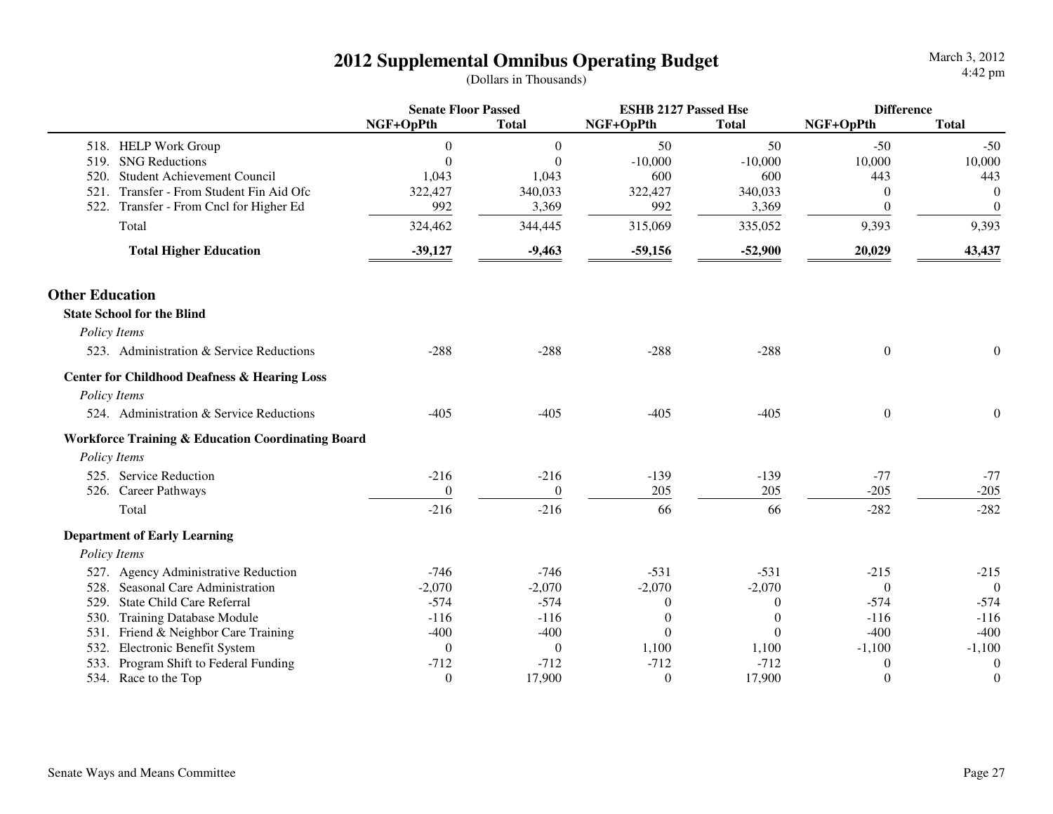# 2012 Supplemental Omnibus Operating Budget

(Dollars in Thousands)

| | Senate Floor Passed | | ESHB 2127 Passed Hse | | Difference | |
|---|---|---|---|---|---|---|
| | NGF+OpPth | Total | NGF+OpPth | Total | NGF+OpPth | Total |
| 518. HELP Work Group | 0 | 0 | 50 | 50 | -50 | -50 |
| 519. SNG Reductions | 0 | 0 | -10,000 | -10,000 | 10,000 | 10,000 |
| 520. Student Achievement Council | 1,043 | 1,043 | 600 | 600 | 443 | 443 |
| 521. Transfer - From Student Fin Aid Ofc | 322,427 | 340,033 | 322,427 | 340,033 | 0 | 0 |
| 522. Transfer - From Cncl for Higher Ed | 992 | 3,369 | 992 | 3,369 | 0 | 0 |
| Total | 324,462 | 344,445 | 315,069 | 335,052 | 9,393 | 9,393 |
| **Total Higher Education** | **-39,127** | **-9,463** | **-59,156** | **-52,900** | **20,029** | **43,437** |

## Other Education

### State School for the Blind

*Policy Items*

| | Senate Floor Passed | | ESHB 2127 Passed Hse | | Difference | |
|---|---|---|---|---|---|---|
| | NGF+OpPth | Total | NGF+OpPth | Total | NGF+OpPth | Total |
| 523. Administration & Service Reductions | -288 | -288 | -288 | -288 | 0 | 0 |

### Center for Childhood Deafness & Hearing Loss

*Policy Items*

| | Senate Floor Passed | | ESHB 2127 Passed Hse | | Difference | |
|---|---|---|---|---|---|---|
| | NGF+OpPth | Total | NGF+OpPth | Total | NGF+OpPth | Total |
| 524. Administration & Service Reductions | -405 | -405 | -405 | -405 | 0 | 0 |

### Workforce Training & Education Coordinating Board

*Policy Items*

| | Senate Floor Passed | | ESHB 2127 Passed Hse | | Difference | |
|---|---|---|---|---|---|---|
| | NGF+OpPth | Total | NGF+OpPth | Total | NGF+OpPth | Total |
| 525. Service Reduction | -216 | -216 | -139 | -139 | -77 | -77 |
| 526. Career Pathways | 0 | 0 | 205 | 205 | -205 | -205 |
| Total | -216 | -216 | 66 | 66 | -282 | -282 |

### Department of Early Learning

*Policy Items*

| | Senate Floor Passed | | ESHB 2127 Passed Hse | | Difference | |
|---|---|---|---|---|---|---|
| | NGF+OpPth | Total | NGF+OpPth | Total | NGF+OpPth | Total |
| 527. Agency Administrative Reduction | -746 | -746 | -531 | -531 | -215 | -215 |
| 528. Seasonal Care Administration | -2,070 | -2,070 | -2,070 | -2,070 | 0 | 0 |
| 529. State Child Care Referral | -574 | -574 | 0 | 0 | -574 | -574 |
| 530. Training Database Module | -116 | -116 | 0 | 0 | -116 | -116 |
| 531. Friend & Neighbor Care Training | -400 | -400 | 0 | 0 | -400 | -400 |
| 532. Electronic Benefit System | 0 | 0 | 1,100 | 1,100 | -1,100 | -1,100 |
| 533. Program Shift to Federal Funding | -712 | -712 | -712 | -712 | 0 | 0 |
| 534. Race to the Top | 0 | 17,900 | 0 | 17,900 | 0 | 0 |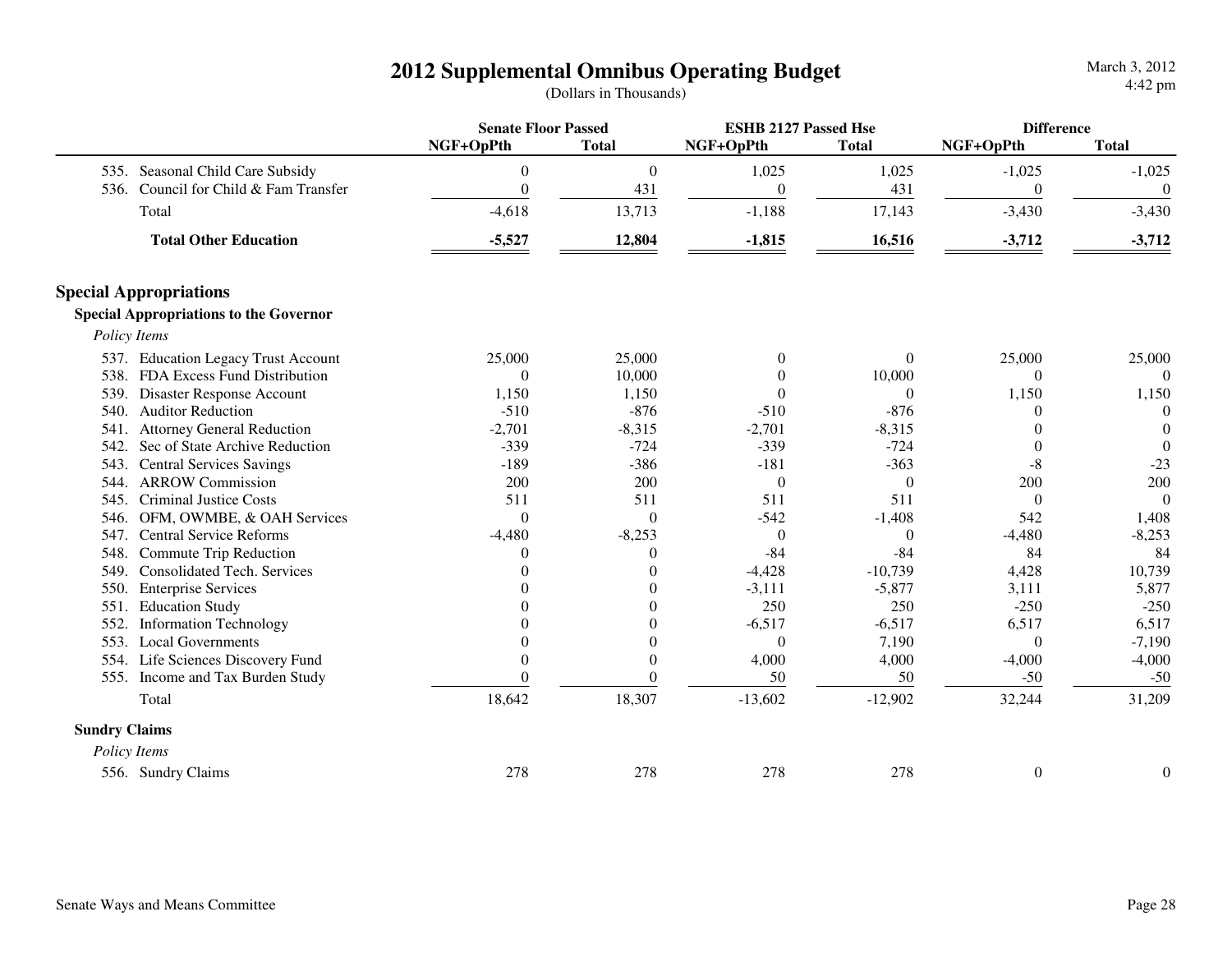# 2012 Supplemental Omnibus Operating Budget

(Dollars in Thousands)

| | Senate Floor Passed | | ESHB 2127 Passed Hse | | Difference | |
|---|---|---|---|---|---|---|
| | NGF+OpPth | Total | NGF+OpPth | Total | NGF+OpPth | Total |
| 535. Seasonal Child Care Subsidy | 0 | 0 | 1,025 | 1,025 | -1,025 | -1,025 |
| 536. Council for Child & Fam Transfer | 0 | 431 | 0 | 431 | 0 | 0 |
| Total | -4,618 | 13,713 | -1,188 | 17,143 | -3,430 | -3,430 |
| **Total Other Education** | **-5,527** | **12,804** | **-1,815** | **16,516** | **-3,712** | **-3,712** |

## Special Appropriations

### Special Appropriations to the Governor

*Policy Items*

| | Senate Floor Passed | | ESHB 2127 Passed Hse | | Difference | |
|---|---|---|---|---|---|---|
| | NGF+OpPth | Total | NGF+OpPth | Total | NGF+OpPth | Total |
| 537. Education Legacy Trust Account | 25,000 | 25,000 | 0 | 0 | 25,000 | 25,000 |
| 538. FDA Excess Fund Distribution | 0 | 10,000 | 0 | 10,000 | 0 | 0 |
| 539. Disaster Response Account | 1,150 | 1,150 | 0 | 0 | 1,150 | 1,150 |
| 540. Auditor Reduction | -510 | -876 | -510 | -876 | 0 | 0 |
| 541. Attorney General Reduction | -2,701 | -8,315 | -2,701 | -8,315 | 0 | 0 |
| 542. Sec of State Archive Reduction | -339 | -724 | -339 | -724 | 0 | 0 |
| 543. Central Services Savings | -189 | -386 | -181 | -363 | -8 | -23 |
| 544. ARROW Commission | 200 | 200 | 0 | 0 | 200 | 200 |
| 545. Criminal Justice Costs | 511 | 511 | 511 | 511 | 0 | 0 |
| 546. OFM, OWMBE, & OAH Services | 0 | 0 | -542 | -1,408 | 542 | 1,408 |
| 547. Central Service Reforms | -4,480 | -8,253 | 0 | 0 | -4,480 | -8,253 |
| 548. Commute Trip Reduction | 0 | 0 | -84 | -84 | 84 | 84 |
| 549. Consolidated Tech. Services | 0 | 0 | -4,428 | -10,739 | 4,428 | 10,739 |
| 550. Enterprise Services | 0 | 0 | -3,111 | -5,877 | 3,111 | 5,877 |
| 551. Education Study | 0 | 0 | 250 | 250 | -250 | -250 |
| 552. Information Technology | 0 | 0 | -6,517 | -6,517 | 6,517 | 6,517 |
| 553. Local Governments | 0 | 0 | 0 | 7,190 | 0 | -7,190 |
| 554. Life Sciences Discovery Fund | 0 | 0 | 4,000 | 4,000 | -4,000 | -4,000 |
| 555. Income and Tax Burden Study | 0 | 0 | 50 | 50 | -50 | -50 |
| Total | 18,642 | 18,307 | -13,602 | -12,902 | 32,244 | 31,209 |

### Sundry Claims

*Policy Items*

| | Senate Floor Passed | | ESHB 2127 Passed Hse | | Difference | |
|---|---|---|---|---|---|---|
| | NGF+OpPth | Total | NGF+OpPth | Total | NGF+OpPth | Total |
| 556. Sundry Claims | 278 | 278 | 278 | 278 | 0 | 0 |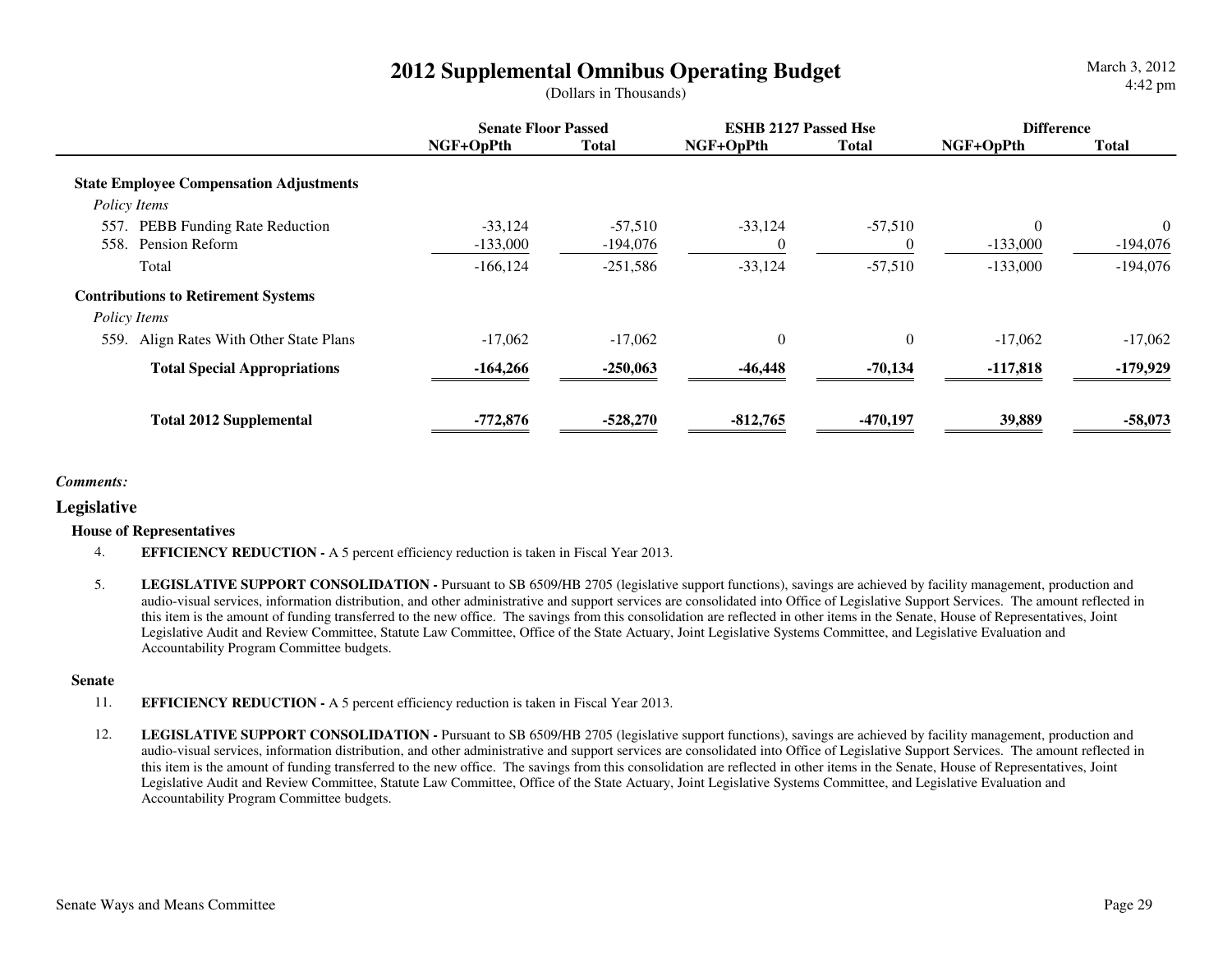# 2012 Supplemental Omnibus Operating Budget

(Dollars in Thousands)

| | Senate Floor Passed | | ESHB 2127 Passed Hse | | Difference | |
|---|---|---|---|---|---|---|
| | NGF+OpPth | Total | NGF+OpPth | Total | NGF+OpPth | Total |
| **State Employee Compensation Adjustments** | | | | | | |
| *Policy Items* | | | | | | |
| 557. PEBB Funding Rate Reduction | -33,124 | -57,510 | -33,124 | -57,510 | 0 | 0 |
| 558. Pension Reform | -133,000 | -194,076 | 0 | 0 | -133,000 | -194,076 |
| Total | -166,124 | -251,586 | -33,124 | -57,510 | -133,000 | -194,076 |
| **Contributions to Retirement Systems** | | | | | | |
| *Policy Items* | | | | | | |
| 559. Align Rates With Other State Plans | -17,062 | -17,062 | 0 | 0 | -17,062 | -17,062 |
| **Total Special Appropriations** | **-164,266** | **-250,063** | **-46,448** | **-70,134** | **-117,818** | **-179,929** |
| **Total 2012 Supplemental** | **-772,876** | **-528,270** | **-812,765** | **-470,197** | **39,889** | **-58,073** |

***Comments:***

## Legislative

### House of Representatives

4. **EFFICIENCY REDUCTION -** A 5 percent efficiency reduction is taken in Fiscal Year 2013.

5. **LEGISLATIVE SUPPORT CONSOLIDATION -** Pursuant to SB 6509/HB 2705 (legislative support functions), savings are achieved by facility management, production and audio-visual services, information distribution, and other administrative and support services are consolidated into Office of Legislative Support Services. The amount reflected in this item is the amount of funding transferred to the new office. The savings from this consolidation are reflected in other items in the Senate, House of Representatives, Joint Legislative Audit and Review Committee, Statute Law Committee, Office of the State Actuary, Joint Legislative Systems Committee, and Legislative Evaluation and Accountability Program Committee budgets.

### Senate

11. **EFFICIENCY REDUCTION -** A 5 percent efficiency reduction is taken in Fiscal Year 2013.

12. **LEGISLATIVE SUPPORT CONSOLIDATION -** Pursuant to SB 6509/HB 2705 (legislative support functions), savings are achieved by facility management, production and audio-visual services, information distribution, and other administrative and support services are consolidated into Office of Legislative Support Services. The amount reflected in this item is the amount of funding transferred to the new office. The savings from this consolidation are reflected in other items in the Senate, House of Representatives, Joint Legislative Audit and Review Committee, Statute Law Committee, Office of the State Actuary, Joint Legislative Systems Committee, and Legislative Evaluation and Accountability Program Committee budgets.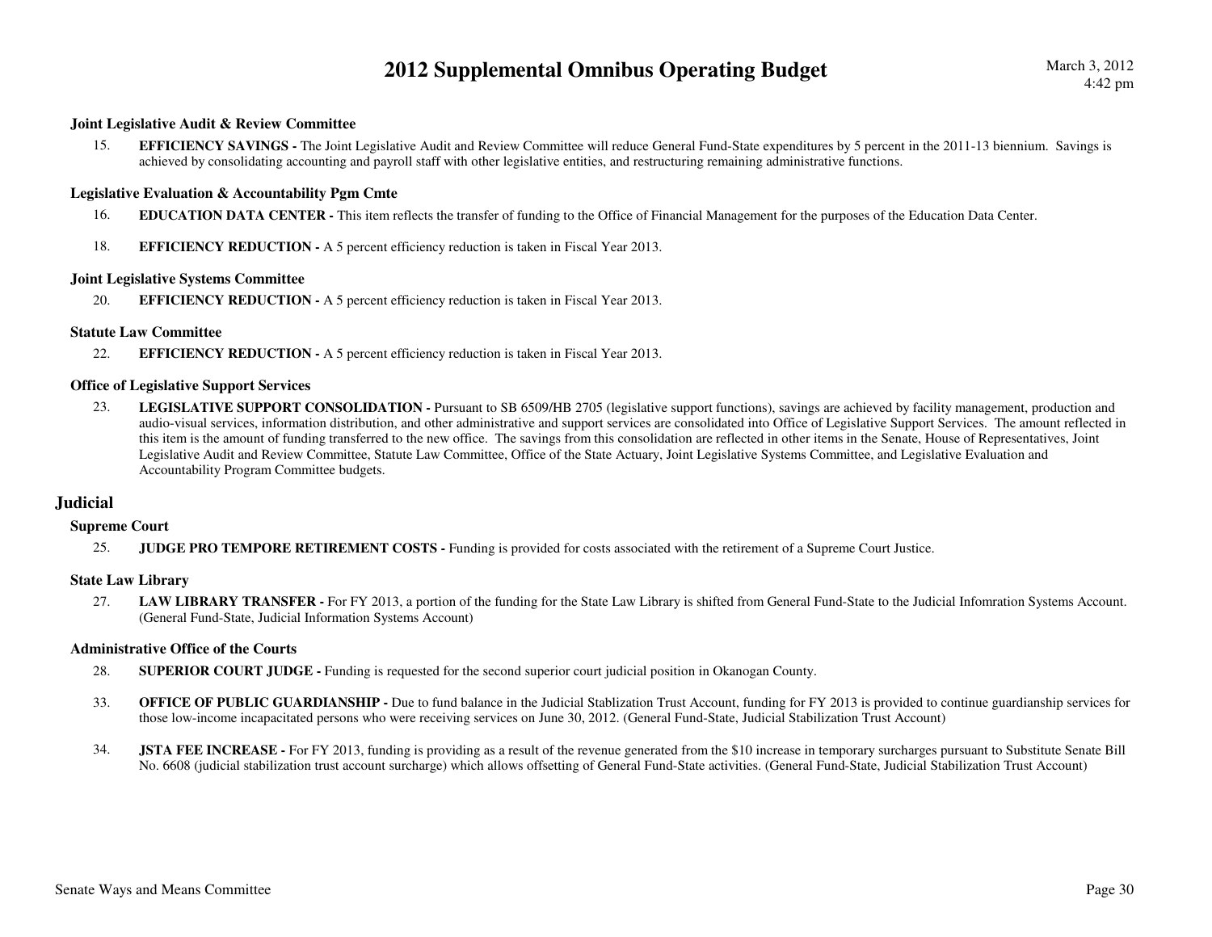### Joint Legislative Audit & Review Committee

15. **EFFICIENCY SAVINGS -** The Joint Legislative Audit and Review Committee will reduce General Fund-State expenditures by 5 percent in the 2011-13 biennium. Savings is achieved by consolidating accounting and payroll staff with other legislative entities, and restructuring remaining administrative functions.

### Legislative Evaluation & Accountability Pgm Cmte

16. **EDUCATION DATA CENTER -** This item reflects the transfer of funding to the Office of Financial Management for the purposes of the Education Data Center.

18. **EFFICIENCY REDUCTION -** A 5 percent efficiency reduction is taken in Fiscal Year 2013.

### Joint Legislative Systems Committee

20. **EFFICIENCY REDUCTION -** A 5 percent efficiency reduction is taken in Fiscal Year 2013.

### Statute Law Committee

22. **EFFICIENCY REDUCTION -** A 5 percent efficiency reduction is taken in Fiscal Year 2013.

### Office of Legislative Support Services

23. **LEGISLATIVE SUPPORT CONSOLIDATION -** Pursuant to SB 6509/HB 2705 (legislative support functions), savings are achieved by facility management, production and audio-visual services, information distribution, and other administrative and support services are consolidated into Office of Legislative Support Services. The amount reflected in this item is the amount of funding transferred to the new office. The savings from this consolidation are reflected in other items in the Senate, House of Representatives, Joint Legislative Audit and Review Committee, Statute Law Committee, Office of the State Actuary, Joint Legislative Systems Committee, and Legislative Evaluation and Accountability Program Committee budgets.

## Judicial

### Supreme Court

25. **JUDGE PRO TEMPORE RETIREMENT COSTS -** Funding is provided for costs associated with the retirement of a Supreme Court Justice.

### State Law Library

27. **LAW LIBRARY TRANSFER -** For FY 2013, a portion of the funding for the State Law Library is shifted from General Fund-State to the Judicial Infomration Systems Account. (General Fund-State, Judicial Information Systems Account)

### Administrative Office of the Courts

28. **SUPERIOR COURT JUDGE -** Funding is requested for the second superior court judicial position in Okanogan County.

33. **OFFICE OF PUBLIC GUARDIANSHIP -** Due to fund balance in the Judicial Stablization Trust Account, funding for FY 2013 is provided to continue guardianship services for those low-income incapacitated persons who were receiving services on June 30, 2012. (General Fund-State, Judicial Stabilization Trust Account)

34. **JSTA FEE INCREASE -** For FY 2013, funding is providing as a result of the revenue generated from the $10 increase in temporary surcharges pursuant to Substitute Senate Bill No. 6608 (judicial stabilization trust account surcharge) which allows offsetting of General Fund-State activities. (General Fund-State, Judicial Stabilization Trust Account)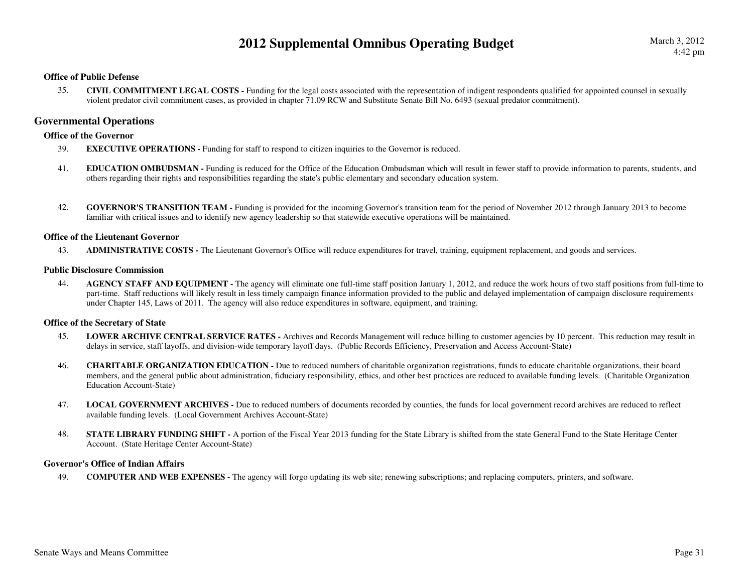### Office of Public Defense

35. **CIVIL COMMITMENT LEGAL COSTS -** Funding for the legal costs associated with the representation of indigent respondents qualified for appointed counsel in sexually violent predator civil commitment cases, as provided in chapter 71.09 RCW and Substitute Senate Bill No. 6493 (sexual predator commitment).

## Governmental Operations

### Office of the Governor

39. **EXECUTIVE OPERATIONS -** Funding for staff to respond to citizen inquiries to the Governor is reduced.

41. **EDUCATION OMBUDSMAN -** Funding is reduced for the Office of the Education Ombudsman which will result in fewer staff to provide information to parents, students, and others regarding their rights and responsibilities regarding the state's public elementary and secondary education system.

42. **GOVERNOR'S TRANSITION TEAM -** Funding is provided for the incoming Governor's transition team for the period of November 2012 through January 2013 to become familiar with critical issues and to identify new agency leadership so that statewide executive operations will be maintained.

### Office of the Lieutenant Governor

43. **ADMINISTRATIVE COSTS -** The Lieutenant Governor's Office will reduce expenditures for travel, training, equipment replacement, and goods and services.

### Public Disclosure Commission

44. **AGENCY STAFF AND EQUIPMENT -** The agency will eliminate one full-time staff position January 1, 2012, and reduce the work hours of two staff positions from full-time to part-time. Staff reductions will likely result in less timely campaign finance information provided to the public and delayed implementation of campaign disclosure requirements under Chapter 145, Laws of 2011. The agency will also reduce expenditures in software, equipment, and training.

### Office of the Secretary of State

45. **LOWER ARCHIVE CENTRAL SERVICE RATES -** Archives and Records Management will reduce billing to customer agencies by 10 percent. This reduction may result in delays in service, staff layoffs, and division-wide temporary layoff days. (Public Records Efficiency, Preservation and Access Account-State)

46. **CHARITABLE ORGANIZATION EDUCATION -** Due to reduced numbers of charitable organization registrations, funds to educate charitable organizations, their board members, and the general public about administration, fiduciary responsibility, ethics, and other best practices are reduced to available funding levels. (Charitable Organization Education Account-State)

47. **LOCAL GOVERNMENT ARCHIVES -** Due to reduced numbers of documents recorded by counties, the funds for local government record archives are reduced to reflect available funding levels. (Local Government Archives Account-State)

48. **STATE LIBRARY FUNDING SHIFT -** A portion of the Fiscal Year 2013 funding for the State Library is shifted from the state General Fund to the State Heritage Center Account. (State Heritage Center Account-State)

### Governor's Office of Indian Affairs

49. **COMPUTER AND WEB EXPENSES -** The agency will forgo updating its web site; renewing subscriptions; and replacing computers, printers, and software.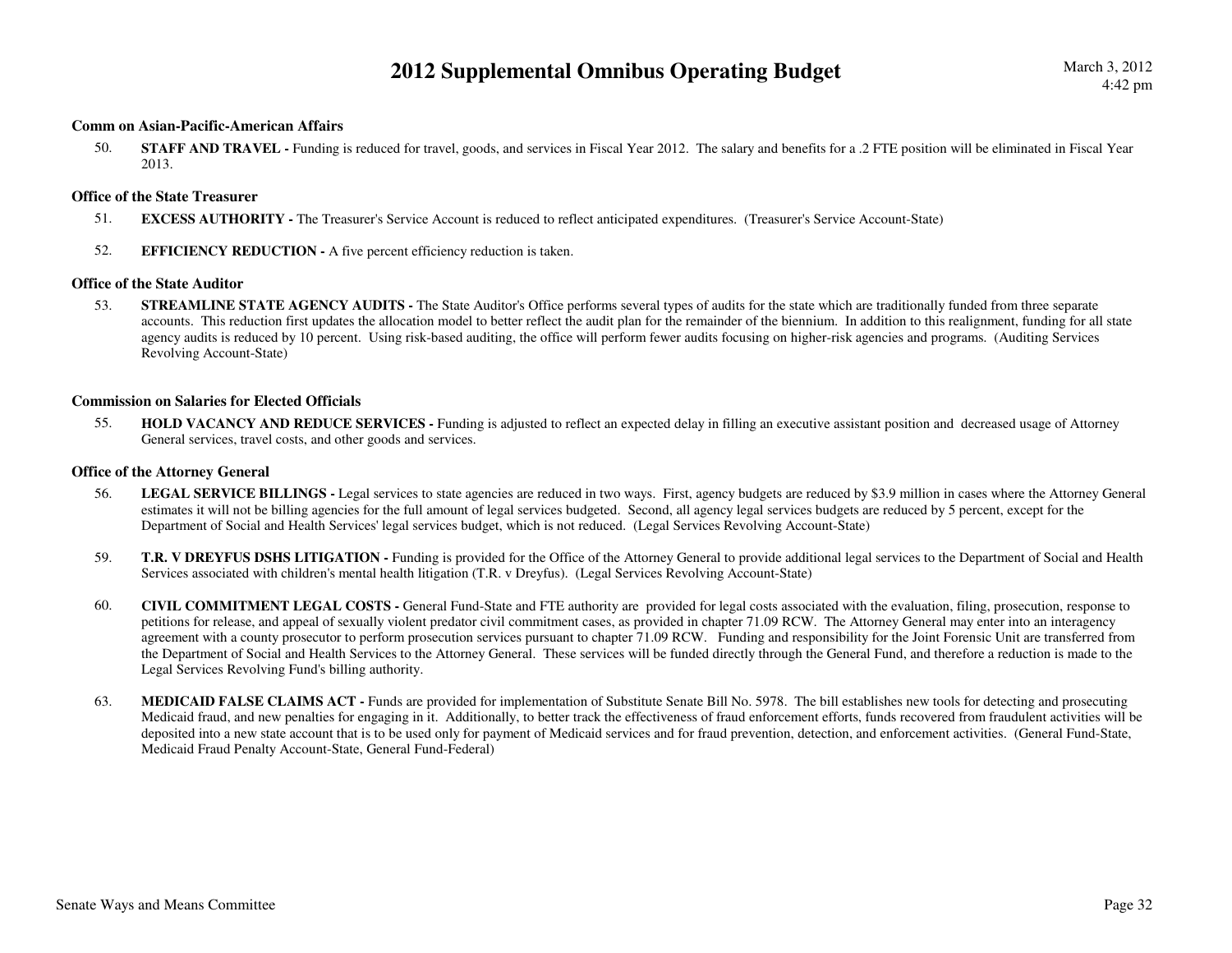### Comm on Asian-Pacific-American Affairs

50. **STAFF AND TRAVEL -** Funding is reduced for travel, goods, and services in Fiscal Year 2012. The salary and benefits for a .2 FTE position will be eliminated in Fiscal Year 2013.

### Office of the State Treasurer

51. **EXCESS AUTHORITY -** The Treasurer's Service Account is reduced to reflect anticipated expenditures. (Treasurer's Service Account-State)

52. **EFFICIENCY REDUCTION -** A five percent efficiency reduction is taken.

### Office of the State Auditor

53. **STREAMLINE STATE AGENCY AUDITS -** The State Auditor's Office performs several types of audits for the state which are traditionally funded from three separate accounts. This reduction first updates the allocation model to better reflect the audit plan for the remainder of the biennium. In addition to this realignment, funding for all state agency audits is reduced by 10 percent. Using risk-based auditing, the office will perform fewer audits focusing on higher-risk agencies and programs. (Auditing Services Revolving Account-State)

### Commission on Salaries for Elected Officials

55. **HOLD VACANCY AND REDUCE SERVICES -** Funding is adjusted to reflect an expected delay in filling an executive assistant position and decreased usage of Attorney General services, travel costs, and other goods and services.

### Office of the Attorney General

56. **LEGAL SERVICE BILLINGS -** Legal services to state agencies are reduced in two ways. First, agency budgets are reduced by $3.9 million in cases where the Attorney General estimates it will not be billing agencies for the full amount of legal services budgeted. Second, all agency legal services budgets are reduced by 5 percent, except for the Department of Social and Health Services' legal services budget, which is not reduced. (Legal Services Revolving Account-State)

59. **T.R. V DREYFUS DSHS LITIGATION -** Funding is provided for the Office of the Attorney General to provide additional legal services to the Department of Social and Health Services associated with children's mental health litigation (T.R. v Dreyfus). (Legal Services Revolving Account-State)

60. **CIVIL COMMITMENT LEGAL COSTS -** General Fund-State and FTE authority are provided for legal costs associated with the evaluation, filing, prosecution, response to petitions for release, and appeal of sexually violent predator civil commitment cases, as provided in chapter 71.09 RCW. The Attorney General may enter into an interagency agreement with a county prosecutor to perform prosecution services pursuant to chapter 71.09 RCW. Funding and responsibility for the Joint Forensic Unit are transferred from the Department of Social and Health Services to the Attorney General. These services will be funded directly through the General Fund, and therefore a reduction is made to the Legal Services Revolving Fund's billing authority.

63. **MEDICAID FALSE CLAIMS ACT -** Funds are provided for implementation of Substitute Senate Bill No. 5978. The bill establishes new tools for detecting and prosecuting Medicaid fraud, and new penalties for engaging in it. Additionally, to better track the effectiveness of fraud enforcement efforts, funds recovered from fraudulent activities will be deposited into a new state account that is to be used only for payment of Medicaid services and for fraud prevention, detection, and enforcement activities. (General Fund-State, Medicaid Fraud Penalty Account-State, General Fund-Federal)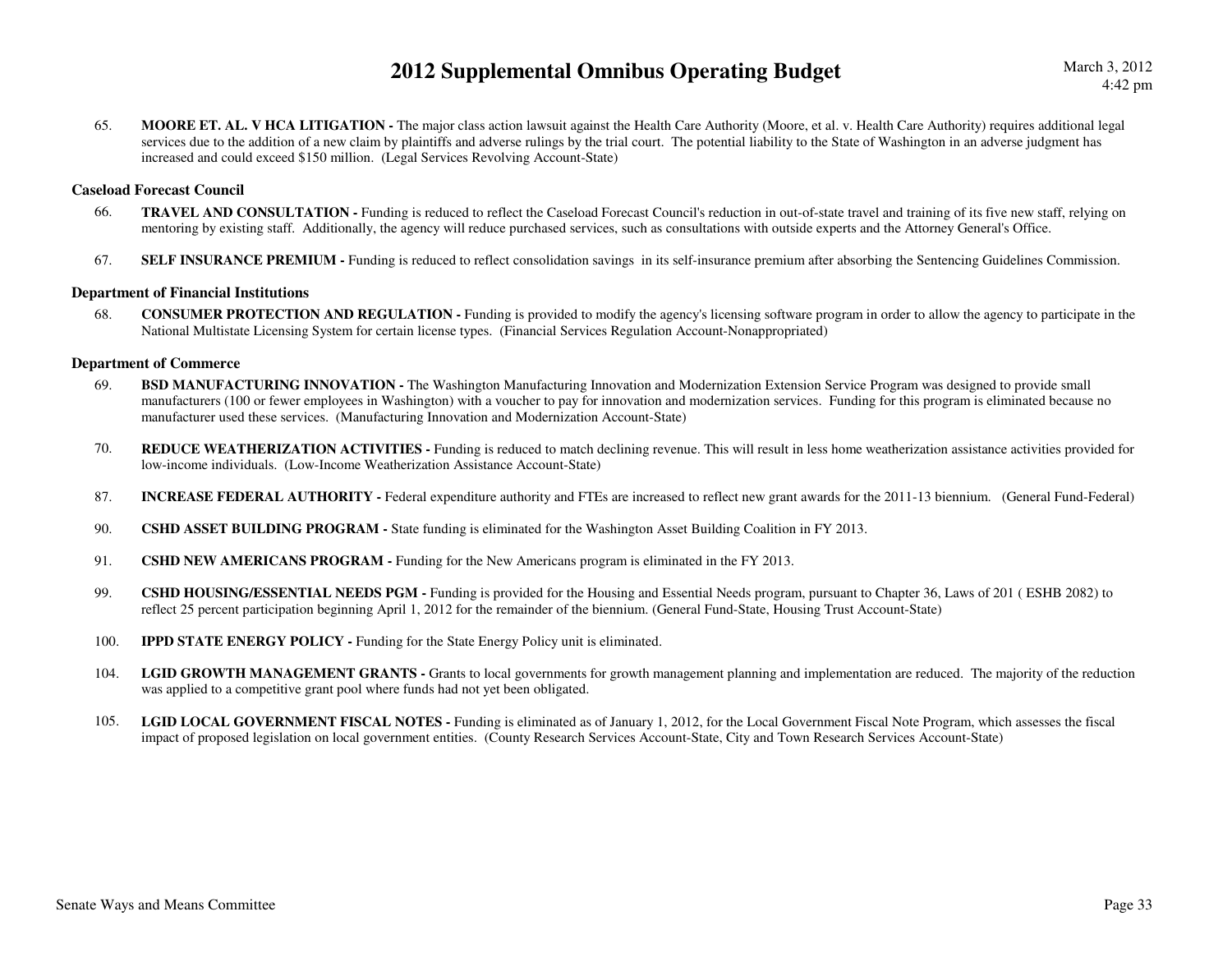65. **MOORE ET. AL. V HCA LITIGATION -** The major class action lawsuit against the Health Care Authority (Moore, et al. v. Health Care Authority) requires additional legal services due to the addition of a new claim by plaintiffs and adverse rulings by the trial court. The potential liability to the State of Washington in an adverse judgment has increased and could exceed $150 million. (Legal Services Revolving Account-State)

### Caseload Forecast Council

66. **TRAVEL AND CONSULTATION -** Funding is reduced to reflect the Caseload Forecast Council's reduction in out-of-state travel and training of its five new staff, relying on mentoring by existing staff. Additionally, the agency will reduce purchased services, such as consultations with outside experts and the Attorney General's Office.

67. **SELF INSURANCE PREMIUM -** Funding is reduced to reflect consolidation savings in its self-insurance premium after absorbing the Sentencing Guidelines Commission.

### Department of Financial Institutions

68. **CONSUMER PROTECTION AND REGULATION -** Funding is provided to modify the agency's licensing software program in order to allow the agency to participate in the National Multistate Licensing System for certain license types. (Financial Services Regulation Account-Nonappropriated)

### Department of Commerce

69. **BSD MANUFACTURING INNOVATION -** The Washington Manufacturing Innovation and Modernization Extension Service Program was designed to provide small manufacturers (100 or fewer employees in Washington) with a voucher to pay for innovation and modernization services. Funding for this program is eliminated because no manufacturer used these services. (Manufacturing Innovation and Modernization Account-State)

70. **REDUCE WEATHERIZATION ACTIVITIES -** Funding is reduced to match declining revenue. This will result in less home weatherization assistance activities provided for low-income individuals. (Low-Income Weatherization Assistance Account-State)

87. **INCREASE FEDERAL AUTHORITY -** Federal expenditure authority and FTEs are increased to reflect new grant awards for the 2011-13 biennium. (General Fund-Federal)

90. **CSHD ASSET BUILDING PROGRAM -** State funding is eliminated for the Washington Asset Building Coalition in FY 2013.

91. **CSHD NEW AMERICANS PROGRAM -** Funding for the New Americans program is eliminated in the FY 2013.

99. **CSHD HOUSING/ESSENTIAL NEEDS PGM -** Funding is provided for the Housing and Essential Needs program, pursuant to Chapter 36, Laws of 201 ( ESHB 2082) to reflect 25 percent participation beginning April 1, 2012 for the remainder of the biennium. (General Fund-State, Housing Trust Account-State)

100. **IPPD STATE ENERGY POLICY -** Funding for the State Energy Policy unit is eliminated.

104. **LGID GROWTH MANAGEMENT GRANTS -** Grants to local governments for growth management planning and implementation are reduced. The majority of the reduction was applied to a competitive grant pool where funds had not yet been obligated.

105. **LGID LOCAL GOVERNMENT FISCAL NOTES -** Funding is eliminated as of January 1, 2012, for the Local Government Fiscal Note Program, which assesses the fiscal impact of proposed legislation on local government entities. (County Research Services Account-State, City and Town Research Services Account-State)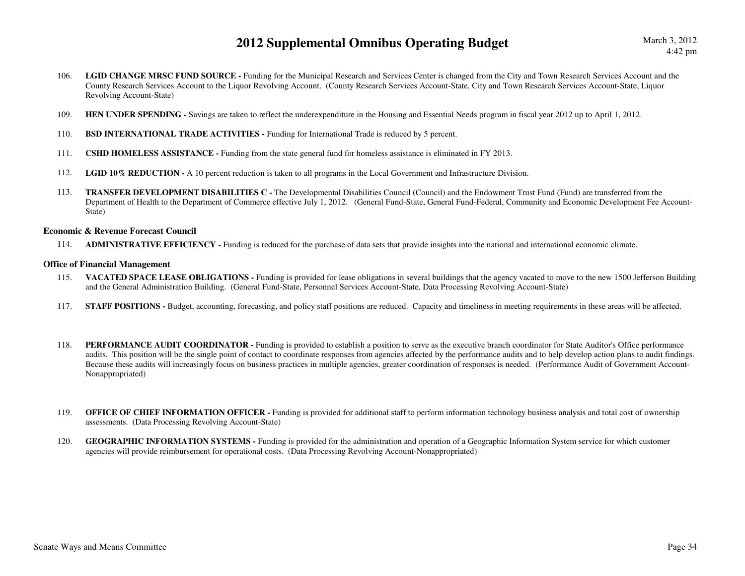106. **LGID CHANGE MRSC FUND SOURCE -** Funding for the Municipal Research and Services Center is changed from the City and Town Research Services Account and the County Research Services Account to the Liquor Revolving Account. (County Research Services Account-State, City and Town Research Services Account-State, Liquor Revolving Account-State)

109. **HEN UNDER SPENDING -** Savings are taken to reflect the underexpenditure in the Housing and Essential Needs program in fiscal year 2012 up to April 1, 2012.

110. **BSD INTERNATIONAL TRADE ACTIVITIES -** Funding for International Trade is reduced by 5 percent.

111. **CSHD HOMELESS ASSISTANCE -** Funding from the state general fund for homeless assistance is eliminated in FY 2013.

112. **LGID 10% REDUCTION -** A 10 percent reduction is taken to all programs in the Local Government and Infrastructure Division.

113. **TRANSFER DEVELOPMENT DISABILITIES C -** The Developmental Disabilities Council (Council) and the Endowment Trust Fund (Fund) are transferred from the Department of Health to the Department of Commerce effective July 1, 2012. (General Fund-State, General Fund-Federal, Community and Economic Development Fee Account-State)

### Economic & Revenue Forecast Council

114. **ADMINISTRATIVE EFFICIENCY -** Funding is reduced for the purchase of data sets that provide insights into the national and international economic climate.

### Office of Financial Management

115. **VACATED SPACE LEASE OBLIGATIONS -** Funding is provided for lease obligations in several buildings that the agency vacated to move to the new 1500 Jefferson Building and the General Administration Building. (General Fund-State, Personnel Services Account-State, Data Processing Revolving Account-State)

117. **STAFF POSITIONS -** Budget, accounting, forecasting, and policy staff positions are reduced. Capacity and timeliness in meeting requirements in these areas will be affected.

118. **PERFORMANCE AUDIT COORDINATOR -** Funding is provided to establish a position to serve as the executive branch coordinator for State Auditor's Office performance audits. This position will be the single point of contact to coordinate responses from agencies affected by the performance audits and to help develop action plans to audit findings. Because these audits will increasingly focus on business practices in multiple agencies, greater coordination of responses is needed. (Performance Audit of Government Account-Nonappropriated)

119. **OFFICE OF CHIEF INFORMATION OFFICER -** Funding is provided for additional staff to perform information technology business analysis and total cost of ownership assessments. (Data Processing Revolving Account-State)

120. **GEOGRAPHIC INFORMATION SYSTEMS -** Funding is provided for the administration and operation of a Geographic Information System service for which customer agencies will provide reimbursement for operational costs. (Data Processing Revolving Account-Nonappropriated)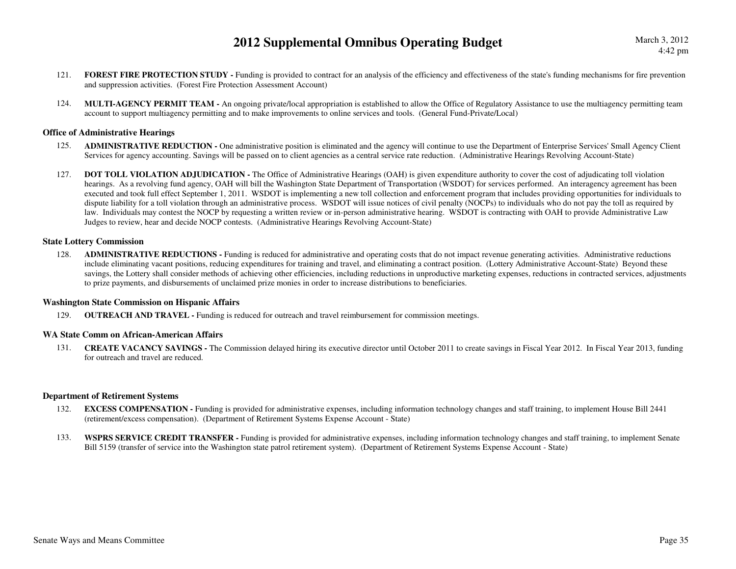121. **FOREST FIRE PROTECTION STUDY -** Funding is provided to contract for an analysis of the efficiency and effectiveness of the state's funding mechanisms for fire prevention and suppression activities. (Forest Fire Protection Assessment Account)

124. **MULTI-AGENCY PERMIT TEAM -** An ongoing private/local appropriation is established to allow the Office of Regulatory Assistance to use the multiagency permitting team account to support multiagency permitting and to make improvements to online services and tools. (General Fund-Private/Local)

### Office of Administrative Hearings

125. **ADMINISTRATIVE REDUCTION -** One administrative position is eliminated and the agency will continue to use the Department of Enterprise Services' Small Agency Client Services for agency accounting. Savings will be passed on to client agencies as a central service rate reduction. (Administrative Hearings Revolving Account-State)

127. **DOT TOLL VIOLATION ADJUDICATION -** The Office of Administrative Hearings (OAH) is given expenditure authority to cover the cost of adjudicating toll violation hearings. As a revolving fund agency, OAH will bill the Washington State Department of Transportation (WSDOT) for services performed. An interagency agreement has been executed and took full effect September 1, 2011. WSDOT is implementing a new toll collection and enforcement program that includes providing opportunities for individuals to dispute liability for a toll violation through an administrative process. WSDOT will issue notices of civil penalty (NOCPs) to individuals who do not pay the toll as required by law. Individuals may contest the NOCP by requesting a written review or in-person administrative hearing. WSDOT is contracting with OAH to provide Administrative Law Judges to review, hear and decide NOCP contests. (Administrative Hearings Revolving Account-State)

### State Lottery Commission

128. **ADMINISTRATIVE REDUCTIONS -** Funding is reduced for administrative and operating costs that do not impact revenue generating activities. Administrative reductions include eliminating vacant positions, reducing expenditures for training and travel, and eliminating a contract position. (Lottery Administrative Account-State) Beyond these savings, the Lottery shall consider methods of achieving other efficiencies, including reductions in unproductive marketing expenses, reductions in contracted services, adjustments to prize payments, and disbursements of unclaimed prize monies in order to increase distributions to beneficiaries.

### Washington State Commission on Hispanic Affairs

129. **OUTREACH AND TRAVEL -** Funding is reduced for outreach and travel reimbursement for commission meetings.

### WA State Comm on African-American Affairs

131. **CREATE VACANCY SAVINGS -** The Commission delayed hiring its executive director until October 2011 to create savings in Fiscal Year 2012. In Fiscal Year 2013, funding for outreach and travel are reduced.

### Department of Retirement Systems

132. **EXCESS COMPENSATION -** Funding is provided for administrative expenses, including information technology changes and staff training, to implement House Bill 2441 (retirement/excess compensation). (Department of Retirement Systems Expense Account - State)

133. **WSPRS SERVICE CREDIT TRANSFER -** Funding is provided for administrative expenses, including information technology changes and staff training, to implement Senate Bill 5159 (transfer of service into the Washington state patrol retirement system). (Department of Retirement Systems Expense Account - State)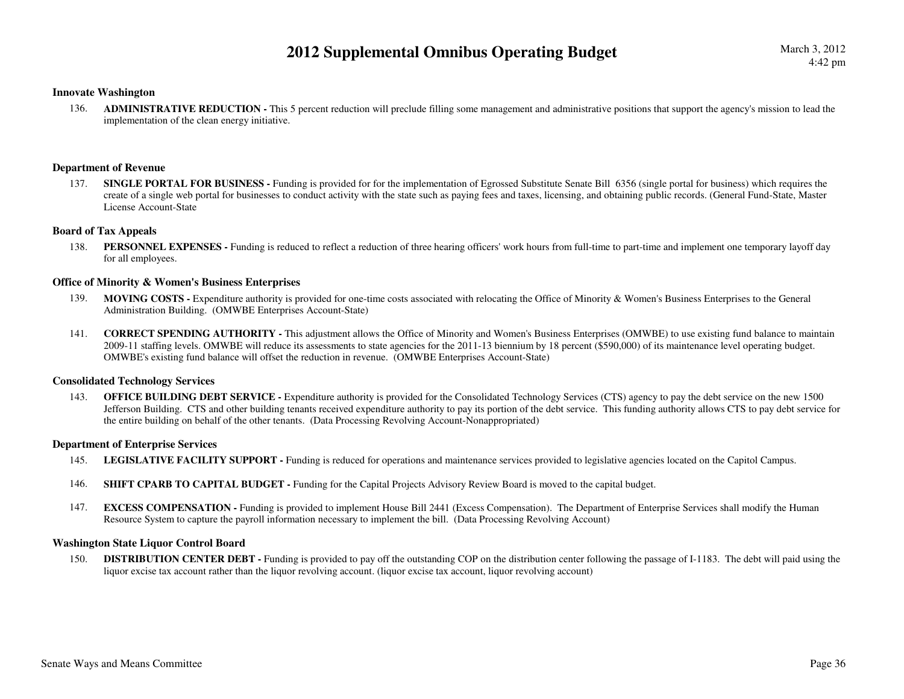# 2012 Supplemental Omnibus Operating Budget

March 3, 2012
4:42 pm

### Innovate Washington

136. **ADMINISTRATIVE REDUCTION -** This 5 percent reduction will preclude filling some management and administrative positions that support the agency's mission to lead the implementation of the clean energy initiative.

### Department of Revenue

137. **SINGLE PORTAL FOR BUSINESS -** Funding is provided for for the implementation of Egrossed Substitute Senate Bill 6356 (single portal for business) which requires the create of a single web portal for businesses to conduct activity with the state such as paying fees and taxes, licensing, and obtaining public records. (General Fund-State, Master License Account-State

### Board of Tax Appeals

138. **PERSONNEL EXPENSES -** Funding is reduced to reflect a reduction of three hearing officers' work hours from full-time to part-time and implement one temporary layoff day for all employees.

### Office of Minority & Women's Business Enterprises

139. **MOVING COSTS -** Expenditure authority is provided for one-time costs associated with relocating the Office of Minority & Women's Business Enterprises to the General Administration Building. (OMWBE Enterprises Account-State)

141. **CORRECT SPENDING AUTHORITY -** This adjustment allows the Office of Minority and Women's Business Enterprises (OMWBE) to use existing fund balance to maintain 2009-11 staffing levels. OMWBE will reduce its assessments to state agencies for the 2011-13 biennium by 18 percent ($590,000) of its maintenance level operating budget. OMWBE's existing fund balance will offset the reduction in revenue. (OMWBE Enterprises Account-State)

### Consolidated Technology Services

143. **OFFICE BUILDING DEBT SERVICE -** Expenditure authority is provided for the Consolidated Technology Services (CTS) agency to pay the debt service on the new 1500 Jefferson Building. CTS and other building tenants received expenditure authority to pay its portion of the debt service. This funding authority allows CTS to pay debt service for the entire building on behalf of the other tenants. (Data Processing Revolving Account-Nonappropriated)

### Department of Enterprise Services

145. **LEGISLATIVE FACILITY SUPPORT -** Funding is reduced for operations and maintenance services provided to legislative agencies located on the Capitol Campus.

146. **SHIFT CPARB TO CAPITAL BUDGET -** Funding for the Capital Projects Advisory Review Board is moved to the capital budget.

147. **EXCESS COMPENSATION -** Funding is provided to implement House Bill 2441 (Excess Compensation). The Department of Enterprise Services shall modify the Human Resource System to capture the payroll information necessary to implement the bill. (Data Processing Revolving Account)

### Washington State Liquor Control Board

150. **DISTRIBUTION CENTER DEBT -** Funding is provided to pay off the outstanding COP on the distribution center following the passage of I-1183. The debt will paid using the liquor excise tax account rather than the liquor revolving account. (liquor excise tax account, liquor revolving account)

Senate Ways and Means Committee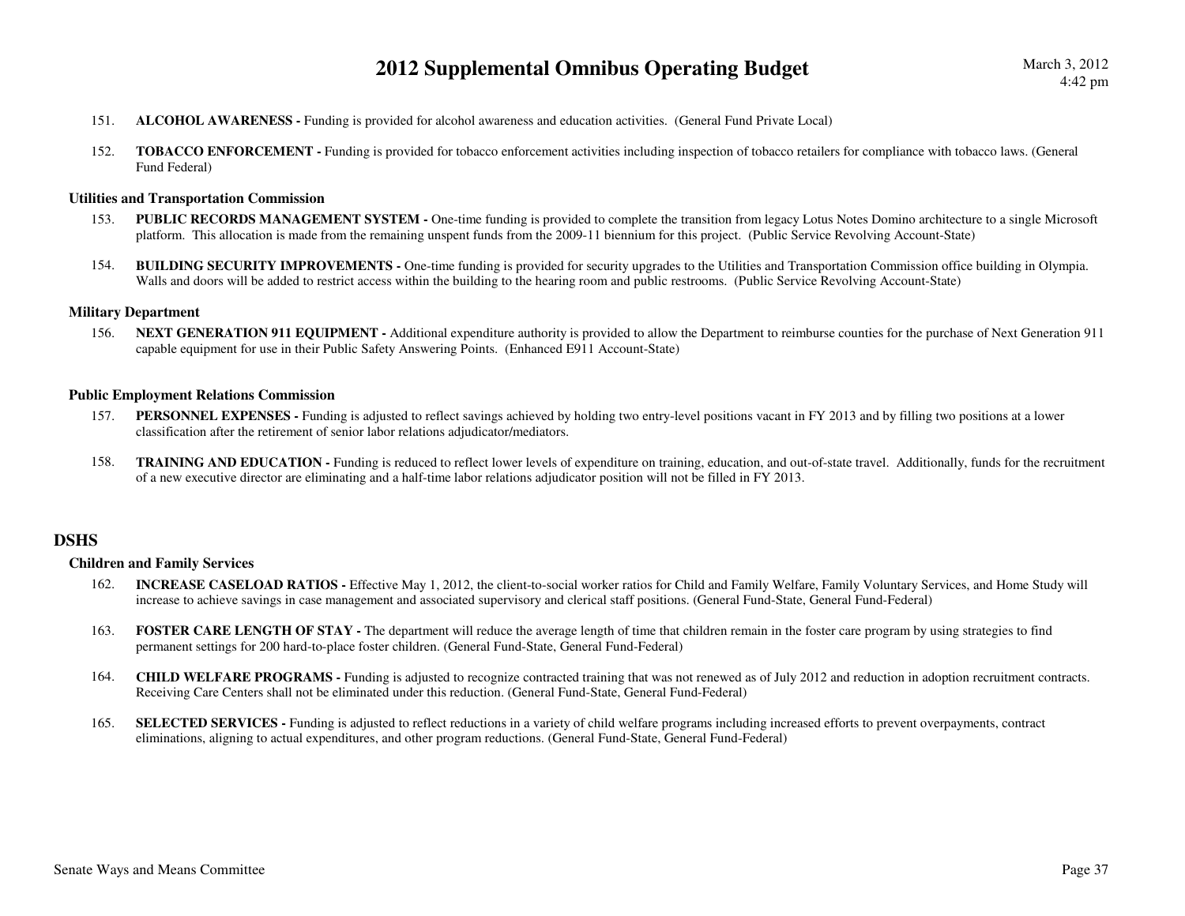151. **ALCOHOL AWARENESS -** Funding is provided for alcohol awareness and education activities. (General Fund Private Local)

152. **TOBACCO ENFORCEMENT -** Funding is provided for tobacco enforcement activities including inspection of tobacco retailers for compliance with tobacco laws. (General Fund Federal)

### Utilities and Transportation Commission

153. **PUBLIC RECORDS MANAGEMENT SYSTEM -** One-time funding is provided to complete the transition from legacy Lotus Notes Domino architecture to a single Microsoft platform. This allocation is made from the remaining unspent funds from the 2009-11 biennium for this project. (Public Service Revolving Account-State)

154. **BUILDING SECURITY IMPROVEMENTS -** One-time funding is provided for security upgrades to the Utilities and Transportation Commission office building in Olympia. Walls and doors will be added to restrict access within the building to the hearing room and public restrooms. (Public Service Revolving Account-State)

### Military Department

156. **NEXT GENERATION 911 EQUIPMENT -** Additional expenditure authority is provided to allow the Department to reimburse counties for the purchase of Next Generation 911 capable equipment for use in their Public Safety Answering Points. (Enhanced E911 Account-State)

### Public Employment Relations Commission

157. **PERSONNEL EXPENSES -** Funding is adjusted to reflect savings achieved by holding two entry-level positions vacant in FY 2013 and by filling two positions at a lower classification after the retirement of senior labor relations adjudicator/mediators.

158. **TRAINING AND EDUCATION -** Funding is reduced to reflect lower levels of expenditure on training, education, and out-of-state travel. Additionally, funds for the recruitment of a new executive director are eliminating and a half-time labor relations adjudicator position will not be filled in FY 2013.

## DSHS

### Children and Family Services

162. **INCREASE CASELOAD RATIOS -** Effective May 1, 2012, the client-to-social worker ratios for Child and Family Welfare, Family Voluntary Services, and Home Study will increase to achieve savings in case management and associated supervisory and clerical staff positions. (General Fund-State, General Fund-Federal)

163. **FOSTER CARE LENGTH OF STAY -** The department will reduce the average length of time that children remain in the foster care program by using strategies to find permanent settings for 200 hard-to-place foster children. (General Fund-State, General Fund-Federal)

164. **CHILD WELFARE PROGRAMS -** Funding is adjusted to recognize contracted training that was not renewed as of July 2012 and reduction in adoption recruitment contracts. Receiving Care Centers shall not be eliminated under this reduction. (General Fund-State, General Fund-Federal)

165. **SELECTED SERVICES -** Funding is adjusted to reflect reductions in a variety of child welfare programs including increased efforts to prevent overpayments, contract eliminations, aligning to actual expenditures, and other program reductions. (General Fund-State, General Fund-Federal)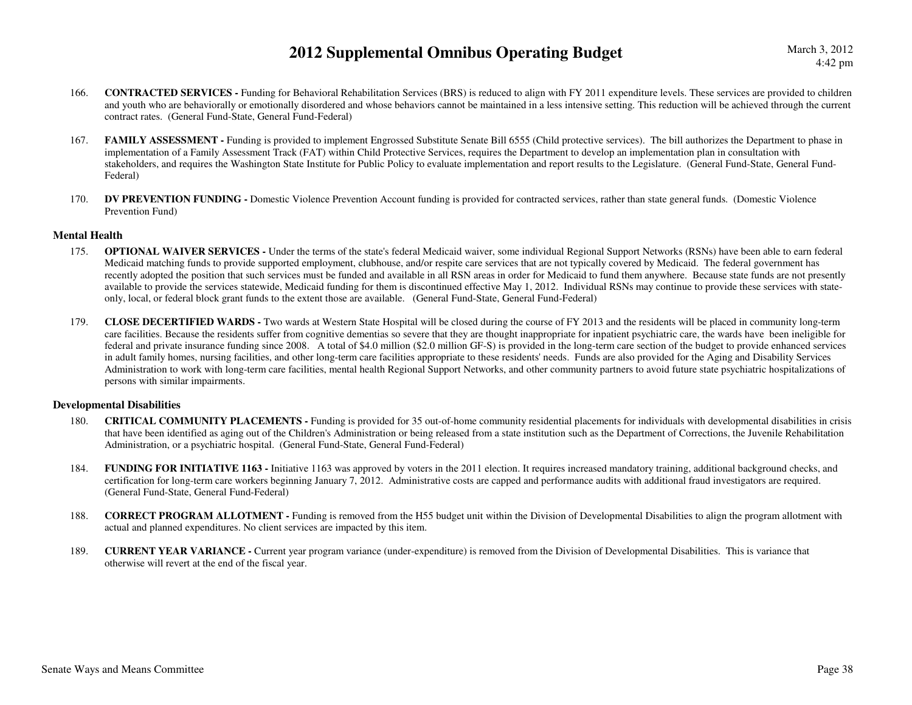166. **CONTRACTED SERVICES -** Funding for Behavioral Rehabilitation Services (BRS) is reduced to align with FY 2011 expenditure levels. These services are provided to children and youth who are behaviorally or emotionally disordered and whose behaviors cannot be maintained in a less intensive setting. This reduction will be achieved through the current contract rates. (General Fund-State, General Fund-Federal)

167. **FAMILY ASSESSMENT -** Funding is provided to implement Engrossed Substitute Senate Bill 6555 (Child protective services). The bill authorizes the Department to phase in implementation of a Family Assessment Track (FAT) within Child Protective Services, requires the Department to develop an implementation plan in consultation with stakeholders, and requires the Washington State Institute for Public Policy to evaluate implementation and report results to the Legislature. (General Fund-State, General Fund-Federal)

170. **DV PREVENTION FUNDING -** Domestic Violence Prevention Account funding is provided for contracted services, rather than state general funds. (Domestic Violence Prevention Fund)

### Mental Health

175. **OPTIONAL WAIVER SERVICES -** Under the terms of the state's federal Medicaid waiver, some individual Regional Support Networks (RSNs) have been able to earn federal Medicaid matching funds to provide supported employment, clubhouse, and/or respite care services that are not typically covered by Medicaid. The federal government has recently adopted the position that such services must be funded and available in all RSN areas in order for Medicaid to fund them anywhere. Because state funds are not presently available to provide the services statewide, Medicaid funding for them is discontinued effective May 1, 2012. Individual RSNs may continue to provide these services with state-only, local, or federal block grant funds to the extent those are available. (General Fund-State, General Fund-Federal)

179. **CLOSE DECERTIFIED WARDS -** Two wards at Western State Hospital will be closed during the course of FY 2013 and the residents will be placed in community long-term care facilities. Because the residents suffer from cognitive dementias so severe that they are thought inappropriate for inpatient psychiatric care, the wards have been ineligible for federal and private insurance funding since 2008. A total of $4.0 million ($2.0 million GF-S) is provided in the long-term care section of the budget to provide enhanced services in adult family homes, nursing facilities, and other long-term care facilities appropriate to these residents' needs. Funds are also provided for the Aging and Disability Services Administration to work with long-term care facilities, mental health Regional Support Networks, and other community partners to avoid future state psychiatric hospitalizations of persons with similar impairments.

### Developmental Disabilities

180. **CRITICAL COMMUNITY PLACEMENTS -** Funding is provided for 35 out-of-home community residential placements for individuals with developmental disabilities in crisis that have been identified as aging out of the Children's Administration or being released from a state institution such as the Department of Corrections, the Juvenile Rehabilitation Administration, or a psychiatric hospital. (General Fund-State, General Fund-Federal)

184. **FUNDING FOR INITIATIVE 1163 -** Initiative 1163 was approved by voters in the 2011 election. It requires increased mandatory training, additional background checks, and certification for long-term care workers beginning January 7, 2012. Administrative costs are capped and performance audits with additional fraud investigators are required. (General Fund-State, General Fund-Federal)

188. **CORRECT PROGRAM ALLOTMENT -** Funding is removed from the H55 budget unit within the Division of Developmental Disabilities to align the program allotment with actual and planned expenditures. No client services are impacted by this item.

189. **CURRENT YEAR VARIANCE -** Current year program variance (under-expenditure) is removed from the Division of Developmental Disabilities. This is variance that otherwise will revert at the end of the fiscal year.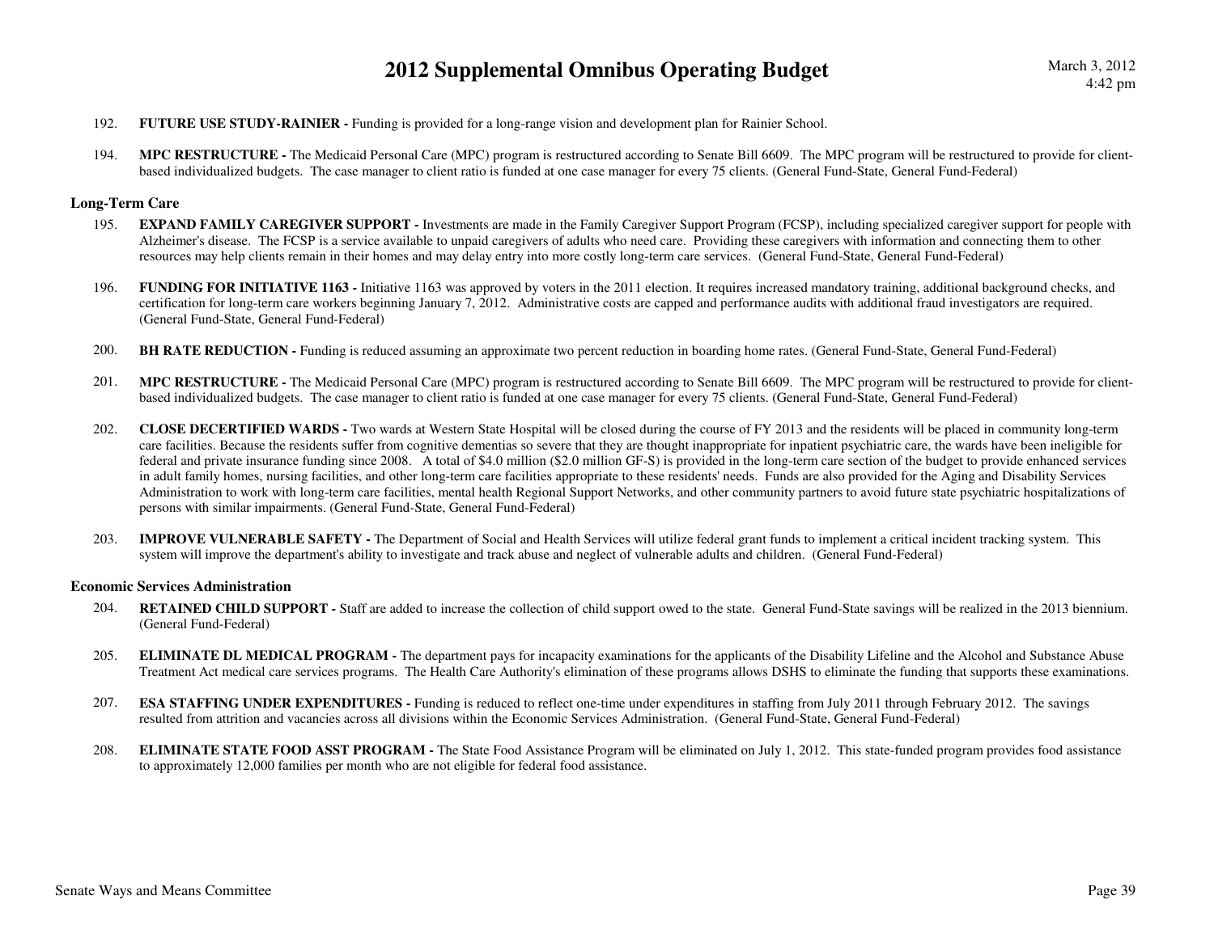192. **FUTURE USE STUDY-RAINIER -** Funding is provided for a long-range vision and development plan for Rainier School.

194. **MPC RESTRUCTURE -** The Medicaid Personal Care (MPC) program is restructured according to Senate Bill 6609. The MPC program will be restructured to provide for client-based individualized budgets. The case manager to client ratio is funded at one case manager for every 75 clients. (General Fund-State, General Fund-Federal)

### Long-Term Care

195. **EXPAND FAMILY CAREGIVER SUPPORT -** Investments are made in the Family Caregiver Support Program (FCSP), including specialized caregiver support for people with Alzheimer's disease. The FCSP is a service available to unpaid caregivers of adults who need care. Providing these caregivers with information and connecting them to other resources may help clients remain in their homes and may delay entry into more costly long-term care services. (General Fund-State, General Fund-Federal)

196. **FUNDING FOR INITIATIVE 1163 -** Initiative 1163 was approved by voters in the 2011 election. It requires increased mandatory training, additional background checks, and certification for long-term care workers beginning January 7, 2012. Administrative costs are capped and performance audits with additional fraud investigators are required. (General Fund-State, General Fund-Federal)

200. **BH RATE REDUCTION -** Funding is reduced assuming an approximate two percent reduction in boarding home rates. (General Fund-State, General Fund-Federal)

201. **MPC RESTRUCTURE -** The Medicaid Personal Care (MPC) program is restructured according to Senate Bill 6609. The MPC program will be restructured to provide for client-based individualized budgets. The case manager to client ratio is funded at one case manager for every 75 clients. (General Fund-State, General Fund-Federal)

202. **CLOSE DECERTIFIED WARDS -** Two wards at Western State Hospital will be closed during the course of FY 2013 and the residents will be placed in community long-term care facilities. Because the residents suffer from cognitive dementias so severe that they are thought inappropriate for inpatient psychiatric care, the wards have been ineligible for federal and private insurance funding since 2008. A total of $4.0 million ($2.0 million GF-S) is provided in the long-term care section of the budget to provide enhanced services in adult family homes, nursing facilities, and other long-term care facilities appropriate to these residents' needs. Funds are also provided for the Aging and Disability Services Administration to work with long-term care facilities, mental health Regional Support Networks, and other community partners to avoid future state psychiatric hospitalizations of persons with similar impairments. (General Fund-State, General Fund-Federal)

203. **IMPROVE VULNERABLE SAFETY -** The Department of Social and Health Services will utilize federal grant funds to implement a critical incident tracking system. This system will improve the department's ability to investigate and track abuse and neglect of vulnerable adults and children. (General Fund-Federal)

### Economic Services Administration

204. **RETAINED CHILD SUPPORT -** Staff are added to increase the collection of child support owed to the state. General Fund-State savings will be realized in the 2013 biennium. (General Fund-Federal)

205. **ELIMINATE DL MEDICAL PROGRAM -** The department pays for incapacity examinations for the applicants of the Disability Lifeline and the Alcohol and Substance Abuse Treatment Act medical care services programs. The Health Care Authority's elimination of these programs allows DSHS to eliminate the funding that supports these examinations.

207. **ESA STAFFING UNDER EXPENDITURES -** Funding is reduced to reflect one-time under expenditures in staffing from July 2011 through February 2012. The savings resulted from attrition and vacancies across all divisions within the Economic Services Administration. (General Fund-State, General Fund-Federal)

208. **ELIMINATE STATE FOOD ASST PROGRAM -** The State Food Assistance Program will be eliminated on July 1, 2012. This state-funded program provides food assistance to approximately 12,000 families per month who are not eligible for federal food assistance.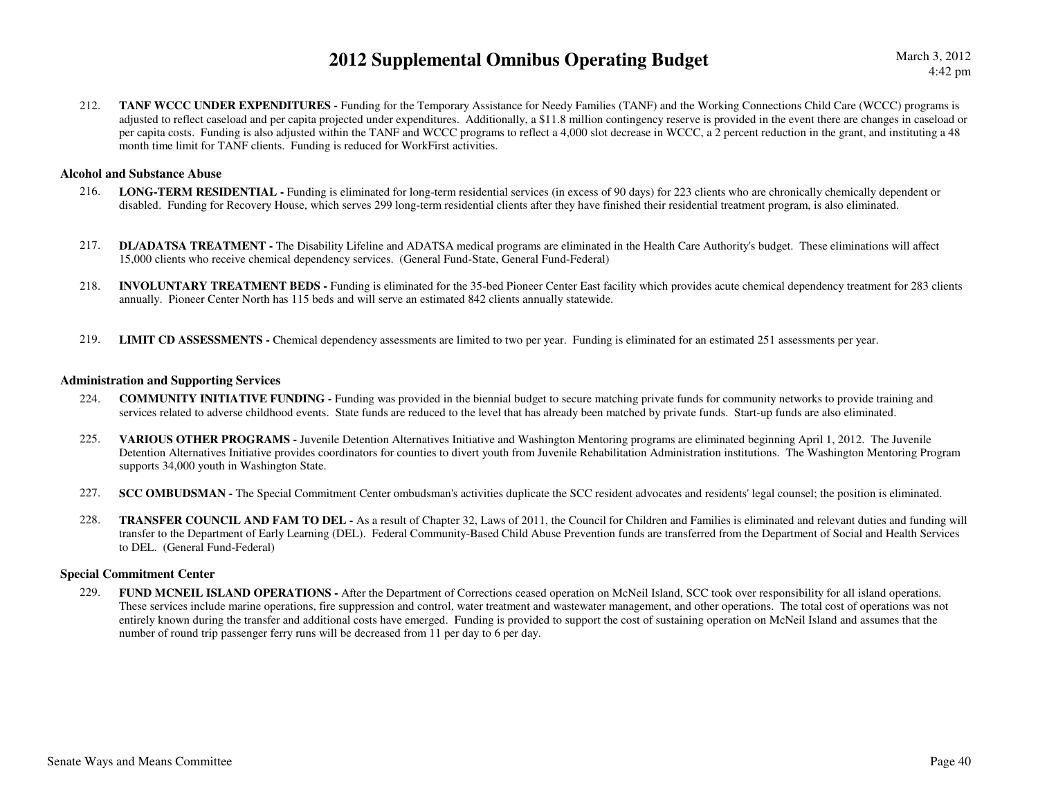212. **TANF WCCC UNDER EXPENDITURES -** Funding for the Temporary Assistance for Needy Families (TANF) and the Working Connections Child Care (WCCC) programs is adjusted to reflect caseload and per capita projected under expenditures. Additionally, a $11.8 million contingency reserve is provided in the event there are changes in caseload or per capita costs. Funding is also adjusted within the TANF and WCCC programs to reflect a 4,000 slot decrease in WCCC, a 2 percent reduction in the grant, and instituting a 48 month time limit for TANF clients. Funding is reduced for WorkFirst activities.

### Alcohol and Substance Abuse

216. **LONG-TERM RESIDENTIAL -** Funding is eliminated for long-term residential services (in excess of 90 days) for 223 clients who are chronically chemically dependent or disabled. Funding for Recovery House, which serves 299 long-term residential clients after they have finished their residential treatment program, is also eliminated.

217. **DL/ADATSA TREATMENT -** The Disability Lifeline and ADATSA medical programs are eliminated in the Health Care Authority's budget. These eliminations will affect 15,000 clients who receive chemical dependency services. (General Fund-State, General Fund-Federal)

218. **INVOLUNTARY TREATMENT BEDS -** Funding is eliminated for the 35-bed Pioneer Center East facility which provides acute chemical dependency treatment for 283 clients annually. Pioneer Center North has 115 beds and will serve an estimated 842 clients annually statewide.

219. **LIMIT CD ASSESSMENTS -** Chemical dependency assessments are limited to two per year. Funding is eliminated for an estimated 251 assessments per year.

### Administration and Supporting Services

224. **COMMUNITY INITIATIVE FUNDING -** Funding was provided in the biennial budget to secure matching private funds for community networks to provide training and services related to adverse childhood events. State funds are reduced to the level that has already been matched by private funds. Start-up funds are also eliminated.

225. **VARIOUS OTHER PROGRAMS -** Juvenile Detention Alternatives Initiative and Washington Mentoring programs are eliminated beginning April 1, 2012. The Juvenile Detention Alternatives Initiative provides coordinators for counties to divert youth from Juvenile Rehabilitation Administration institutions. The Washington Mentoring Program supports 34,000 youth in Washington State.

227. **SCC OMBUDSMAN -** The Special Commitment Center ombudsman's activities duplicate the SCC resident advocates and residents' legal counsel; the position is eliminated.

228. **TRANSFER COUNCIL AND FAM TO DEL -** As a result of Chapter 32, Laws of 2011, the Council for Children and Families is eliminated and relevant duties and funding will transfer to the Department of Early Learning (DEL). Federal Community-Based Child Abuse Prevention funds are transferred from the Department of Social and Health Services to DEL. (General Fund-Federal)

### Special Commitment Center

229. **FUND MCNEIL ISLAND OPERATIONS -** After the Department of Corrections ceased operation on McNeil Island, SCC took over responsibility for all island operations. These services include marine operations, fire suppression and control, water treatment and wastewater management, and other operations. The total cost of operations was not entirely known during the transfer and additional costs have emerged. Funding is provided to support the cost of sustaining operation on McNeil Island and assumes that the number of round trip passenger ferry runs will be decreased from 11 per day to 6 per day.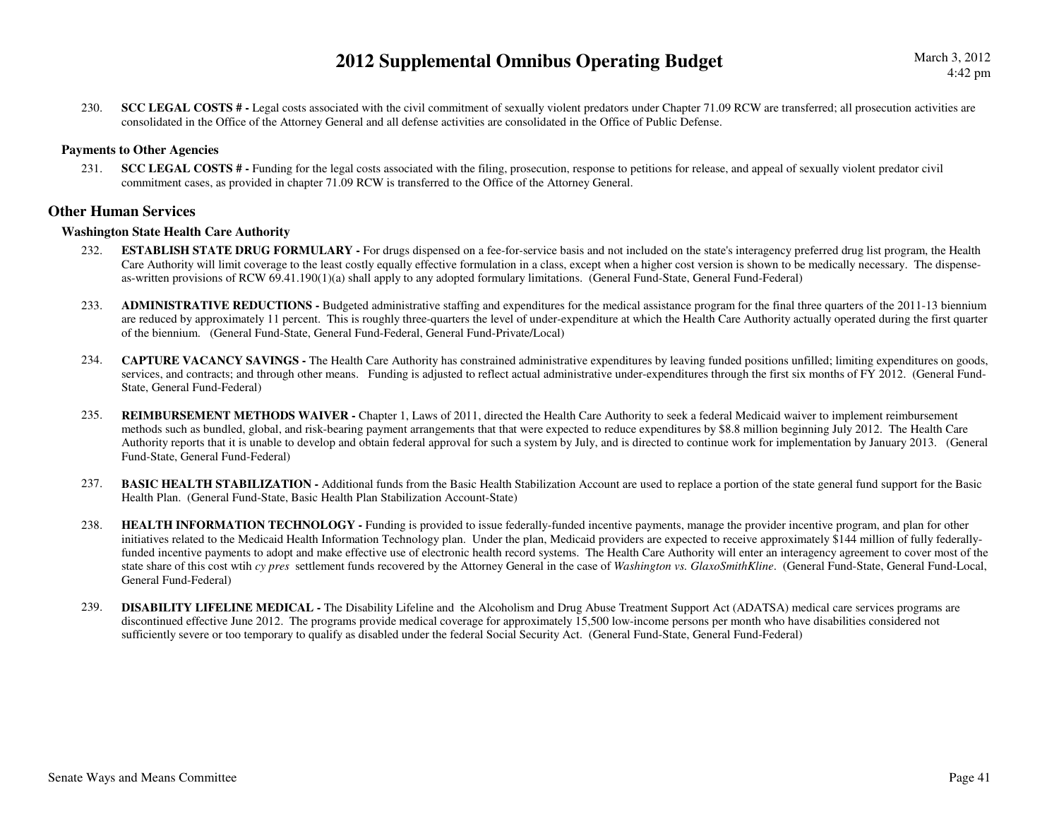230. **SCC LEGAL COSTS # -** Legal costs associated with the civil commitment of sexually violent predators under Chapter 71.09 RCW are transferred; all prosecution activities are consolidated in the Office of the Attorney General and all defense activities are consolidated in the Office of Public Defense.

### Payments to Other Agencies

231. **SCC LEGAL COSTS # -** Funding for the legal costs associated with the filing, prosecution, response to petitions for release, and appeal of sexually violent predator civil commitment cases, as provided in chapter 71.09 RCW is transferred to the Office of the Attorney General.

## Other Human Services

### Washington State Health Care Authority

232. **ESTABLISH STATE DRUG FORMULARY -** For drugs dispensed on a fee-for-service basis and not included on the state's interagency preferred drug list program, the Health Care Authority will limit coverage to the least costly equally effective formulation in a class, except when a higher cost version is shown to be medically necessary. The dispense-as-written provisions of RCW 69.41.190(1)(a) shall apply to any adopted formulary limitations. (General Fund-State, General Fund-Federal)

233. **ADMINISTRATIVE REDUCTIONS -** Budgeted administrative staffing and expenditures for the medical assistance program for the final three quarters of the 2011-13 biennium are reduced by approximately 11 percent. This is roughly three-quarters the level of under-expenditure at which the Health Care Authority actually operated during the first quarter of the biennium. (General Fund-State, General Fund-Federal, General Fund-Private/Local)

234. **CAPTURE VACANCY SAVINGS -** The Health Care Authority has constrained administrative expenditures by leaving funded positions unfilled; limiting expenditures on goods, services, and contracts; and through other means. Funding is adjusted to reflect actual administrative under-expenditures through the first six months of FY 2012. (General Fund-State, General Fund-Federal)

235. **REIMBURSEMENT METHODS WAIVER -** Chapter 1, Laws of 2011, directed the Health Care Authority to seek a federal Medicaid waiver to implement reimbursement methods such as bundled, global, and risk-bearing payment arrangements that that were expected to reduce expenditures by $8.8 million beginning July 2012. The Health Care Authority reports that it is unable to develop and obtain federal approval for such a system by July, and is directed to continue work for implementation by January 2013. (General Fund-State, General Fund-Federal)

237. **BASIC HEALTH STABILIZATION -** Additional funds from the Basic Health Stabilization Account are used to replace a portion of the state general fund support for the Basic Health Plan. (General Fund-State, Basic Health Plan Stabilization Account-State)

238. **HEALTH INFORMATION TECHNOLOGY -** Funding is provided to issue federally-funded incentive payments, manage the provider incentive program, and plan for other initiatives related to the Medicaid Health Information Technology plan. Under the plan, Medicaid providers are expected to receive approximately $144 million of fully federally-funded incentive payments to adopt and make effective use of electronic health record systems. The Health Care Authority will enter an interagency agreement to cover most of the state share of this cost wtih *cy pres* settlement funds recovered by the Attorney General in the case of *Washington vs. GlaxoSmithKline*. (General Fund-State, General Fund-Local, General Fund-Federal)

239. **DISABILITY LIFELINE MEDICAL -** The Disability Lifeline and the Alcoholism and Drug Abuse Treatment Support Act (ADATSA) medical care services programs are discontinued effective June 2012. The programs provide medical coverage for approximately 15,500 low-income persons per month who have disabilities considered not sufficiently severe or too temporary to qualify as disabled under the federal Social Security Act. (General Fund-State, General Fund-Federal)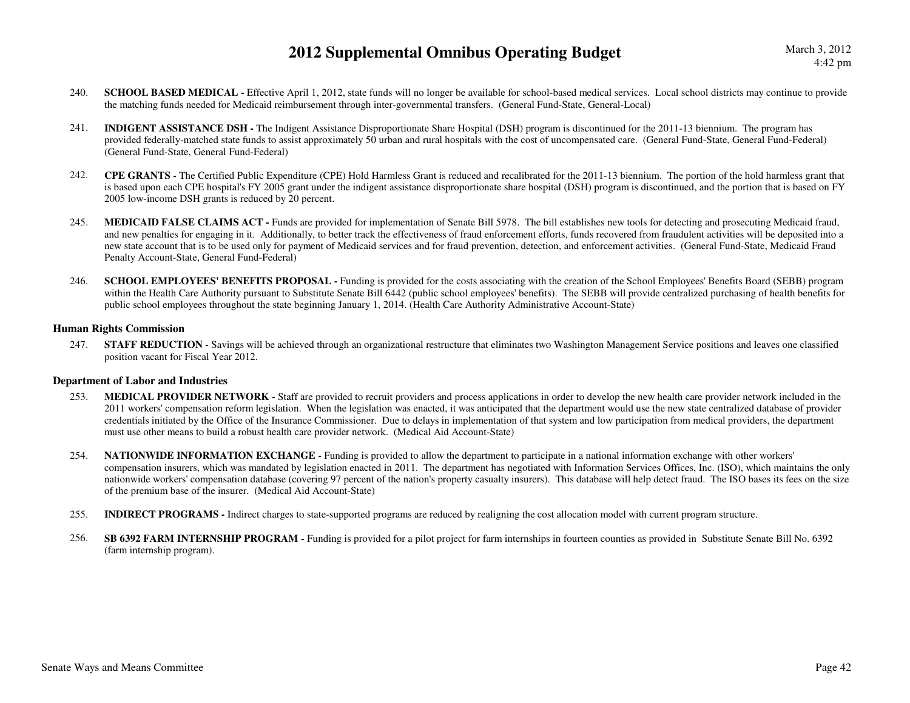240. **SCHOOL BASED MEDICAL -** Effective April 1, 2012, state funds will no longer be available for school-based medical services. Local school districts may continue to provide the matching funds needed for Medicaid reimbursement through inter-governmental transfers. (General Fund-State, General-Local)

241. **INDIGENT ASSISTANCE DSH -** The Indigent Assistance Disproportionate Share Hospital (DSH) program is discontinued for the 2011-13 biennium. The program has provided federally-matched state funds to assist approximately 50 urban and rural hospitals with the cost of uncompensated care. (General Fund-State, General Fund-Federal) (General Fund-State, General Fund-Federal)

242. **CPE GRANTS -** The Certified Public Expenditure (CPE) Hold Harmless Grant is reduced and recalibrated for the 2011-13 biennium. The portion of the hold harmless grant that is based upon each CPE hospital's FY 2005 grant under the indigent assistance disproportionate share hospital (DSH) program is discontinued, and the portion that is based on FY 2005 low-income DSH grants is reduced by 20 percent.

245. **MEDICAID FALSE CLAIMS ACT -** Funds are provided for implementation of Senate Bill 5978. The bill establishes new tools for detecting and prosecuting Medicaid fraud, and new penalties for engaging in it. Additionally, to better track the effectiveness of fraud enforcement efforts, funds recovered from fraudulent activities will be deposited into a new state account that is to be used only for payment of Medicaid services and for fraud prevention, detection, and enforcement activities. (General Fund-State, Medicaid Fraud Penalty Account-State, General Fund-Federal)

246. **SCHOOL EMPLOYEES' BENEFITS PROPOSAL -** Funding is provided for the costs associating with the creation of the School Employees' Benefits Board (SEBB) program within the Health Care Authority pursuant to Substitute Senate Bill 6442 (public school employees' benefits). The SEBB will provide centralized purchasing of health benefits for public school employees throughout the state beginning January 1, 2014. (Health Care Authority Administrative Account-State)

### Human Rights Commission

247. **STAFF REDUCTION -** Savings will be achieved through an organizational restructure that eliminates two Washington Management Service positions and leaves one classified position vacant for Fiscal Year 2012.

### Department of Labor and Industries

253. **MEDICAL PROVIDER NETWORK -** Staff are provided to recruit providers and process applications in order to develop the new health care provider network included in the 2011 workers' compensation reform legislation. When the legislation was enacted, it was anticipated that the department would use the new state centralized database of provider credentials initiated by the Office of the Insurance Commissioner. Due to delays in implementation of that system and low participation from medical providers, the department must use other means to build a robust health care provider network. (Medical Aid Account-State)

254. **NATIONWIDE INFORMATION EXCHANGE -** Funding is provided to allow the department to participate in a national information exchange with other workers' compensation insurers, which was mandated by legislation enacted in 2011. The department has negotiated with Information Services Offices, Inc. (ISO), which maintains the only nationwide workers' compensation database (covering 97 percent of the nation's property casualty insurers). This database will help detect fraud. The ISO bases its fees on the size of the premium base of the insurer. (Medical Aid Account-State)

255. **INDIRECT PROGRAMS -** Indirect charges to state-supported programs are reduced by realigning the cost allocation model with current program structure.

256. **SB 6392 FARM INTERNSHIP PROGRAM -** Funding is provided for a pilot project for farm internships in fourteen counties as provided in Substitute Senate Bill No. 6392 (farm internship program).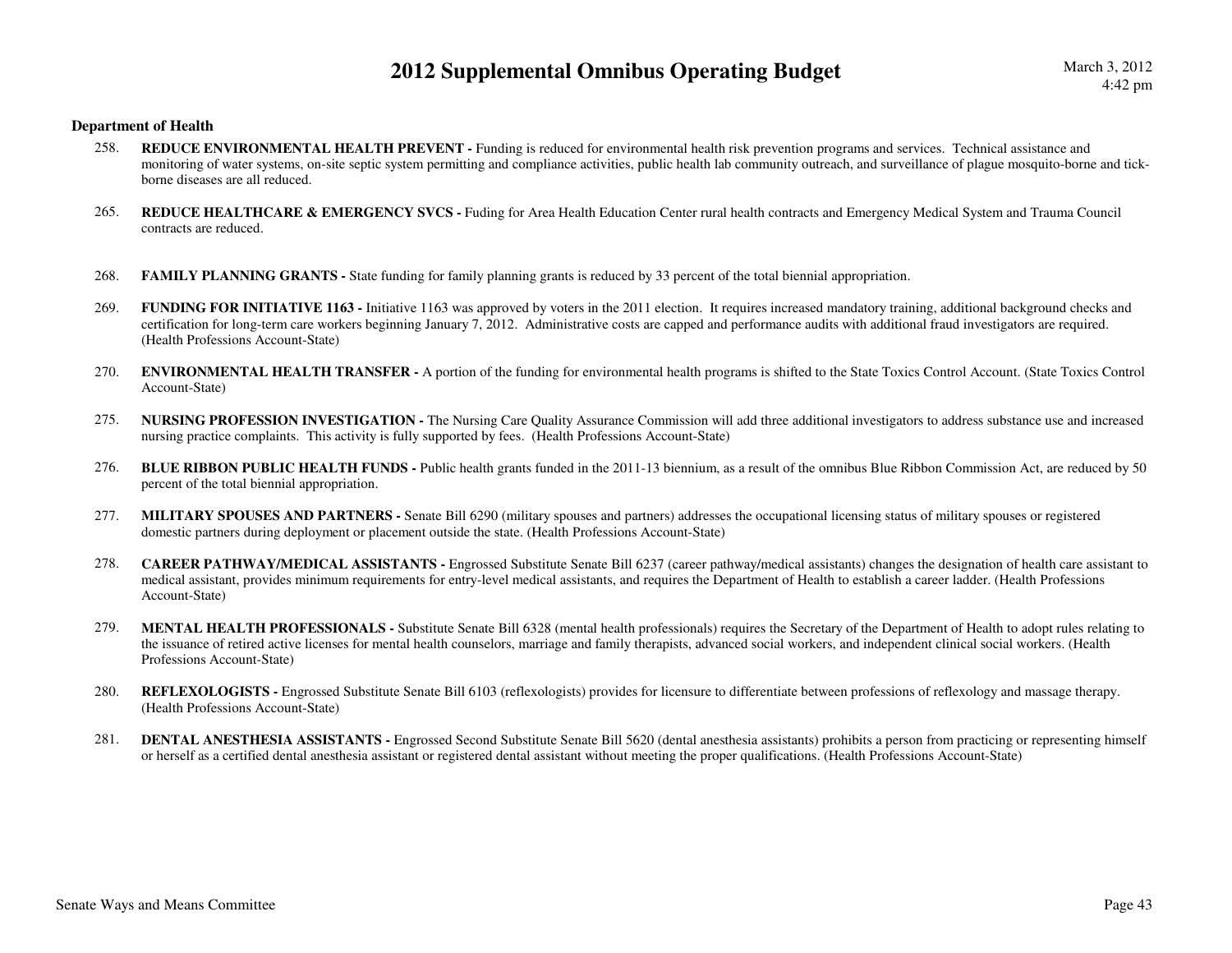## Department of Health

258. **REDUCE ENVIRONMENTAL HEALTH PREVENT -** Funding is reduced for environmental health risk prevention programs and services. Technical assistance and monitoring of water systems, on-site septic system permitting and compliance activities, public health lab community outreach, and surveillance of plague mosquito-borne and tick-borne diseases are all reduced.

265. **REDUCE HEALTHCARE & EMERGENCY SVCS -** Fuding for Area Health Education Center rural health contracts and Emergency Medical System and Trauma Council contracts are reduced.

268. **FAMILY PLANNING GRANTS -** State funding for family planning grants is reduced by 33 percent of the total biennial appropriation.

269. **FUNDING FOR INITIATIVE 1163 -** Initiative 1163 was approved by voters in the 2011 election. It requires increased mandatory training, additional background checks and certification for long-term care workers beginning January 7, 2012. Administrative costs are capped and performance audits with additional fraud investigators are required. (Health Professions Account-State)

270. **ENVIRONMENTAL HEALTH TRANSFER -** A portion of the funding for environmental health programs is shifted to the State Toxics Control Account. (State Toxics Control Account-State)

275. **NURSING PROFESSION INVESTIGATION -** The Nursing Care Quality Assurance Commission will add three additional investigators to address substance use and increased nursing practice complaints. This activity is fully supported by fees. (Health Professions Account-State)

276. **BLUE RIBBON PUBLIC HEALTH FUNDS -** Public health grants funded in the 2011-13 biennium, as a result of the omnibus Blue Ribbon Commission Act, are reduced by 50 percent of the total biennial appropriation.

277. **MILITARY SPOUSES AND PARTNERS -** Senate Bill 6290 (military spouses and partners) addresses the occupational licensing status of military spouses or registered domestic partners during deployment or placement outside the state. (Health Professions Account-State)

278. **CAREER PATHWAY/MEDICAL ASSISTANTS -** Engrossed Substitute Senate Bill 6237 (career pathway/medical assistants) changes the designation of health care assistant to medical assistant, provides minimum requirements for entry-level medical assistants, and requires the Department of Health to establish a career ladder. (Health Professions Account-State)

279. **MENTAL HEALTH PROFESSIONALS -** Substitute Senate Bill 6328 (mental health professionals) requires the Secretary of the Department of Health to adopt rules relating to the issuance of retired active licenses for mental health counselors, marriage and family therapists, advanced social workers, and independent clinical social workers. (Health Professions Account-State)

280. **REFLEXOLOGISTS -** Engrossed Substitute Senate Bill 6103 (reflexologists) provides for licensure to differentiate between professions of reflexology and massage therapy. (Health Professions Account-State)

281. **DENTAL ANESTHESIA ASSISTANTS -** Engrossed Second Substitute Senate Bill 5620 (dental anesthesia assistants) prohibits a person from practicing or representing himself or herself as a certified dental anesthesia assistant or registered dental assistant without meeting the proper qualifications. (Health Professions Account-State)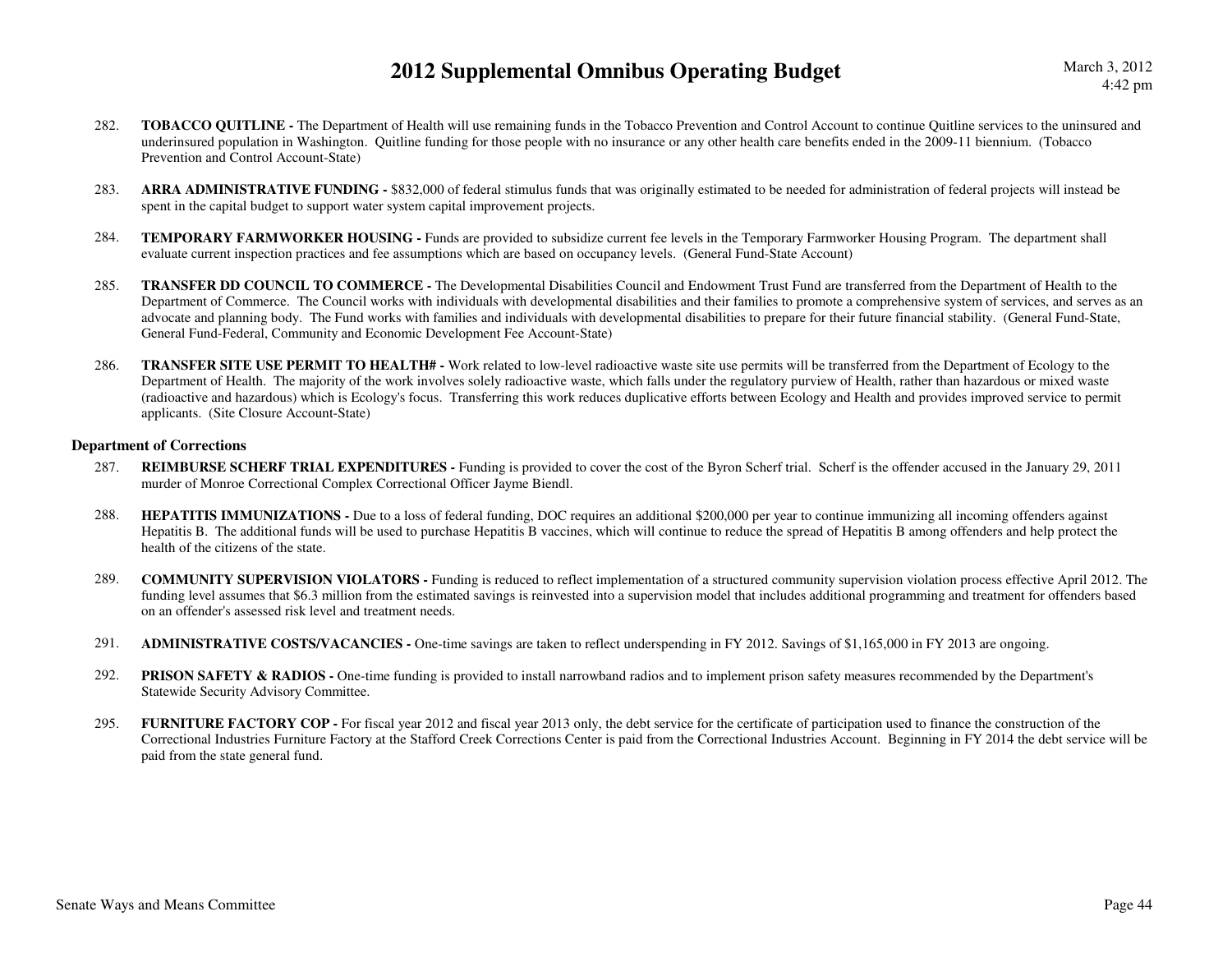282. **TOBACCO QUITLINE -** The Department of Health will use remaining funds in the Tobacco Prevention and Control Account to continue Quitline services to the uninsured and underinsured population in Washington. Quitline funding for those people with no insurance or any other health care benefits ended in the 2009-11 biennium. (Tobacco Prevention and Control Account-State)

283. **ARRA ADMINISTRATIVE FUNDING -** $832,000 of federal stimulus funds that was originally estimated to be needed for administration of federal projects will instead be spent in the capital budget to support water system capital improvement projects.

284. **TEMPORARY FARMWORKER HOUSING -** Funds are provided to subsidize current fee levels in the Temporary Farmworker Housing Program. The department shall evaluate current inspection practices and fee assumptions which are based on occupancy levels. (General Fund-State Account)

285. **TRANSFER DD COUNCIL TO COMMERCE -** The Developmental Disabilities Council and Endowment Trust Fund are transferred from the Department of Health to the Department of Commerce. The Council works with individuals with developmental disabilities and their families to promote a comprehensive system of services, and serves as an advocate and planning body. The Fund works with families and individuals with developmental disabilities to prepare for their future financial stability. (General Fund-State, General Fund-Federal, Community and Economic Development Fee Account-State)

286. **TRANSFER SITE USE PERMIT TO HEALTH# -** Work related to low-level radioactive waste site use permits will be transferred from the Department of Ecology to the Department of Health. The majority of the work involves solely radioactive waste, which falls under the regulatory purview of Health, rather than hazardous or mixed waste (radioactive and hazardous) which is Ecology's focus. Transferring this work reduces duplicative efforts between Ecology and Health and provides improved service to permit applicants. (Site Closure Account-State)

**Department of Corrections**

287. **REIMBURSE SCHERF TRIAL EXPENDITURES -** Funding is provided to cover the cost of the Byron Scherf trial. Scherf is the offender accused in the January 29, 2011 murder of Monroe Correctional Complex Correctional Officer Jayme Biendl.

288. **HEPATITIS IMMUNIZATIONS -** Due to a loss of federal funding, DOC requires an additional $200,000 per year to continue immunizing all incoming offenders against Hepatitis B. The additional funds will be used to purchase Hepatitis B vaccines, which will continue to reduce the spread of Hepatitis B among offenders and help protect the health of the citizens of the state.

289. **COMMUNITY SUPERVISION VIOLATORS -** Funding is reduced to reflect implementation of a structured community supervision violation process effective April 2012. The funding level assumes that $6.3 million from the estimated savings is reinvested into a supervision model that includes additional programming and treatment for offenders based on an offender's assessed risk level and treatment needs.

291. **ADMINISTRATIVE COSTS/VACANCIES -** One-time savings are taken to reflect underspending in FY 2012. Savings of $1,165,000 in FY 2013 are ongoing.

292. **PRISON SAFETY & RADIOS -** One-time funding is provided to install narrowband radios and to implement prison safety measures recommended by the Department's Statewide Security Advisory Committee.

295. **FURNITURE FACTORY COP -** For fiscal year 2012 and fiscal year 2013 only, the debt service for the certificate of participation used to finance the construction of the Correctional Industries Furniture Factory at the Stafford Creek Corrections Center is paid from the Correctional Industries Account. Beginning in FY 2014 the debt service will be paid from the state general fund.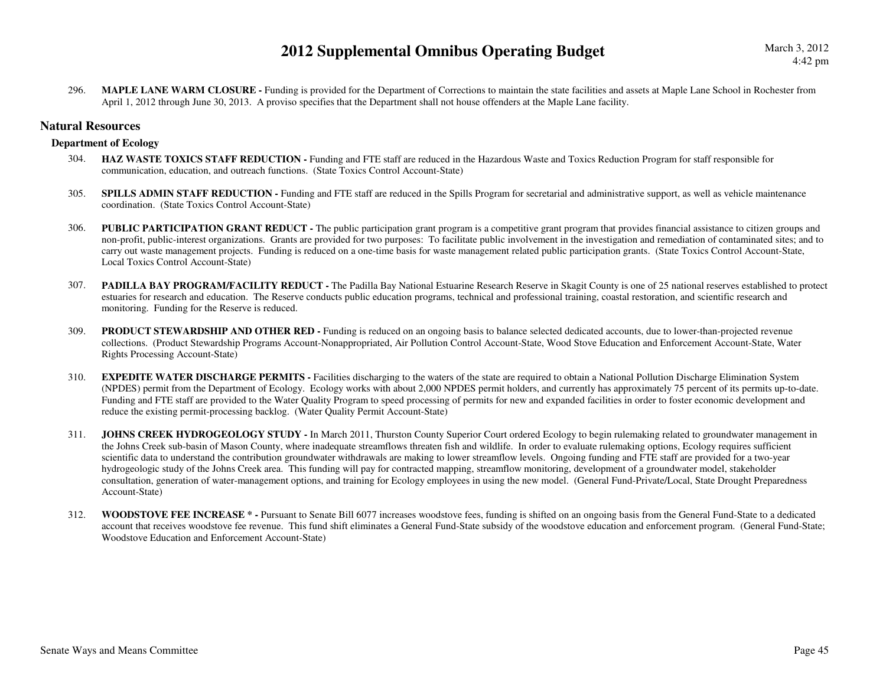296. **MAPLE LANE WARM CLOSURE -** Funding is provided for the Department of Corrections to maintain the state facilities and assets at Maple Lane School in Rochester from April 1, 2012 through June 30, 2013. A proviso specifies that the Department shall not house offenders at the Maple Lane facility.

## Natural Resources

### Department of Ecology

304. **HAZ WASTE TOXICS STAFF REDUCTION -** Funding and FTE staff are reduced in the Hazardous Waste and Toxics Reduction Program for staff responsible for communication, education, and outreach functions. (State Toxics Control Account-State)

305. **SPILLS ADMIN STAFF REDUCTION -** Funding and FTE staff are reduced in the Spills Program for secretarial and administrative support, as well as vehicle maintenance coordination. (State Toxics Control Account-State)

306. **PUBLIC PARTICIPATION GRANT REDUCT -** The public participation grant program is a competitive grant program that provides financial assistance to citizen groups and non-profit, public-interest organizations. Grants are provided for two purposes: To facilitate public involvement in the investigation and remediation of contaminated sites; and to carry out waste management projects. Funding is reduced on a one-time basis for waste management related public participation grants. (State Toxics Control Account-State, Local Toxics Control Account-State)

307. **PADILLA BAY PROGRAM/FACILITY REDUCT -** The Padilla Bay National Estuarine Research Reserve in Skagit County is one of 25 national reserves established to protect estuaries for research and education. The Reserve conducts public education programs, technical and professional training, coastal restoration, and scientific research and monitoring. Funding for the Reserve is reduced.

309. **PRODUCT STEWARDSHIP AND OTHER RED -** Funding is reduced on an ongoing basis to balance selected dedicated accounts, due to lower-than-projected revenue collections. (Product Stewardship Programs Account-Nonappropriated, Air Pollution Control Account-State, Wood Stove Education and Enforcement Account-State, Water Rights Processing Account-State)

310. **EXPEDITE WATER DISCHARGE PERMITS -** Facilities discharging to the waters of the state are required to obtain a National Pollution Discharge Elimination System (NPDES) permit from the Department of Ecology. Ecology works with about 2,000 NPDES permit holders, and currently has approximately 75 percent of its permits up-to-date. Funding and FTE staff are provided to the Water Quality Program to speed processing of permits for new and expanded facilities in order to foster economic development and reduce the existing permit-processing backlog. (Water Quality Permit Account-State)

311. **JOHNS CREEK HYDROGEOLOGY STUDY -** In March 2011, Thurston County Superior Court ordered Ecology to begin rulemaking related to groundwater management in the Johns Creek sub-basin of Mason County, where inadequate streamflows threaten fish and wildlife. In order to evaluate rulemaking options, Ecology requires sufficient scientific data to understand the contribution groundwater withdrawals are making to lower streamflow levels. Ongoing funding and FTE staff are provided for a two-year hydrogeologic study of the Johns Creek area. This funding will pay for contracted mapping, streamflow monitoring, development of a groundwater model, stakeholder consultation, generation of water-management options, and training for Ecology employees in using the new model. (General Fund-Private/Local, State Drought Preparedness Account-State)

312. **WOODSTOVE FEE INCREASE * -** Pursuant to Senate Bill 6077 increases woodstove fees, funding is shifted on an ongoing basis from the General Fund-State to a dedicated account that receives woodstove fee revenue. This fund shift eliminates a General Fund-State subsidy of the woodstove education and enforcement program. (General Fund-State; Woodstove Education and Enforcement Account-State)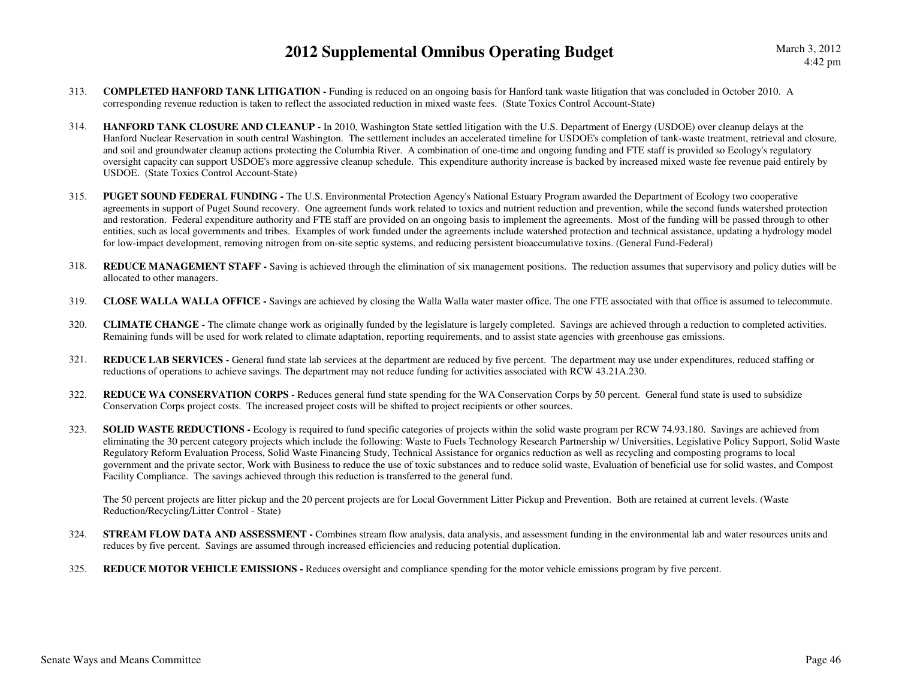313. **COMPLETED HANFORD TANK LITIGATION -** Funding is reduced on an ongoing basis for Hanford tank waste litigation that was concluded in October 2010. A corresponding revenue reduction is taken to reflect the associated reduction in mixed waste fees. (State Toxics Control Account-State)

314. **HANFORD TANK CLOSURE AND CLEANUP -** In 2010, Washington State settled litigation with the U.S. Department of Energy (USDOE) over cleanup delays at the Hanford Nuclear Reservation in south central Washington. The settlement includes an accelerated timeline for USDOE's completion of tank-waste treatment, retrieval and closure, and soil and groundwater cleanup actions protecting the Columbia River. A combination of one-time and ongoing funding and FTE staff is provided so Ecology's regulatory oversight capacity can support USDOE's more aggressive cleanup schedule. This expenditure authority increase is backed by increased mixed waste fee revenue paid entirely by USDOE. (State Toxics Control Account-State)

315. **PUGET SOUND FEDERAL FUNDING -** The U.S. Environmental Protection Agency's National Estuary Program awarded the Department of Ecology two cooperative agreements in support of Puget Sound recovery. One agreement funds work related to toxics and nutrient reduction and prevention, while the second funds watershed protection and restoration. Federal expenditure authority and FTE staff are provided on an ongoing basis to implement the agreements. Most of the funding will be passed through to other entities, such as local governments and tribes. Examples of work funded under the agreements include watershed protection and technical assistance, updating a hydrology model for low-impact development, removing nitrogen from on-site septic systems, and reducing persistent bioaccumulative toxins. (General Fund-Federal)

318. **REDUCE MANAGEMENT STAFF -** Saving is achieved through the elimination of six management positions. The reduction assumes that supervisory and policy duties will be allocated to other managers.

319. **CLOSE WALLA WALLA OFFICE -** Savings are achieved by closing the Walla Walla water master office. The one FTE associated with that office is assumed to telecommute.

320. **CLIMATE CHANGE -** The climate change work as originally funded by the legislature is largely completed. Savings are achieved through a reduction to completed activities. Remaining funds will be used for work related to climate adaptation, reporting requirements, and to assist state agencies with greenhouse gas emissions.

321. **REDUCE LAB SERVICES -** General fund state lab services at the department are reduced by five percent. The department may use under expenditures, reduced staffing or reductions of operations to achieve savings. The department may not reduce funding for activities associated with RCW 43.21A.230.

322. **REDUCE WA CONSERVATION CORPS -** Reduces general fund state spending for the WA Conservation Corps by 50 percent. General fund state is used to subsidize Conservation Corps project costs. The increased project costs will be shifted to project recipients or other sources.

323. **SOLID WASTE REDUCTIONS -** Ecology is required to fund specific categories of projects within the solid waste program per RCW 74.93.180. Savings are achieved from eliminating the 30 percent category projects which include the following: Waste to Fuels Technology Research Partnership w/ Universities, Legislative Policy Support, Solid Waste Regulatory Reform Evaluation Process, Solid Waste Financing Study, Technical Assistance for organics reduction as well as recycling and composting programs to local government and the private sector, Work with Business to reduce the use of toxic substances and to reduce solid waste, Evaluation of beneficial use for solid wastes, and Compost Facility Compliance. The savings achieved through this reduction is transferred to the general fund.

    The 50 percent projects are litter pickup and the 20 percent projects are for Local Government Litter Pickup and Prevention. Both are retained at current levels. (Waste Reduction/Recycling/Litter Control - State)

324. **STREAM FLOW DATA AND ASSESSMENT -** Combines stream flow analysis, data analysis, and assessment funding in the environmental lab and water resources units and reduces by five percent. Savings are assumed through increased efficiencies and reducing potential duplication.

325. **REDUCE MOTOR VEHICLE EMISSIONS -** Reduces oversight and compliance spending for the motor vehicle emissions program by five percent.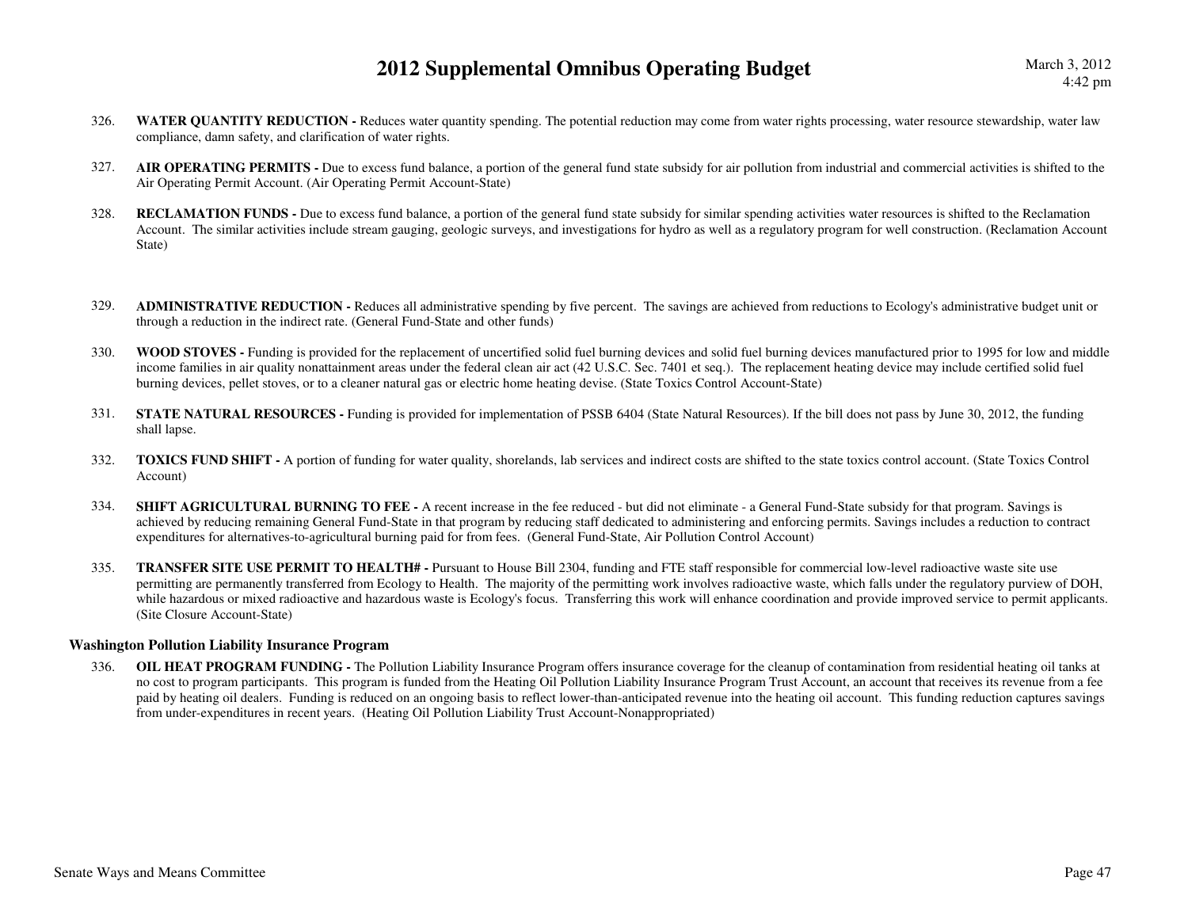326. **WATER QUANTITY REDUCTION -** Reduces water quantity spending. The potential reduction may come from water rights processing, water resource stewardship, water law compliance, damn safety, and clarification of water rights.

327. **AIR OPERATING PERMITS -** Due to excess fund balance, a portion of the general fund state subsidy for air pollution from industrial and commercial activities is shifted to the Air Operating Permit Account. (Air Operating Permit Account-State)

328. **RECLAMATION FUNDS -** Due to excess fund balance, a portion of the general fund state subsidy for similar spending activities water resources is shifted to the Reclamation Account. The similar activities include stream gauging, geologic surveys, and investigations for hydro as well as a regulatory program for well construction. (Reclamation Account State)

329. **ADMINISTRATIVE REDUCTION -** Reduces all administrative spending by five percent. The savings are achieved from reductions to Ecology's administrative budget unit or through a reduction in the indirect rate. (General Fund-State and other funds)

330. **WOOD STOVES -** Funding is provided for the replacement of uncertified solid fuel burning devices and solid fuel burning devices manufactured prior to 1995 for low and middle income families in air quality nonattainment areas under the federal clean air act (42 U.S.C. Sec. 7401 et seq.). The replacement heating device may include certified solid fuel burning devices, pellet stoves, or to a cleaner natural gas or electric home heating devise. (State Toxics Control Account-State)

331. **STATE NATURAL RESOURCES -** Funding is provided for implementation of PSSB 6404 (State Natural Resources). If the bill does not pass by June 30, 2012, the funding shall lapse.

332. **TOXICS FUND SHIFT -** A portion of funding for water quality, shorelands, lab services and indirect costs are shifted to the state toxics control account. (State Toxics Control Account)

334. **SHIFT AGRICULTURAL BURNING TO FEE -** A recent increase in the fee reduced - but did not eliminate - a General Fund-State subsidy for that program. Savings is achieved by reducing remaining General Fund-State in that program by reducing staff dedicated to administering and enforcing permits. Savings includes a reduction to contract expenditures for alternatives-to-agricultural burning paid for from fees. (General Fund-State, Air Pollution Control Account)

335. **TRANSFER SITE USE PERMIT TO HEALTH# -** Pursuant to House Bill 2304, funding and FTE staff responsible for commercial low-level radioactive waste site use permitting are permanently transferred from Ecology to Health. The majority of the permitting work involves radioactive waste, which falls under the regulatory purview of DOH, while hazardous or mixed radioactive and hazardous waste is Ecology's focus. Transferring this work will enhance coordination and provide improved service to permit applicants. (Site Closure Account-State)

### Washington Pollution Liability Insurance Program

336. **OIL HEAT PROGRAM FUNDING -** The Pollution Liability Insurance Program offers insurance coverage for the cleanup of contamination from residential heating oil tanks at no cost to program participants. This program is funded from the Heating Oil Pollution Liability Insurance Program Trust Account, an account that receives its revenue from a fee paid by heating oil dealers. Funding is reduced on an ongoing basis to reflect lower-than-anticipated revenue into the heating oil account. This funding reduction captures savings from under-expenditures in recent years. (Heating Oil Pollution Liability Trust Account-Nonappropriated)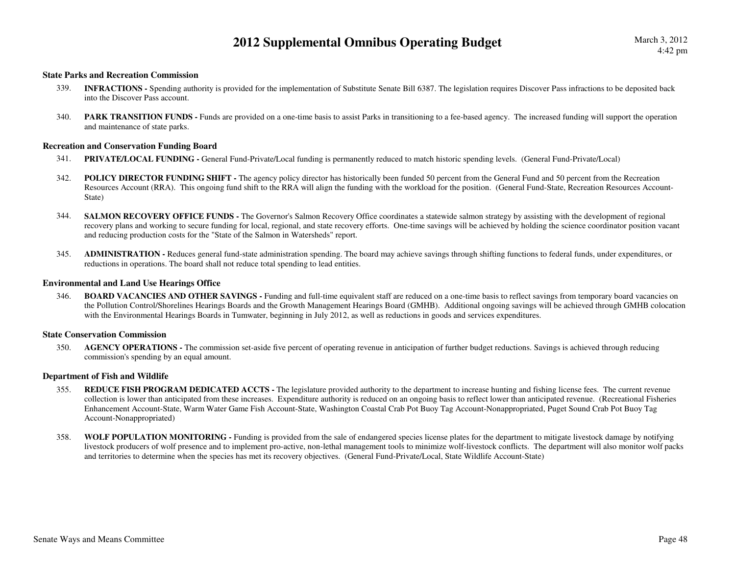### State Parks and Recreation Commission

339. **INFRACTIONS -** Spending authority is provided for the implementation of Substitute Senate Bill 6387. The legislation requires Discover Pass infractions to be deposited back into the Discover Pass account.

340. **PARK TRANSITION FUNDS -** Funds are provided on a one-time basis to assist Parks in transitioning to a fee-based agency. The increased funding will support the operation and maintenance of state parks.

### Recreation and Conservation Funding Board

341. **PRIVATE/LOCAL FUNDING -** General Fund-Private/Local funding is permanently reduced to match historic spending levels. (General Fund-Private/Local)

342. **POLICY DIRECTOR FUNDING SHIFT -** The agency policy director has historically been funded 50 percent from the General Fund and 50 percent from the Recreation Resources Account (RRA). This ongoing fund shift to the RRA will align the funding with the workload for the position. (General Fund-State, Recreation Resources Account-State)

344. **SALMON RECOVERY OFFICE FUNDS -** The Governor's Salmon Recovery Office coordinates a statewide salmon strategy by assisting with the development of regional recovery plans and working to secure funding for local, regional, and state recovery efforts. One-time savings will be achieved by holding the science coordinator position vacant and reducing production costs for the "State of the Salmon in Watersheds" report.

345. **ADMINISTRATION -** Reduces general fund-state administration spending. The board may achieve savings through shifting functions to federal funds, under expenditures, or reductions in operations. The board shall not reduce total spending to lead entities.

### Environmental and Land Use Hearings Office

346. **BOARD VACANCIES AND OTHER SAVINGS -** Funding and full-time equivalent staff are reduced on a one-time basis to reflect savings from temporary board vacancies on the Pollution Control/Shorelines Hearings Boards and the Growth Management Hearings Board (GMHB). Additional ongoing savings will be achieved through GMHB colocation with the Environmental Hearings Boards in Tumwater, beginning in July 2012, as well as reductions in goods and services expenditures.

### State Conservation Commission

350. **AGENCY OPERATIONS -** The commission set-aside five percent of operating revenue in anticipation of further budget reductions. Savings is achieved through reducing commission's spending by an equal amount.

### Department of Fish and Wildlife

355. **REDUCE FISH PROGRAM DEDICATED ACCTS -** The legislature provided authority to the department to increase hunting and fishing license fees. The current revenue collection is lower than anticipated from these increases. Expenditure authority is reduced on an ongoing basis to reflect lower than anticipated revenue. (Recreational Fisheries Enhancement Account-State, Warm Water Game Fish Account-State, Washington Coastal Crab Pot Buoy Tag Account-Nonappropriated, Puget Sound Crab Pot Buoy Tag Account-Nonappropriated)

358. **WOLF POPULATION MONITORING -** Funding is provided from the sale of endangered species license plates for the department to mitigate livestock damage by notifying livestock producers of wolf presence and to implement pro-active, non-lethal management tools to minimize wolf-livestock conflicts. The department will also monitor wolf packs and territories to determine when the species has met its recovery objectives. (General Fund-Private/Local, State Wildlife Account-State)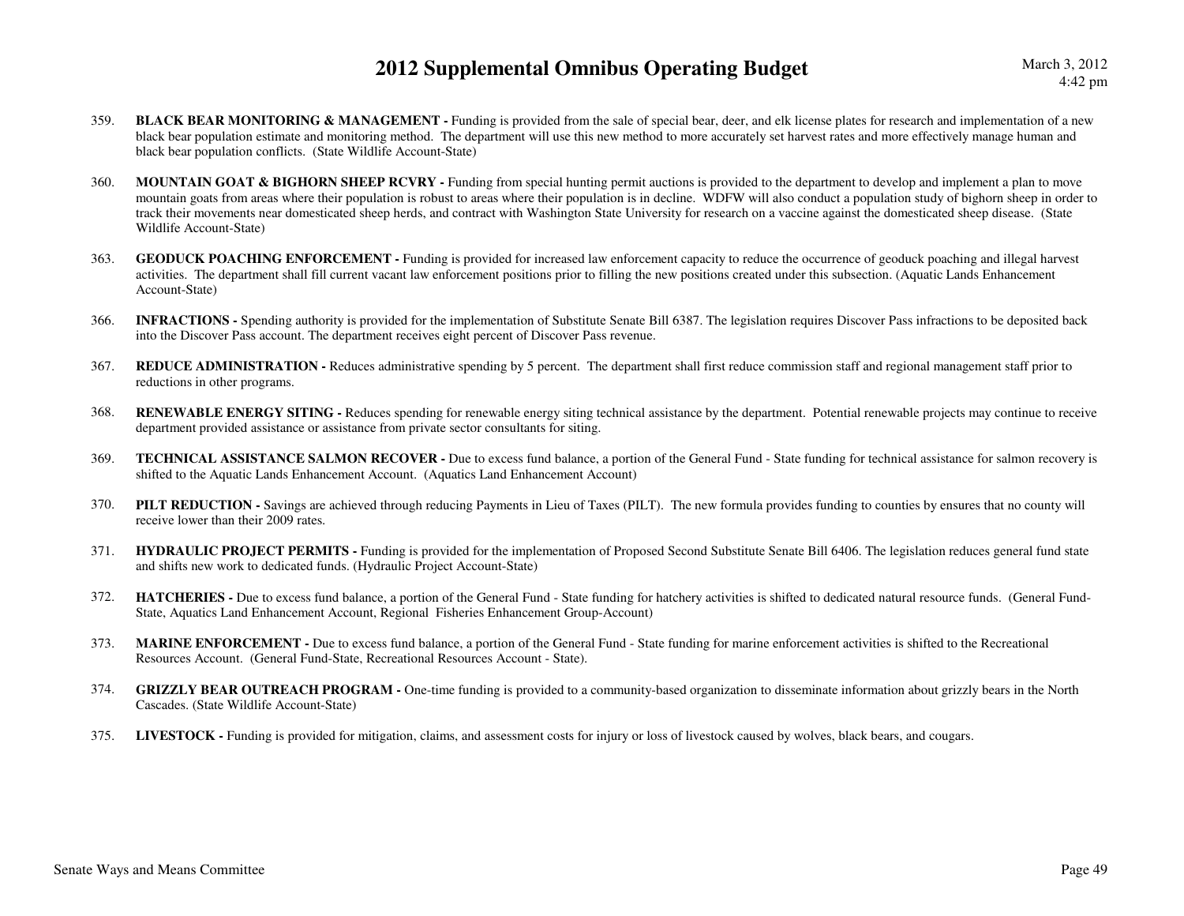# 2012 Supplemental Omnibus Operating Budget

359. **BLACK BEAR MONITORING & MANAGEMENT -** Funding is provided from the sale of special bear, deer, and elk license plates for research and implementation of a new black bear population estimate and monitoring method. The department will use this new method to more accurately set harvest rates and more effectively manage human and black bear population conflicts. (State Wildlife Account-State)

360. **MOUNTAIN GOAT & BIGHORN SHEEP RCVRY -** Funding from special hunting permit auctions is provided to the department to develop and implement a plan to move mountain goats from areas where their population is robust to areas where their population is in decline. WDFW will also conduct a population study of bighorn sheep in order to track their movements near domesticated sheep herds, and contract with Washington State University for research on a vaccine against the domesticated sheep disease. (State Wildlife Account-State)

363. **GEODUCK POACHING ENFORCEMENT -** Funding is provided for increased law enforcement capacity to reduce the occurrence of geoduck poaching and illegal harvest activities. The department shall fill current vacant law enforcement positions prior to filling the new positions created under this subsection. (Aquatic Lands Enhancement Account-State)

366. **INFRACTIONS -** Spending authority is provided for the implementation of Substitute Senate Bill 6387. The legislation requires Discover Pass infractions to be deposited back into the Discover Pass account. The department receives eight percent of Discover Pass revenue.

367. **REDUCE ADMINISTRATION -** Reduces administrative spending by 5 percent. The department shall first reduce commission staff and regional management staff prior to reductions in other programs.

368. **RENEWABLE ENERGY SITING -** Reduces spending for renewable energy siting technical assistance by the department. Potential renewable projects may continue to receive department provided assistance or assistance from private sector consultants for siting.

369. **TECHNICAL ASSISTANCE SALMON RECOVER -** Due to excess fund balance, a portion of the General Fund - State funding for technical assistance for salmon recovery is shifted to the Aquatic Lands Enhancement Account. (Aquatics Land Enhancement Account)

370. **PILT REDUCTION -** Savings are achieved through reducing Payments in Lieu of Taxes (PILT). The new formula provides funding to counties by ensures that no county will receive lower than their 2009 rates.

371. **HYDRAULIC PROJECT PERMITS -** Funding is provided for the implementation of Proposed Second Substitute Senate Bill 6406. The legislation reduces general fund state and shifts new work to dedicated funds. (Hydraulic Project Account-State)

372. **HATCHERIES -** Due to excess fund balance, a portion of the General Fund - State funding for hatchery activities is shifted to dedicated natural resource funds. (General Fund-State, Aquatics Land Enhancement Account, Regional Fisheries Enhancement Group-Account)

373. **MARINE ENFORCEMENT -** Due to excess fund balance, a portion of the General Fund - State funding for marine enforcement activities is shifted to the Recreational Resources Account. (General Fund-State, Recreational Resources Account - State).

374. **GRIZZLY BEAR OUTREACH PROGRAM -** One-time funding is provided to a community-based organization to disseminate information about grizzly bears in the North Cascades. (State Wildlife Account-State)

375. **LIVESTOCK -** Funding is provided for mitigation, claims, and assessment costs for injury or loss of livestock caused by wolves, black bears, and cougars.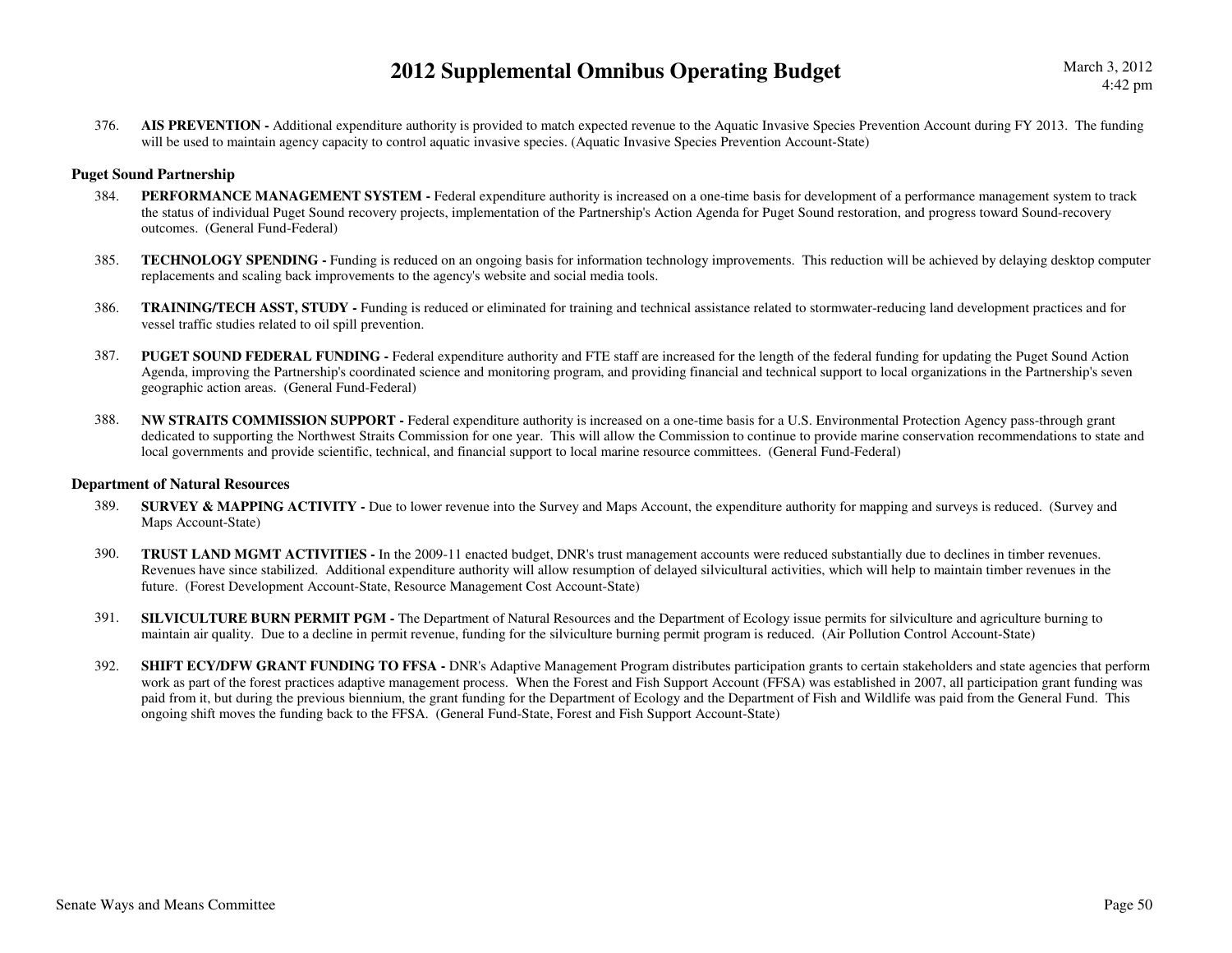376. **AIS PREVENTION -** Additional expenditure authority is provided to match expected revenue to the Aquatic Invasive Species Prevention Account during FY 2013. The funding will be used to maintain agency capacity to control aquatic invasive species. (Aquatic Invasive Species Prevention Account-State)

### Puget Sound Partnership

384. **PERFORMANCE MANAGEMENT SYSTEM -** Federal expenditure authority is increased on a one-time basis for development of a performance management system to track the status of individual Puget Sound recovery projects, implementation of the Partnership's Action Agenda for Puget Sound restoration, and progress toward Sound-recovery outcomes. (General Fund-Federal)

385. **TECHNOLOGY SPENDING -** Funding is reduced on an ongoing basis for information technology improvements. This reduction will be achieved by delaying desktop computer replacements and scaling back improvements to the agency's website and social media tools.

386. **TRAINING/TECH ASST, STUDY -** Funding is reduced or eliminated for training and technical assistance related to stormwater-reducing land development practices and for vessel traffic studies related to oil spill prevention.

387. **PUGET SOUND FEDERAL FUNDING -** Federal expenditure authority and FTE staff are increased for the length of the federal funding for updating the Puget Sound Action Agenda, improving the Partnership's coordinated science and monitoring program, and providing financial and technical support to local organizations in the Partnership's seven geographic action areas. (General Fund-Federal)

388. **NW STRAITS COMMISSION SUPPORT -** Federal expenditure authority is increased on a one-time basis for a U.S. Environmental Protection Agency pass-through grant dedicated to supporting the Northwest Straits Commission for one year. This will allow the Commission to continue to provide marine conservation recommendations to state and local governments and provide scientific, technical, and financial support to local marine resource committees. (General Fund-Federal)

### Department of Natural Resources

389. **SURVEY & MAPPING ACTIVITY -** Due to lower revenue into the Survey and Maps Account, the expenditure authority for mapping and surveys is reduced. (Survey and Maps Account-State)

390. **TRUST LAND MGMT ACTIVITIES -** In the 2009-11 enacted budget, DNR's trust management accounts were reduced substantially due to declines in timber revenues. Revenues have since stabilized. Additional expenditure authority will allow resumption of delayed silvicultural activities, which will help to maintain timber revenues in the future. (Forest Development Account-State, Resource Management Cost Account-State)

391. **SILVICULTURE BURN PERMIT PGM -** The Department of Natural Resources and the Department of Ecology issue permits for silviculture and agriculture burning to maintain air quality. Due to a decline in permit revenue, funding for the silviculture burning permit program is reduced. (Air Pollution Control Account-State)

392. **SHIFT ECY/DFW GRANT FUNDING TO FFSA -** DNR's Adaptive Management Program distributes participation grants to certain stakeholders and state agencies that perform work as part of the forest practices adaptive management process. When the Forest and Fish Support Account (FFSA) was established in 2007, all participation grant funding was paid from it, but during the previous biennium, the grant funding for the Department of Ecology and the Department of Fish and Wildlife was paid from the General Fund. This ongoing shift moves the funding back to the FFSA. (General Fund-State, Forest and Fish Support Account-State)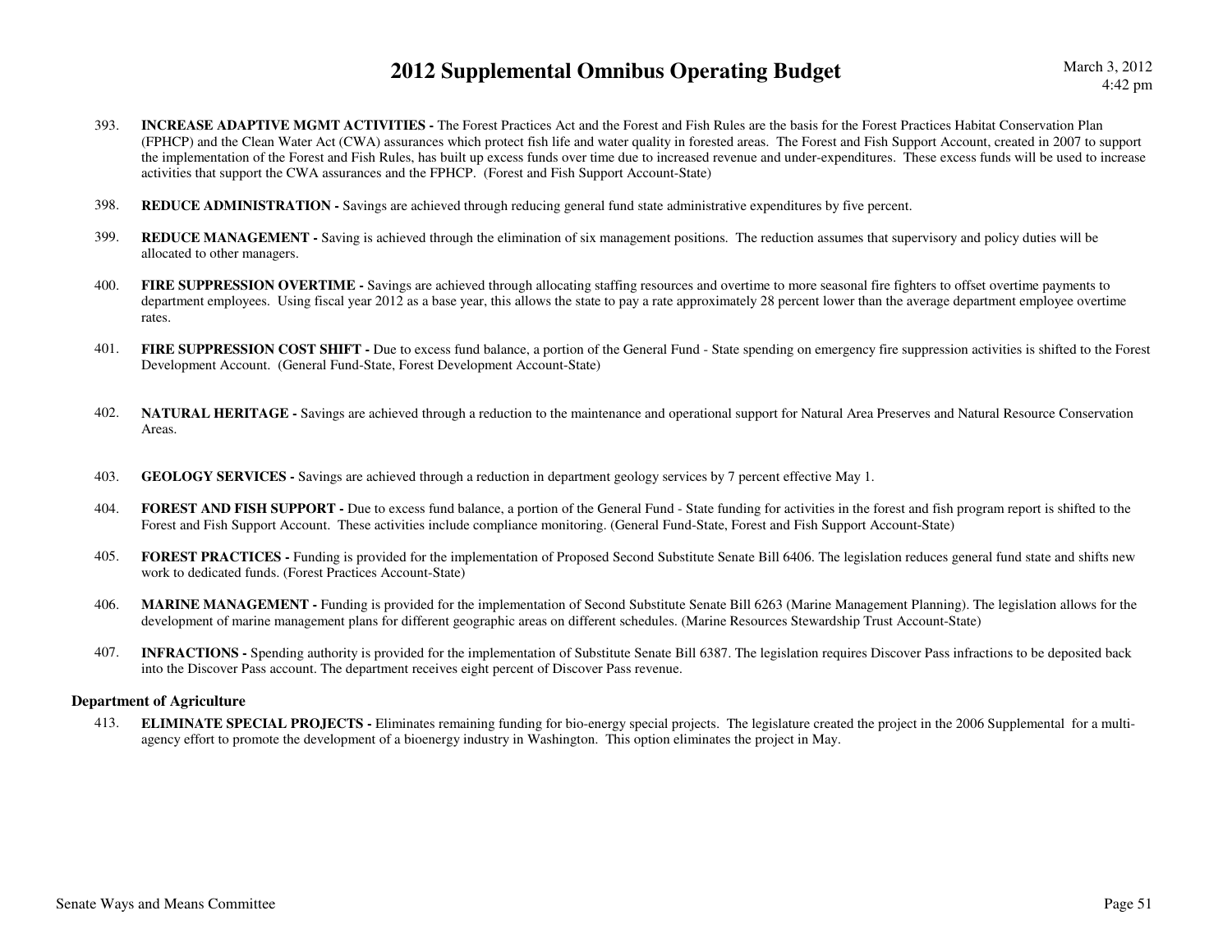393. **INCREASE ADAPTIVE MGMT ACTIVITIES -** The Forest Practices Act and the Forest and Fish Rules are the basis for the Forest Practices Habitat Conservation Plan (FPHCP) and the Clean Water Act (CWA) assurances which protect fish life and water quality in forested areas. The Forest and Fish Support Account, created in 2007 to support the implementation of the Forest and Fish Rules, has built up excess funds over time due to increased revenue and under-expenditures. These excess funds will be used to increase activities that support the CWA assurances and the FPHCP. (Forest and Fish Support Account-State)

398. **REDUCE ADMINISTRATION -** Savings are achieved through reducing general fund state administrative expenditures by five percent.

399. **REDUCE MANAGEMENT -** Saving is achieved through the elimination of six management positions. The reduction assumes that supervisory and policy duties will be allocated to other managers.

400. **FIRE SUPPRESSION OVERTIME -** Savings are achieved through allocating staffing resources and overtime to more seasonal fire fighters to offset overtime payments to department employees. Using fiscal year 2012 as a base year, this allows the state to pay a rate approximately 28 percent lower than the average department employee overtime rates.

401. **FIRE SUPPRESSION COST SHIFT -** Due to excess fund balance, a portion of the General Fund - State spending on emergency fire suppression activities is shifted to the Forest Development Account. (General Fund-State, Forest Development Account-State)

402. **NATURAL HERITAGE -** Savings are achieved through a reduction to the maintenance and operational support for Natural Area Preserves and Natural Resource Conservation Areas.

403. **GEOLOGY SERVICES -** Savings are achieved through a reduction in department geology services by 7 percent effective May 1.

404. **FOREST AND FISH SUPPORT -** Due to excess fund balance, a portion of the General Fund - State funding for activities in the forest and fish program report is shifted to the Forest and Fish Support Account. These activities include compliance monitoring. (General Fund-State, Forest and Fish Support Account-State)

405. **FOREST PRACTICES -** Funding is provided for the implementation of Proposed Second Substitute Senate Bill 6406. The legislation reduces general fund state and shifts new work to dedicated funds. (Forest Practices Account-State)

406. **MARINE MANAGEMENT -** Funding is provided for the implementation of Second Substitute Senate Bill 6263 (Marine Management Planning). The legislation allows for the development of marine management plans for different geographic areas on different schedules. (Marine Resources Stewardship Trust Account-State)

407. **INFRACTIONS -** Spending authority is provided for the implementation of Substitute Senate Bill 6387. The legislation requires Discover Pass infractions to be deposited back into the Discover Pass account. The department receives eight percent of Discover Pass revenue.

### Department of Agriculture

413. **ELIMINATE SPECIAL PROJECTS -** Eliminates remaining funding for bio-energy special projects. The legislature created the project in the 2006 Supplemental for a multi-agency effort to promote the development of a bioenergy industry in Washington. This option eliminates the project in May.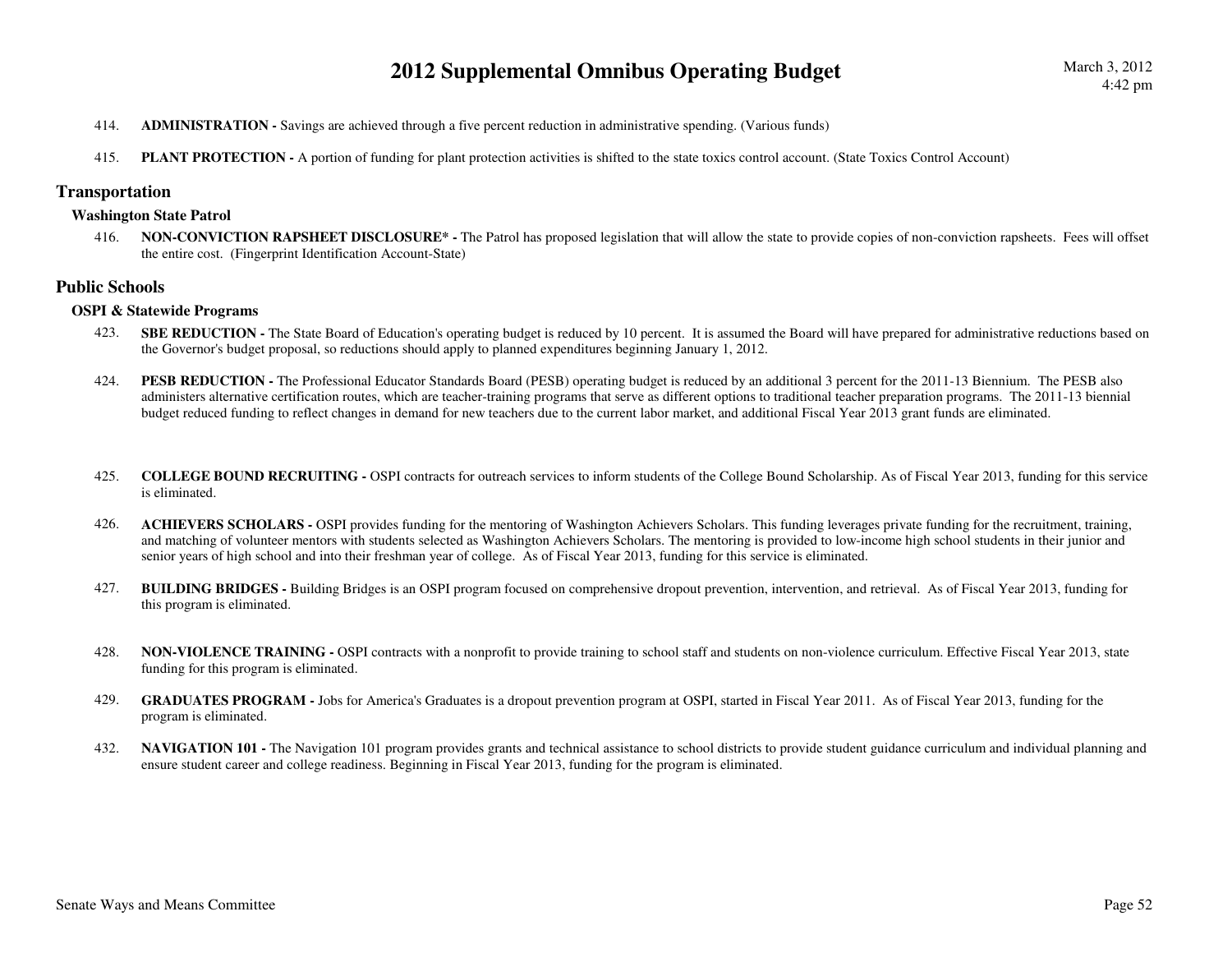414. **ADMINISTRATION -** Savings are achieved through a five percent reduction in administrative spending. (Various funds)

415. **PLANT PROTECTION -** A portion of funding for plant protection activities is shifted to the state toxics control account. (State Toxics Control Account)

## Transportation

### Washington State Patrol

416. **NON-CONVICTION RAPSHEET DISCLOSURE* -** The Patrol has proposed legislation that will allow the state to provide copies of non-conviction rapsheets. Fees will offset the entire cost. (Fingerprint Identification Account-State)

## Public Schools

### OSPI & Statewide Programs

423. **SBE REDUCTION -** The State Board of Education's operating budget is reduced by 10 percent. It is assumed the Board will have prepared for administrative reductions based on the Governor's budget proposal, so reductions should apply to planned expenditures beginning January 1, 2012.

424. **PESB REDUCTION -** The Professional Educator Standards Board (PESB) operating budget is reduced by an additional 3 percent for the 2011-13 Biennium. The PESB also administers alternative certification routes, which are teacher-training programs that serve as different options to traditional teacher preparation programs. The 2011-13 biennial budget reduced funding to reflect changes in demand for new teachers due to the current labor market, and additional Fiscal Year 2013 grant funds are eliminated.

425. **COLLEGE BOUND RECRUITING -** OSPI contracts for outreach services to inform students of the College Bound Scholarship. As of Fiscal Year 2013, funding for this service is eliminated.

426. **ACHIEVERS SCHOLARS -** OSPI provides funding for the mentoring of Washington Achievers Scholars. This funding leverages private funding for the recruitment, training, and matching of volunteer mentors with students selected as Washington Achievers Scholars. The mentoring is provided to low-income high school students in their junior and senior years of high school and into their freshman year of college. As of Fiscal Year 2013, funding for this service is eliminated.

427. **BUILDING BRIDGES -** Building Bridges is an OSPI program focused on comprehensive dropout prevention, intervention, and retrieval. As of Fiscal Year 2013, funding for this program is eliminated.

428. **NON-VIOLENCE TRAINING -** OSPI contracts with a nonprofit to provide training to school staff and students on non-violence curriculum. Effective Fiscal Year 2013, state funding for this program is eliminated.

429. **GRADUATES PROGRAM -** Jobs for America's Graduates is a dropout prevention program at OSPI, started in Fiscal Year 2011. As of Fiscal Year 2013, funding for the program is eliminated.

432. **NAVIGATION 101 -** The Navigation 101 program provides grants and technical assistance to school districts to provide student guidance curriculum and individual planning and ensure student career and college readiness. Beginning in Fiscal Year 2013, funding for the program is eliminated.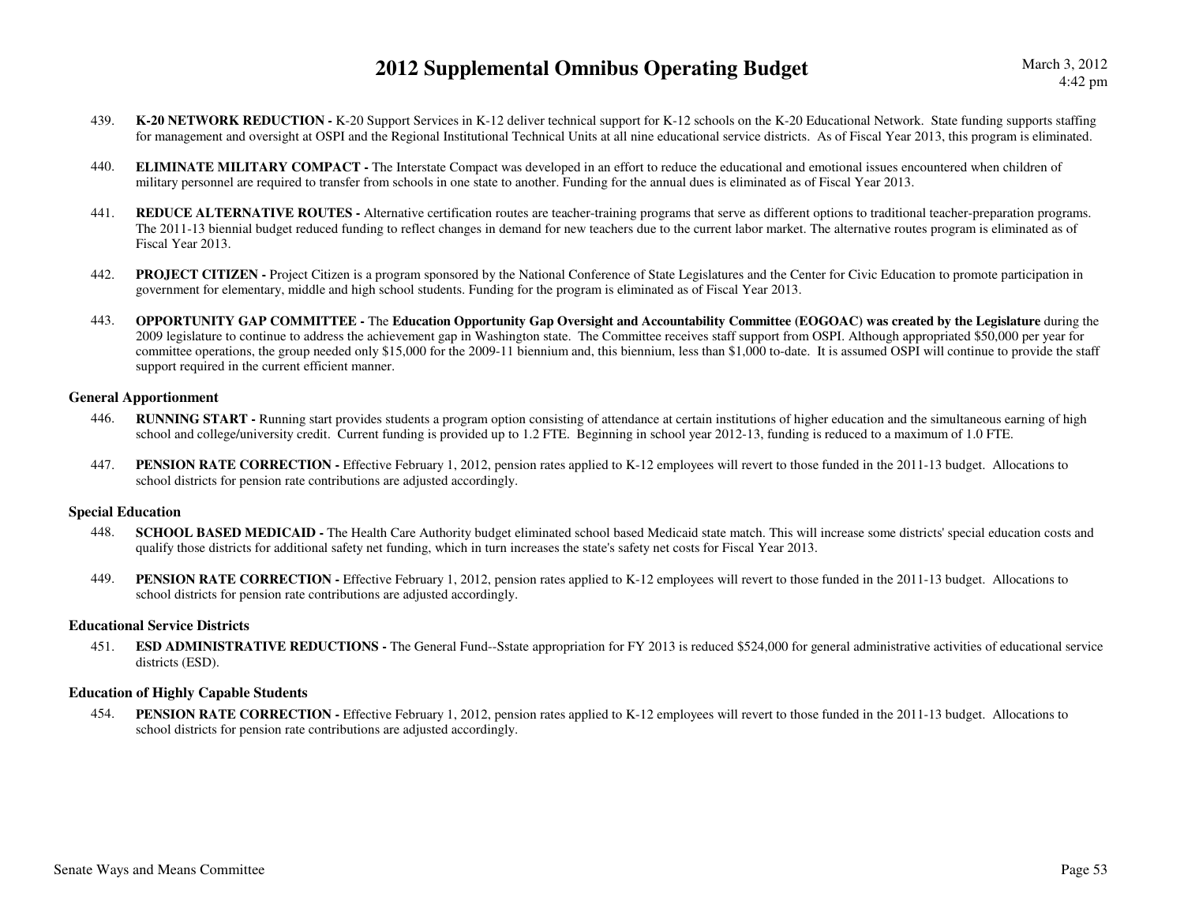439. **K-20 NETWORK REDUCTION -** K-20 Support Services in K-12 deliver technical support for K-12 schools on the K-20 Educational Network. State funding supports staffing for management and oversight at OSPI and the Regional Institutional Technical Units at all nine educational service districts. As of Fiscal Year 2013, this program is eliminated.

440. **ELIMINATE MILITARY COMPACT -** The Interstate Compact was developed in an effort to reduce the educational and emotional issues encountered when children of military personnel are required to transfer from schools in one state to another. Funding for the annual dues is eliminated as of Fiscal Year 2013.

441. **REDUCE ALTERNATIVE ROUTES -** Alternative certification routes are teacher-training programs that serve as different options to traditional teacher-preparation programs. The 2011-13 biennial budget reduced funding to reflect changes in demand for new teachers due to the current labor market. The alternative routes program is eliminated as of Fiscal Year 2013.

442. **PROJECT CITIZEN -** Project Citizen is a program sponsored by the National Conference of State Legislatures and the Center for Civic Education to promote participation in government for elementary, middle and high school students. Funding for the program is eliminated as of Fiscal Year 2013.

443. **OPPORTUNITY GAP COMMITTEE -** The **Education Opportunity Gap Oversight and Accountability Committee (EOGOAC) was created by the Legislature** during the 2009 legislature to continue to address the achievement gap in Washington state. The Committee receives staff support from OSPI. Although appropriated $50,000 per year for committee operations, the group needed only $15,000 for the 2009-11 biennium and, this biennium, less than $1,000 to-date. It is assumed OSPI will continue to provide the staff support required in the current efficient manner.

### General Apportionment

446. **RUNNING START -** Running start provides students a program option consisting of attendance at certain institutions of higher education and the simultaneous earning of high school and college/university credit. Current funding is provided up to 1.2 FTE. Beginning in school year 2012-13, funding is reduced to a maximum of 1.0 FTE.

447. **PENSION RATE CORRECTION -** Effective February 1, 2012, pension rates applied to K-12 employees will revert to those funded in the 2011-13 budget. Allocations to school districts for pension rate contributions are adjusted accordingly.

### Special Education

448. **SCHOOL BASED MEDICAID -** The Health Care Authority budget eliminated school based Medicaid state match. This will increase some districts' special education costs and qualify those districts for additional safety net funding, which in turn increases the state's safety net costs for Fiscal Year 2013.

449. **PENSION RATE CORRECTION -** Effective February 1, 2012, pension rates applied to K-12 employees will revert to those funded in the 2011-13 budget. Allocations to school districts for pension rate contributions are adjusted accordingly.

### Educational Service Districts

451. **ESD ADMINISTRATIVE REDUCTIONS -** The General Fund--Sstate appropriation for FY 2013 is reduced $524,000 for general administrative activities of educational service districts (ESD).

### Education of Highly Capable Students

454. **PENSION RATE CORRECTION -** Effective February 1, 2012, pension rates applied to K-12 employees will revert to those funded in the 2011-13 budget. Allocations to school districts for pension rate contributions are adjusted accordingly.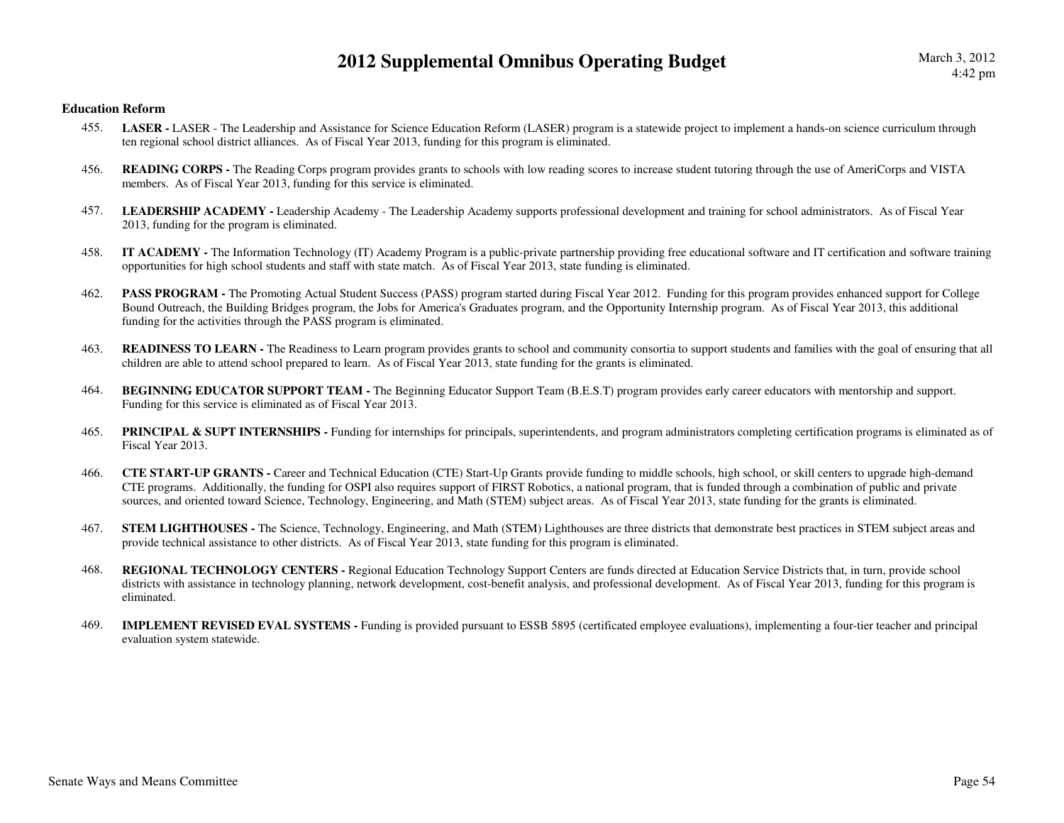# 2012 Supplemental Omnibus Operating Budget

March 3, 2012
4:42 pm

**Education Reform**

455. **LASER -** LASER - The Leadership and Assistance for Science Education Reform (LASER) program is a statewide project to implement a hands-on science curriculum through ten regional school district alliances. As of Fiscal Year 2013, funding for this program is eliminated.

456. **READING CORPS -** The Reading Corps program provides grants to schools with low reading scores to increase student tutoring through the use of AmeriCorps and VISTA members. As of Fiscal Year 2013, funding for this service is eliminated.

457. **LEADERSHIP ACADEMY -** Leadership Academy - The Leadership Academy supports professional development and training for school administrators. As of Fiscal Year 2013, funding for the program is eliminated.

458. **IT ACADEMY -** The Information Technology (IT) Academy Program is a public-private partnership providing free educational software and IT certification and software training opportunities for high school students and staff with state match. As of Fiscal Year 2013, state funding is eliminated.

462. **PASS PROGRAM -** The Promoting Actual Student Success (PASS) program started during Fiscal Year 2012. Funding for this program provides enhanced support for College Bound Outreach, the Building Bridges program, the Jobs for America's Graduates program, and the Opportunity Internship program. As of Fiscal Year 2013, this additional funding for the activities through the PASS program is eliminated.

463. **READINESS TO LEARN -** The Readiness to Learn program provides grants to school and community consortia to support students and families with the goal of ensuring that all children are able to attend school prepared to learn. As of Fiscal Year 2013, state funding for the grants is eliminated.

464. **BEGINNING EDUCATOR SUPPORT TEAM -** The Beginning Educator Support Team (B.E.S.T) program provides early career educators with mentorship and support. Funding for this service is eliminated as of Fiscal Year 2013.

465. **PRINCIPAL & SUPT INTERNSHIPS -** Funding for internships for principals, superintendents, and program administrators completing certification programs is eliminated as of Fiscal Year 2013.

466. **CTE START-UP GRANTS -** Career and Technical Education (CTE) Start-Up Grants provide funding to middle schools, high school, or skill centers to upgrade high-demand CTE programs. Additionally, the funding for OSPI also requires support of FIRST Robotics, a national program, that is funded through a combination of public and private sources, and oriented toward Science, Technology, Engineering, and Math (STEM) subject areas. As of Fiscal Year 2013, state funding for the grants is eliminated.

467. **STEM LIGHTHOUSES -** The Science, Technology, Engineering, and Math (STEM) Lighthouses are three districts that demonstrate best practices in STEM subject areas and provide technical assistance to other districts. As of Fiscal Year 2013, state funding for this program is eliminated.

468. **REGIONAL TECHNOLOGY CENTERS -** Regional Education Technology Support Centers are funds directed at Education Service Districts that, in turn, provide school districts with assistance in technology planning, network development, cost-benefit analysis, and professional development. As of Fiscal Year 2013, funding for this program is eliminated.

469. **IMPLEMENT REVISED EVAL SYSTEMS -** Funding is provided pursuant to ESSB 5895 (certificated employee evaluations), implementing a four-tier teacher and principal evaluation system statewide.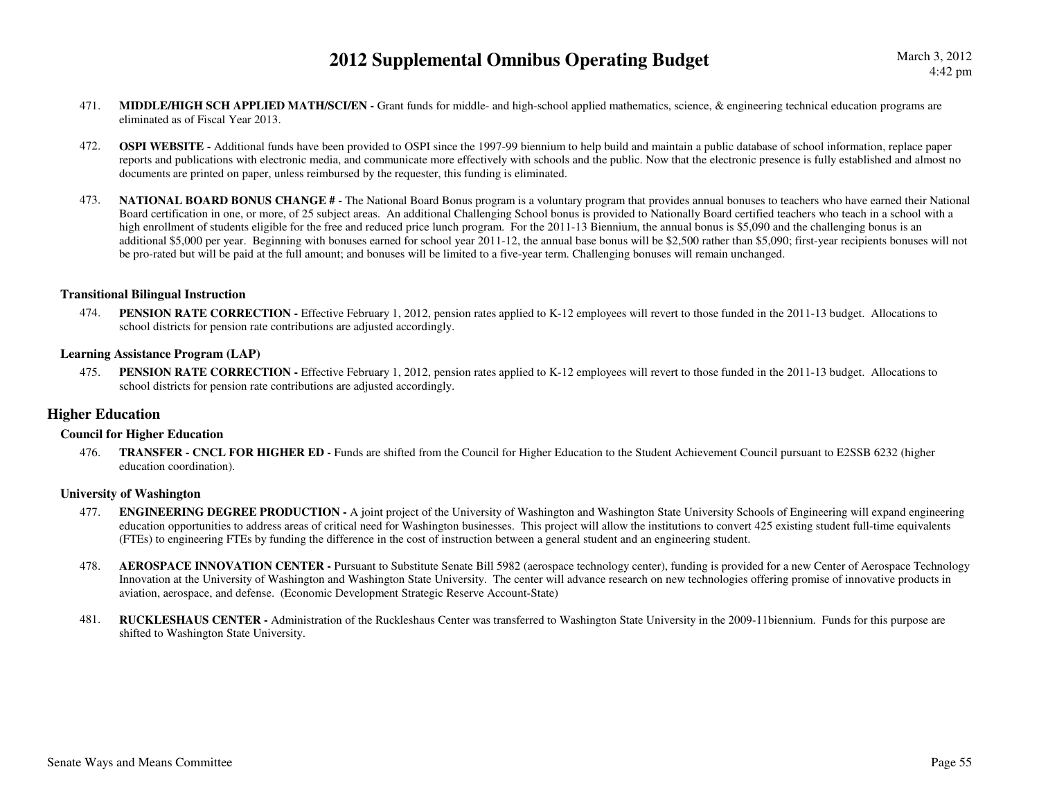471. **MIDDLE/HIGH SCH APPLIED MATH/SCI/EN -** Grant funds for middle- and high-school applied mathematics, science, & engineering technical education programs are eliminated as of Fiscal Year 2013.

472. **OSPI WEBSITE -** Additional funds have been provided to OSPI since the 1997-99 biennium to help build and maintain a public database of school information, replace paper reports and publications with electronic media, and communicate more effectively with schools and the public. Now that the electronic presence is fully established and almost no documents are printed on paper, unless reimbursed by the requester, this funding is eliminated.

473. **NATIONAL BOARD BONUS CHANGE # -** The National Board Bonus program is a voluntary program that provides annual bonuses to teachers who have earned their National Board certification in one, or more, of 25 subject areas. An additional Challenging School bonus is provided to Nationally Board certified teachers who teach in a school with a high enrollment of students eligible for the free and reduced price lunch program. For the 2011-13 Biennium, the annual bonus is $5,090 and the challenging bonus is an additional $5,000 per year. Beginning with bonuses earned for school year 2011-12, the annual base bonus will be $2,500 rather than $5,090; first-year recipients bonuses will not be pro-rated but will be paid at the full amount; and bonuses will be limited to a five-year term. Challenging bonuses will remain unchanged.

### Transitional Bilingual Instruction

474. **PENSION RATE CORRECTION -** Effective February 1, 2012, pension rates applied to K-12 employees will revert to those funded in the 2011-13 budget. Allocations to school districts for pension rate contributions are adjusted accordingly.

### Learning Assistance Program (LAP)

475. **PENSION RATE CORRECTION -** Effective February 1, 2012, pension rates applied to K-12 employees will revert to those funded in the 2011-13 budget. Allocations to school districts for pension rate contributions are adjusted accordingly.

## Higher Education

### Council for Higher Education

476. **TRANSFER - CNCL FOR HIGHER ED -** Funds are shifted from the Council for Higher Education to the Student Achievement Council pursuant to E2SSB 6232 (higher education coordination).

### University of Washington

477. **ENGINEERING DEGREE PRODUCTION -** A joint project of the University of Washington and Washington State University Schools of Engineering will expand engineering education opportunities to address areas of critical need for Washington businesses. This project will allow the institutions to convert 425 existing student full-time equivalents (FTEs) to engineering FTEs by funding the difference in the cost of instruction between a general student and an engineering student.

478. **AEROSPACE INNOVATION CENTER -** Pursuant to Substitute Senate Bill 5982 (aerospace technology center), funding is provided for a new Center of Aerospace Technology Innovation at the University of Washington and Washington State University. The center will advance research on new technologies offering promise of innovative products in aviation, aerospace, and defense. (Economic Development Strategic Reserve Account-State)

481. **RUCKLESHAUS CENTER -** Administration of the Ruckleshaus Center was transferred to Washington State University in the 2009-11biennium. Funds for this purpose are shifted to Washington State University.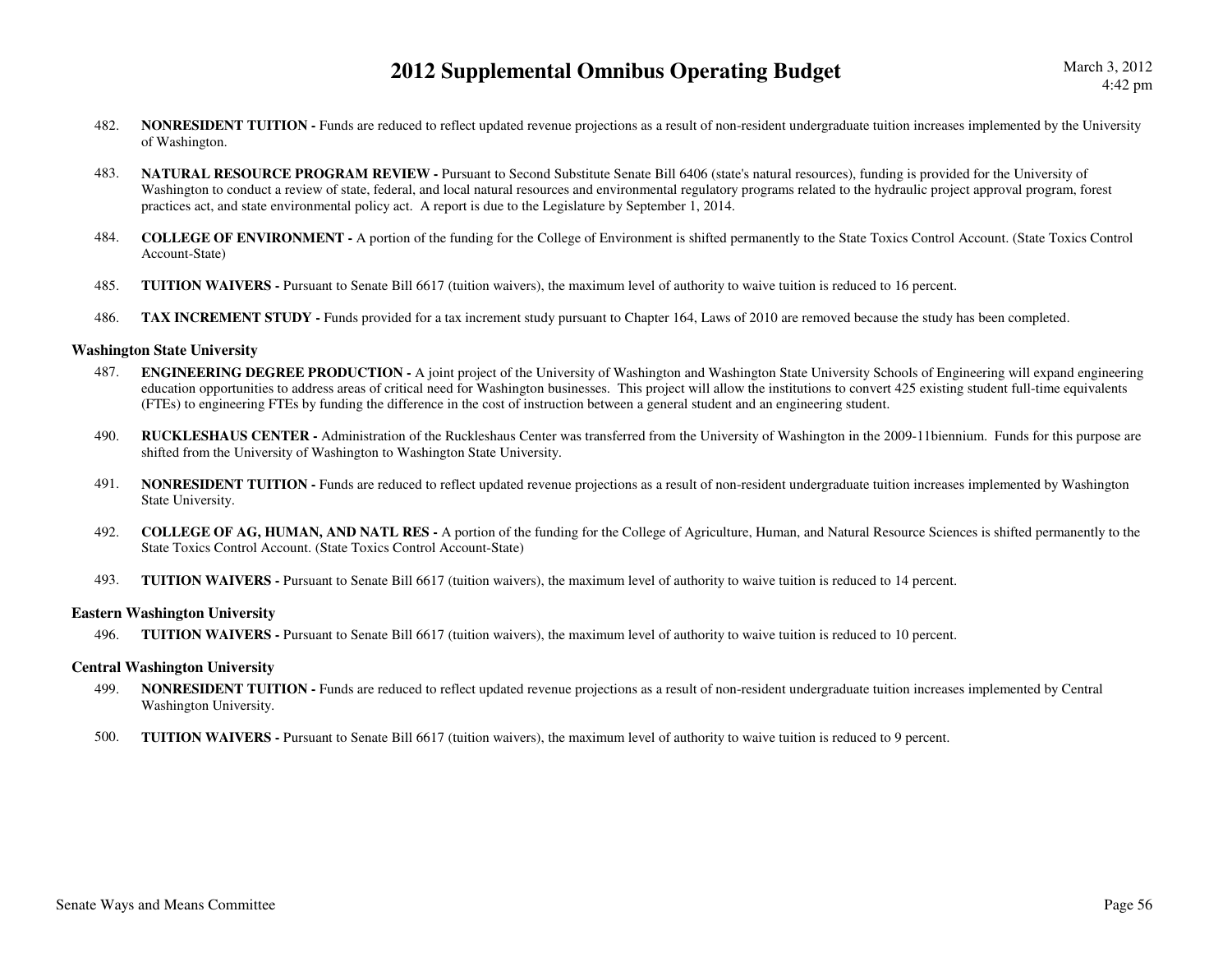482. **NONRESIDENT TUITION -** Funds are reduced to reflect updated revenue projections as a result of non-resident undergraduate tuition increases implemented by the University of Washington.

483. **NATURAL RESOURCE PROGRAM REVIEW -** Pursuant to Second Substitute Senate Bill 6406 (state's natural resources), funding is provided for the University of Washington to conduct a review of state, federal, and local natural resources and environmental regulatory programs related to the hydraulic project approval program, forest practices act, and state environmental policy act. A report is due to the Legislature by September 1, 2014.

484. **COLLEGE OF ENVIRONMENT -** A portion of the funding for the College of Environment is shifted permanently to the State Toxics Control Account. (State Toxics Control Account-State)

485. **TUITION WAIVERS -** Pursuant to Senate Bill 6617 (tuition waivers), the maximum level of authority to waive tuition is reduced to 16 percent.

486. **TAX INCREMENT STUDY -** Funds provided for a tax increment study pursuant to Chapter 164, Laws of 2010 are removed because the study has been completed.

### Washington State University

487. **ENGINEERING DEGREE PRODUCTION -** A joint project of the University of Washington and Washington State University Schools of Engineering will expand engineering education opportunities to address areas of critical need for Washington businesses. This project will allow the institutions to convert 425 existing student full-time equivalents (FTEs) to engineering FTEs by funding the difference in the cost of instruction between a general student and an engineering student.

490. **RUCKLESHAUS CENTER -** Administration of the Ruckleshaus Center was transferred from the University of Washington in the 2009-11biennium. Funds for this purpose are shifted from the University of Washington to Washington State University.

491. **NONRESIDENT TUITION -** Funds are reduced to reflect updated revenue projections as a result of non-resident undergraduate tuition increases implemented by Washington State University.

492. **COLLEGE OF AG, HUMAN, AND NATL RES -** A portion of the funding for the College of Agriculture, Human, and Natural Resource Sciences is shifted permanently to the State Toxics Control Account. (State Toxics Control Account-State)

493. **TUITION WAIVERS -** Pursuant to Senate Bill 6617 (tuition waivers), the maximum level of authority to waive tuition is reduced to 14 percent.

### Eastern Washington University

496. **TUITION WAIVERS -** Pursuant to Senate Bill 6617 (tuition waivers), the maximum level of authority to waive tuition is reduced to 10 percent.

### Central Washington University

499. **NONRESIDENT TUITION -** Funds are reduced to reflect updated revenue projections as a result of non-resident undergraduate tuition increases implemented by Central Washington University.

500. **TUITION WAIVERS -** Pursuant to Senate Bill 6617 (tuition waivers), the maximum level of authority to waive tuition is reduced to 9 percent.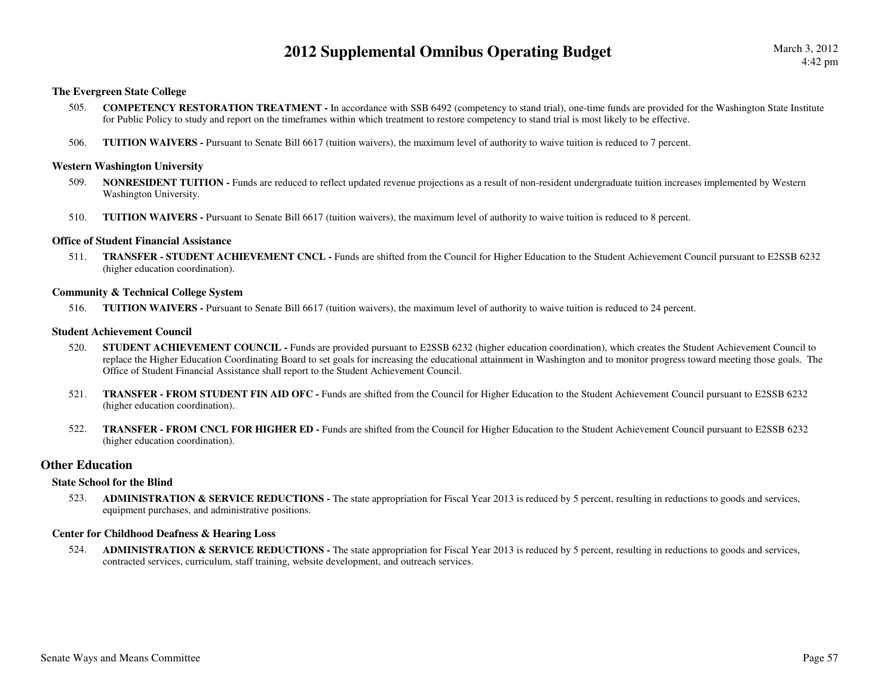### The Evergreen State College

505. **COMPETENCY RESTORATION TREATMENT -** In accordance with SSB 6492 (competency to stand trial), one-time funds are provided for the Washington State Institute for Public Policy to study and report on the timeframes within which treatment to restore competency to stand trial is most likely to be effective.

506. **TUITION WAIVERS -** Pursuant to Senate Bill 6617 (tuition waivers), the maximum level of authority to waive tuition is reduced to 7 percent.

### Western Washington University

509. **NONRESIDENT TUITION -** Funds are reduced to reflect updated revenue projections as a result of non-resident undergraduate tuition increases implemented by Western Washington University.

510. **TUITION WAIVERS -** Pursuant to Senate Bill 6617 (tuition waivers), the maximum level of authority to waive tuition is reduced to 8 percent.

### Office of Student Financial Assistance

511. **TRANSFER - STUDENT ACHIEVEMENT CNCL -** Funds are shifted from the Council for Higher Education to the Student Achievement Council pursuant to E2SSB 6232 (higher education coordination).

### Community & Technical College System

516. **TUITION WAIVERS -** Pursuant to Senate Bill 6617 (tuition waivers), the maximum level of authority to waive tuition is reduced to 24 percent.

### Student Achievement Council

520. **STUDENT ACHIEVEMENT COUNCIL -** Funds are provided pursuant to E2SSB 6232 (higher education coordination), which creates the Student Achievement Council to replace the Higher Education Coordinating Board to set goals for increasing the educational attainment in Washington and to monitor progress toward meeting those goals. The Office of Student Financial Assistance shall report to the Student Achievement Council.

521. **TRANSFER - FROM STUDENT FIN AID OFC -** Funds are shifted from the Council for Higher Education to the Student Achievement Council pursuant to E2SSB 6232 (higher education coordination).

522. **TRANSFER - FROM CNCL FOR HIGHER ED -** Funds are shifted from the Council for Higher Education to the Student Achievement Council pursuant to E2SSB 6232 (higher education coordination).

## Other Education

### State School for the Blind

523. **ADMINISTRATION & SERVICE REDUCTIONS -** The state appropriation for Fiscal Year 2013 is reduced by 5 percent, resulting in reductions to goods and services, equipment purchases, and administrative positions.

### Center for Childhood Deafness & Hearing Loss

524. **ADMINISTRATION & SERVICE REDUCTIONS -** The state appropriation for Fiscal Year 2013 is reduced by 5 percent, resulting in reductions to goods and services, contracted services, curriculum, staff training, website development, and outreach services.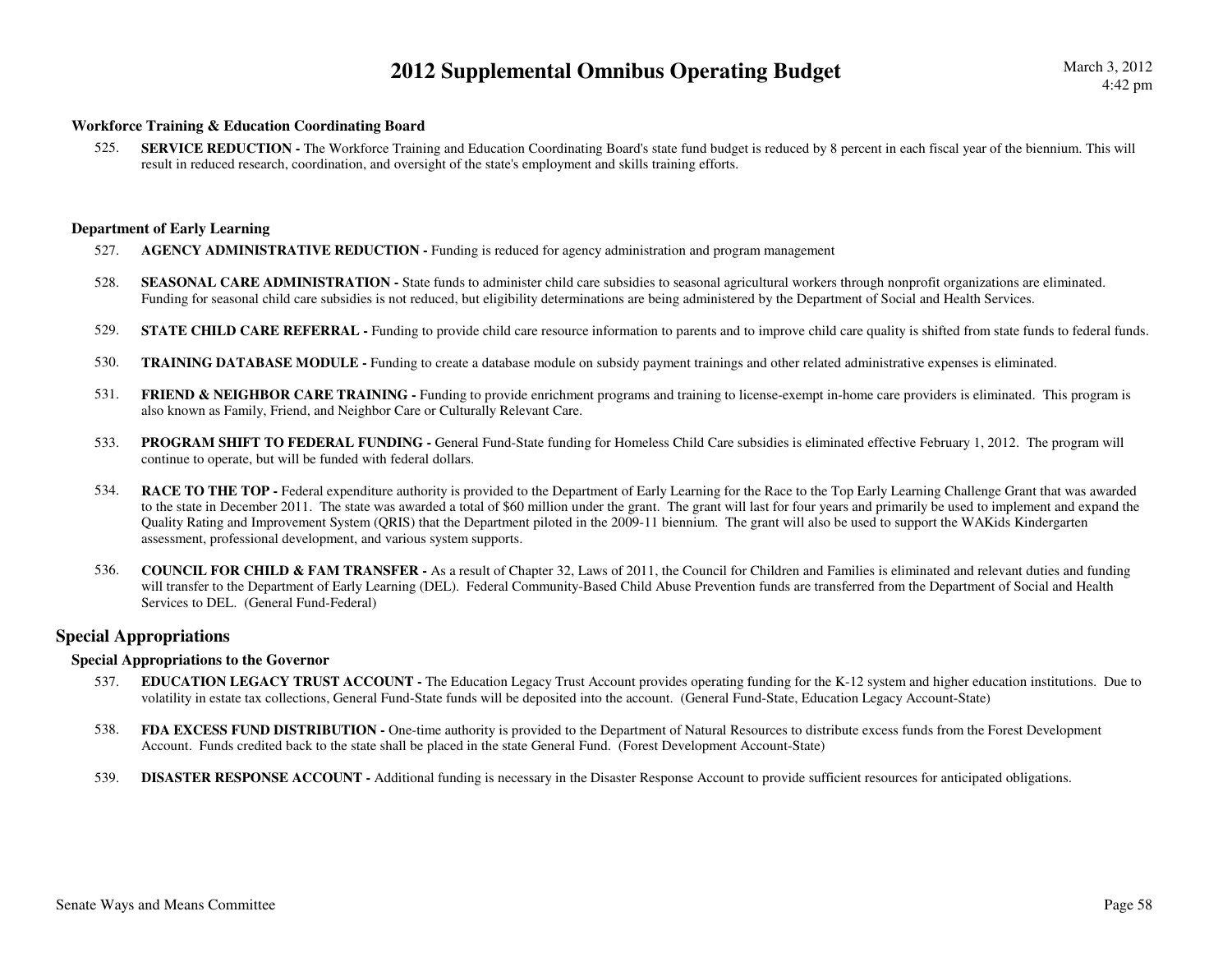### Workforce Training & Education Coordinating Board

525. **SERVICE REDUCTION -** The Workforce Training and Education Coordinating Board's state fund budget is reduced by 8 percent in each fiscal year of the biennium. This will result in reduced research, coordination, and oversight of the state's employment and skills training efforts.

### Department of Early Learning

527. **AGENCY ADMINISTRATIVE REDUCTION -** Funding is reduced for agency administration and program management

528. **SEASONAL CARE ADMINISTRATION -** State funds to administer child care subsidies to seasonal agricultural workers through nonprofit organizations are eliminated. Funding for seasonal child care subsidies is not reduced, but eligibility determinations are being administered by the Department of Social and Health Services.

529. **STATE CHILD CARE REFERRAL -** Funding to provide child care resource information to parents and to improve child care quality is shifted from state funds to federal funds.

530. **TRAINING DATABASE MODULE -** Funding to create a database module on subsidy payment trainings and other related administrative expenses is eliminated.

531. **FRIEND & NEIGHBOR CARE TRAINING -** Funding to provide enrichment programs and training to license-exempt in-home care providers is eliminated. This program is also known as Family, Friend, and Neighbor Care or Culturally Relevant Care.

533. **PROGRAM SHIFT TO FEDERAL FUNDING -** General Fund-State funding for Homeless Child Care subsidies is eliminated effective February 1, 2012. The program will continue to operate, but will be funded with federal dollars.

534. **RACE TO THE TOP -** Federal expenditure authority is provided to the Department of Early Learning for the Race to the Top Early Learning Challenge Grant that was awarded to the state in December 2011. The state was awarded a total of $60 million under the grant. The grant will last for four years and primarily be used to implement and expand the Quality Rating and Improvement System (QRIS) that the Department piloted in the 2009-11 biennium. The grant will also be used to support the WAKids Kindergarten assessment, professional development, and various system supports.

536. **COUNCIL FOR CHILD & FAM TRANSFER -** As a result of Chapter 32, Laws of 2011, the Council for Children and Families is eliminated and relevant duties and funding will transfer to the Department of Early Learning (DEL). Federal Community-Based Child Abuse Prevention funds are transferred from the Department of Social and Health Services to DEL. (General Fund-Federal)

## Special Appropriations

### Special Appropriations to the Governor

537. **EDUCATION LEGACY TRUST ACCOUNT -** The Education Legacy Trust Account provides operating funding for the K-12 system and higher education institutions. Due to volatility in estate tax collections, General Fund-State funds will be deposited into the account. (General Fund-State, Education Legacy Account-State)

538. **FDA EXCESS FUND DISTRIBUTION -** One-time authority is provided to the Department of Natural Resources to distribute excess funds from the Forest Development Account. Funds credited back to the state shall be placed in the state General Fund. (Forest Development Account-State)

539. **DISASTER RESPONSE ACCOUNT -** Additional funding is necessary in the Disaster Response Account to provide sufficient resources for anticipated obligations.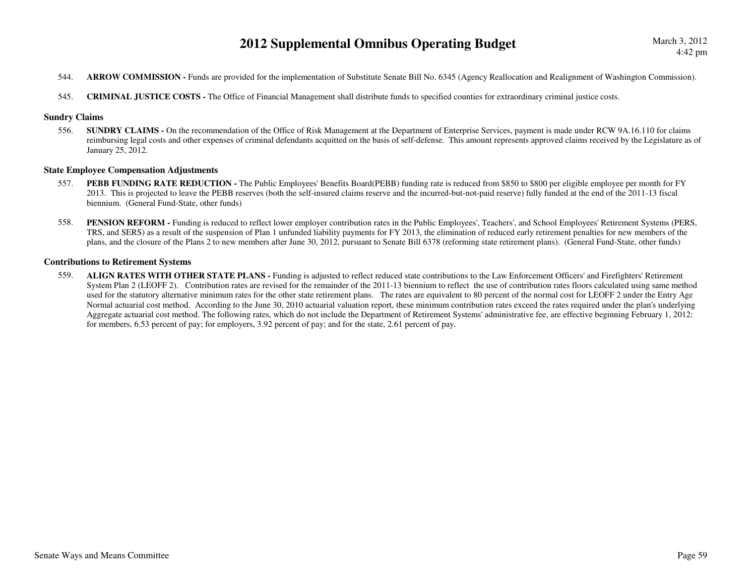544. **ARROW COMMISSION -** Funds are provided for the implementation of Substitute Senate Bill No. 6345 (Agency Reallocation and Realignment of Washington Commission).

545. **CRIMINAL JUSTICE COSTS -** The Office of Financial Management shall distribute funds to specified counties for extraordinary criminal justice costs.

### Sundry Claims

556. **SUNDRY CLAIMS -** On the recommendation of the Office of Risk Management at the Department of Enterprise Services, payment is made under RCW 9A.16.110 for claims reimbursing legal costs and other expenses of criminal defendants acquitted on the basis of self-defense. This amount represents approved claims received by the Legislature as of January 25, 2012.

### State Employee Compensation Adjustments

557. **PEBB FUNDING RATE REDUCTION -** The Public Employees' Benefits Board(PEBB) funding rate is reduced from $850 to $800 per eligible employee per month for FY 2013. This is projected to leave the PEBB reserves (both the self-insured claims reserve and the incurred-but-not-paid reserve) fully funded at the end of the 2011-13 fiscal biennium. (General Fund-State, other funds)

558. **PENSION REFORM -** Funding is reduced to reflect lower employer contribution rates in the Public Employees', Teachers', and School Employees' Retirement Systems (PERS, TRS, and SERS) as a result of the suspension of Plan 1 unfunded liability payments for FY 2013, the elimination of reduced early retirement penalties for new members of the plans, and the closure of the Plans 2 to new members after June 30, 2012, pursuant to Senate Bill 6378 (reforming state retirement plans). (General Fund-State, other funds)

### Contributions to Retirement Systems

559. **ALIGN RATES WITH OTHER STATE PLANS -** Funding is adjusted to reflect reduced state contributions to the Law Enforcement Officers' and Firefighters' Retirement System Plan 2 (LEOFF 2). Contribution rates are revised for the remainder of the 2011-13 biennium to reflect the use of contribution rates floors calculated using same method used for the statutory alternative minimum rates for the other state retirement plans. The rates are equivalent to 80 percent of the normal cost for LEOFF 2 under the Entry Age Normal actuarial cost method. According to the June 30, 2010 actuarial valuation report, these minimum contribution rates exceed the rates required under the plan's underlying Aggregate actuarial cost method. The following rates, which do not include the Department of Retirement Systems' administrative fee, are effective beginning February 1, 2012: for members, 6.53 percent of pay; for employers, 3.92 percent of pay; and for the state, 2.61 percent of pay.